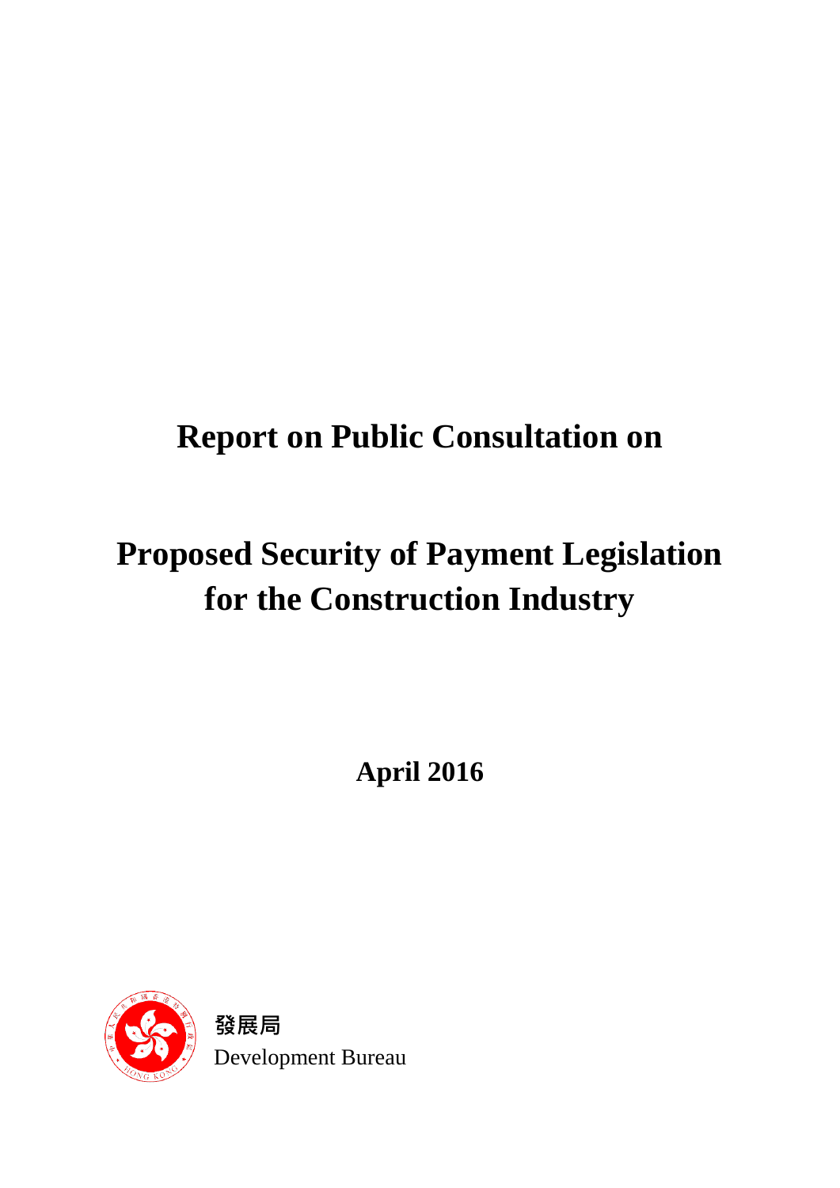# Report on Public Consultation on

# Proposed Security of Payment Legislation for the Construction Industry

**April 2016**

發展局

Development Bureau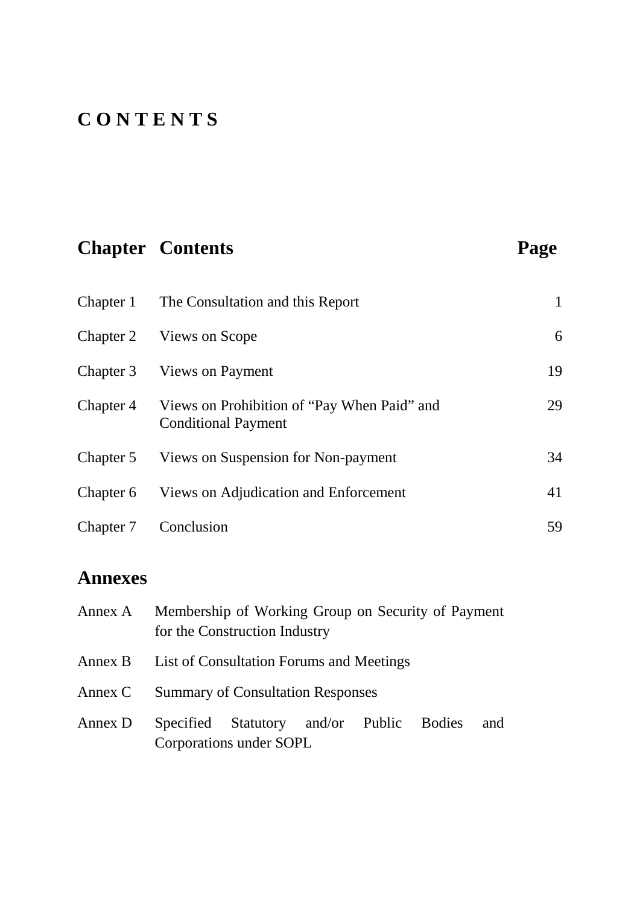# C O N T E N T S

| Chapter | Contents | Page |
|---|---|---|
| Chapter 1 | The Consultation and this Report | 1 |
| Chapter 2 | Views on Scope | 6 |
| Chapter 3 | Views on Payment | 19 |
| Chapter 4 | Views on Prohibition of "Pay When Paid" and Conditional Payment | 29 |
| Chapter 5 | Views on Suspension for Non-payment | 34 |
| Chapter 6 | Views on Adjudication and Enforcement | 41 |
| Chapter 7 | Conclusion | 59 |

## Annexes

| | |
|---|---|
| Annex A | Membership of Working Group on Security of Payment for the Construction Industry |
| Annex B | List of Consultation Forums and Meetings |
| Annex C | Summary of Consultation Responses |
| Annex D | Specified Statutory and/or Public Bodies and Corporations under SOPL |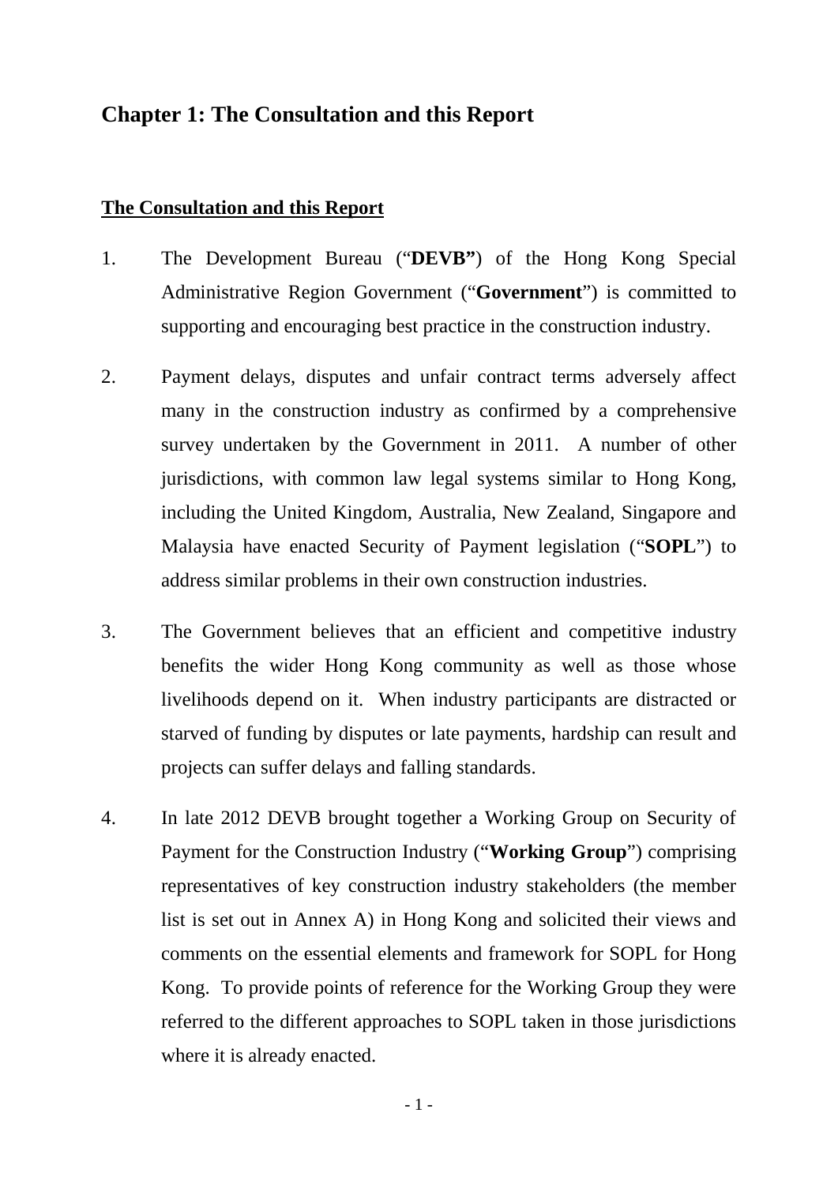# Chapter 1: The Consultation and this Report

## The Consultation and this Report

1. The Development Bureau ("**DEVB"**) of the Hong Kong Special Administrative Region Government ("**Government**") is committed to supporting and encouraging best practice in the construction industry.

2. Payment delays, disputes and unfair contract terms adversely affect many in the construction industry as confirmed by a comprehensive survey undertaken by the Government in 2011. A number of other jurisdictions, with common law legal systems similar to Hong Kong, including the United Kingdom, Australia, New Zealand, Singapore and Malaysia have enacted Security of Payment legislation ("**SOPL**") to address similar problems in their own construction industries.

3. The Government believes that an efficient and competitive industry benefits the wider Hong Kong community as well as those whose livelihoods depend on it. When industry participants are distracted or starved of funding by disputes or late payments, hardship can result and projects can suffer delays and falling standards.

4. In late 2012 DEVB brought together a Working Group on Security of Payment for the Construction Industry ("**Working Group**") comprising representatives of key construction industry stakeholders (the member list is set out in Annex A) in Hong Kong and solicited their views and comments on the essential elements and framework for SOPL for Hong Kong. To provide points of reference for the Working Group they were referred to the different approaches to SOPL taken in those jurisdictions where it is already enacted.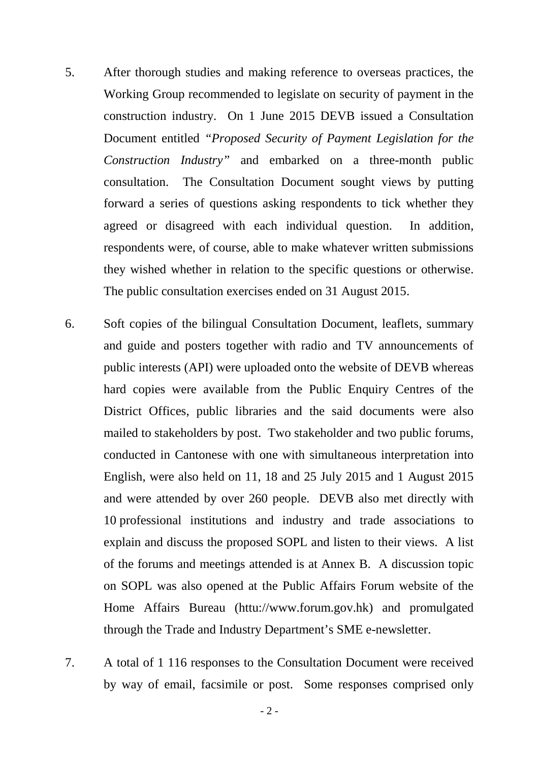5. After thorough studies and making reference to overseas practices, the Working Group recommended to legislate on security of payment in the construction industry. On 1 June 2015 DEVB issued a Consultation Document entitled *"Proposed Security of Payment Legislation for the Construction Industry"* and embarked on a three-month public consultation. The Consultation Document sought views by putting forward a series of questions asking respondents to tick whether they agreed or disagreed with each individual question. In addition, respondents were, of course, able to make whatever written submissions they wished whether in relation to the specific questions or otherwise. The public consultation exercises ended on 31 August 2015.

6. Soft copies of the bilingual Consultation Document, leaflets, summary and guide and posters together with radio and TV announcements of public interests (API) were uploaded onto the website of DEVB whereas hard copies were available from the Public Enquiry Centres of the District Offices, public libraries and the said documents were also mailed to stakeholders by post. Two stakeholder and two public forums, conducted in Cantonese with one with simultaneous interpretation into English, were also held on 11, 18 and 25 July 2015 and 1 August 2015 and were attended by over 260 people. DEVB also met directly with 10 professional institutions and industry and trade associations to explain and discuss the proposed SOPL and listen to their views. A list of the forums and meetings attended is at Annex B. A discussion topic on SOPL was also opened at the Public Affairs Forum website of the Home Affairs Bureau (http://www.forum.gov.hk) and promulgated through the Trade and Industry Department's SME e-newsletter.

7. A total of 1 116 responses to the Consultation Document were received by way of email, facsimile or post. Some responses comprised only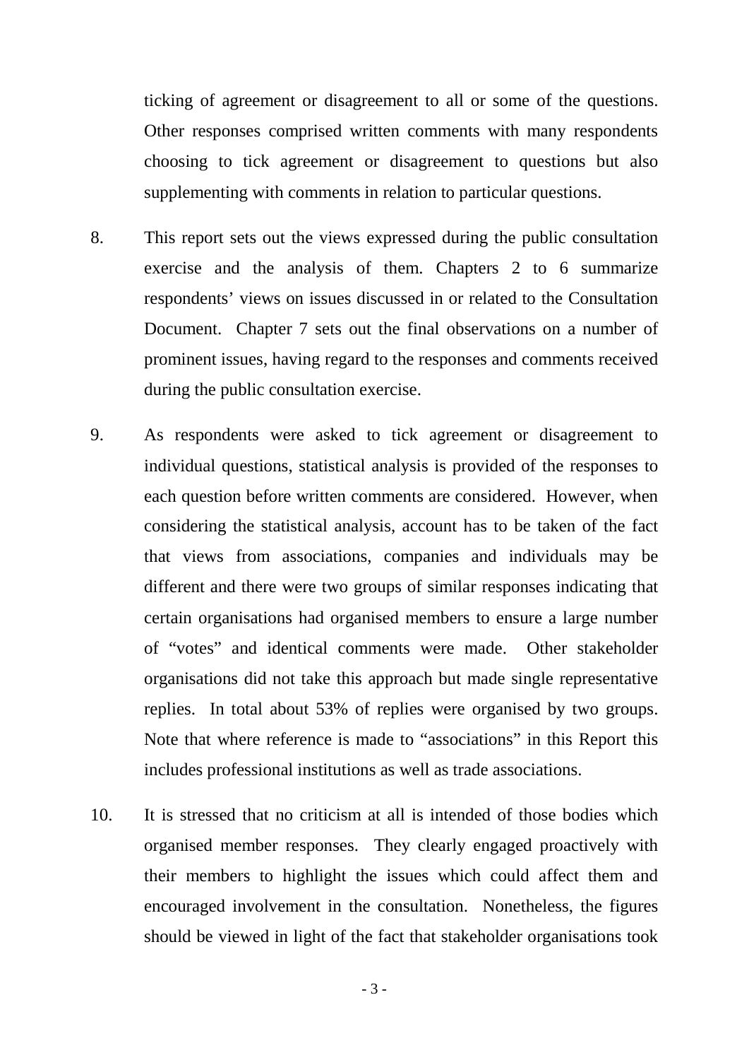ticking of agreement or disagreement to all or some of the questions. Other responses comprised written comments with many respondents choosing to tick agreement or disagreement to questions but also supplementing with comments in relation to particular questions.

8. This report sets out the views expressed during the public consultation exercise and the analysis of them. Chapters 2 to 6 summarize respondents' views on issues discussed in or related to the Consultation Document. Chapter 7 sets out the final observations on a number of prominent issues, having regard to the responses and comments received during the public consultation exercise.

9. As respondents were asked to tick agreement or disagreement to individual questions, statistical analysis is provided of the responses to each question before written comments are considered. However, when considering the statistical analysis, account has to be taken of the fact that views from associations, companies and individuals may be different and there were two groups of similar responses indicating that certain organisations had organised members to ensure a large number of "votes" and identical comments were made. Other stakeholder organisations did not take this approach but made single representative replies. In total about 53% of replies were organised by two groups. Note that where reference is made to "associations" in this Report this includes professional institutions as well as trade associations.

10. It is stressed that no criticism at all is intended of those bodies which organised member responses. They clearly engaged proactively with their members to highlight the issues which could affect them and encouraged involvement in the consultation. Nonetheless, the figures should be viewed in light of the fact that stakeholder organisations took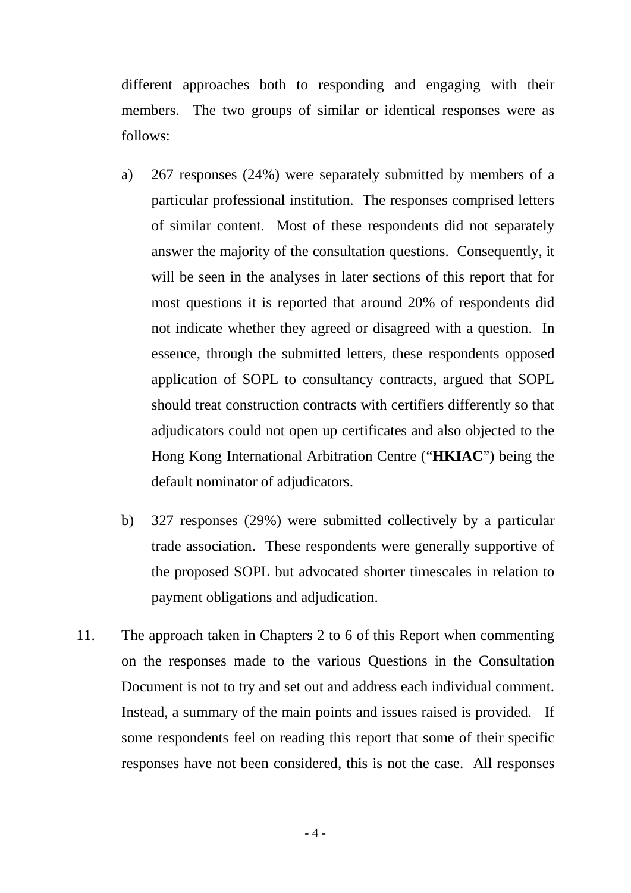different approaches both to responding and engaging with their members. The two groups of similar or identical responses were as follows:

a) 267 responses (24%) were separately submitted by members of a particular professional institution. The responses comprised letters of similar content. Most of these respondents did not separately answer the majority of the consultation questions. Consequently, it will be seen in the analyses in later sections of this report that for most questions it is reported that around 20% of respondents did not indicate whether they agreed or disagreed with a question. In essence, through the submitted letters, these respondents opposed application of SOPL to consultancy contracts, argued that SOPL should treat construction contracts with certifiers differently so that adjudicators could not open up certificates and also objected to the Hong Kong International Arbitration Centre ("**HKIAC**") being the default nominator of adjudicators.

b) 327 responses (29%) were submitted collectively by a particular trade association. These respondents were generally supportive of the proposed SOPL but advocated shorter timescales in relation to payment obligations and adjudication.

11. The approach taken in Chapters 2 to 6 of this Report when commenting on the responses made to the various Questions in the Consultation Document is not to try and set out and address each individual comment. Instead, a summary of the main points and issues raised is provided. If some respondents feel on reading this report that some of their specific responses have not been considered, this is not the case. All responses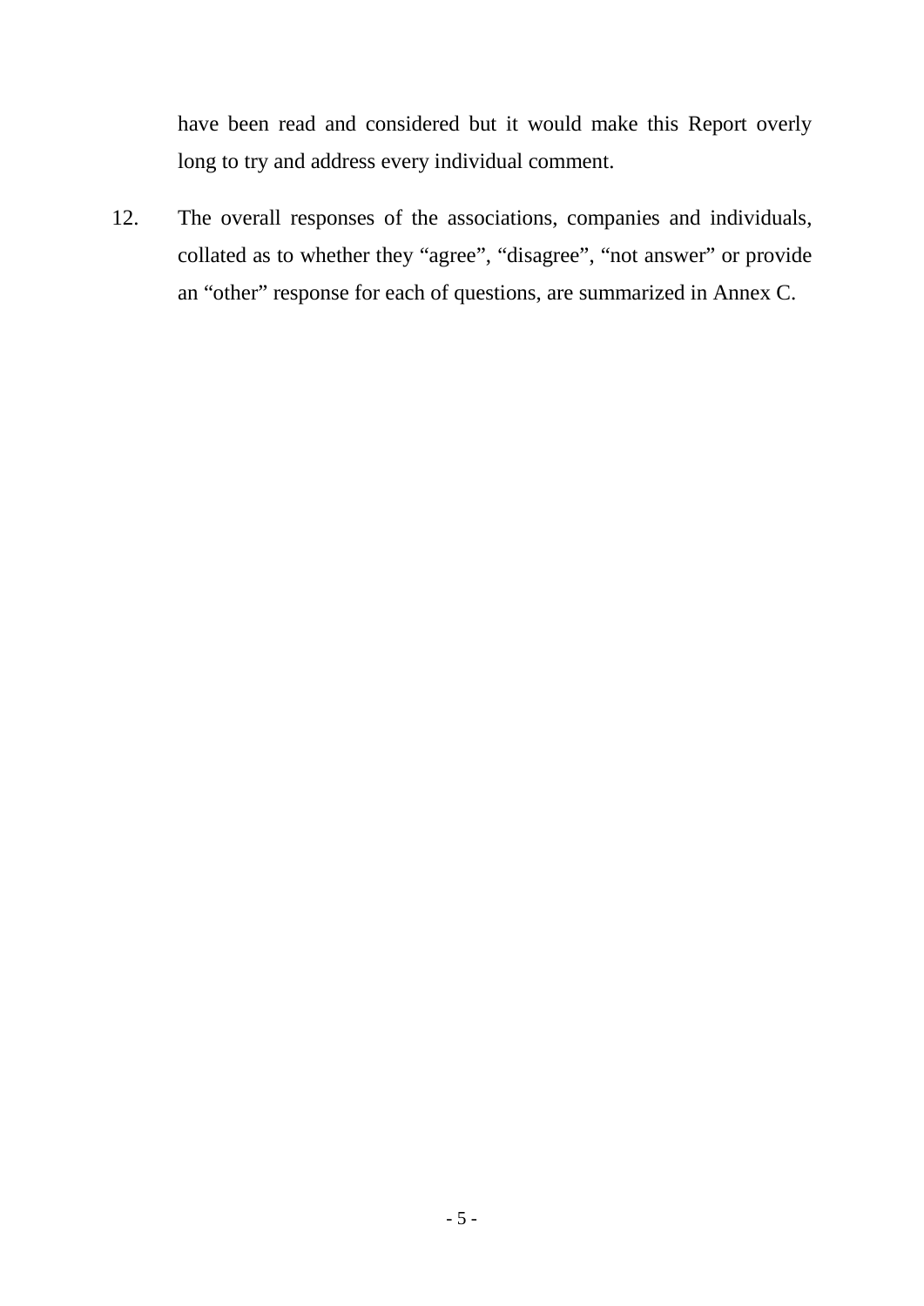have been read and considered but it would make this Report overly long to try and address every individual comment.

12. The overall responses of the associations, companies and individuals, collated as to whether they "agree", "disagree", "not answer" or provide an "other" response for each of questions, are summarized in Annex C.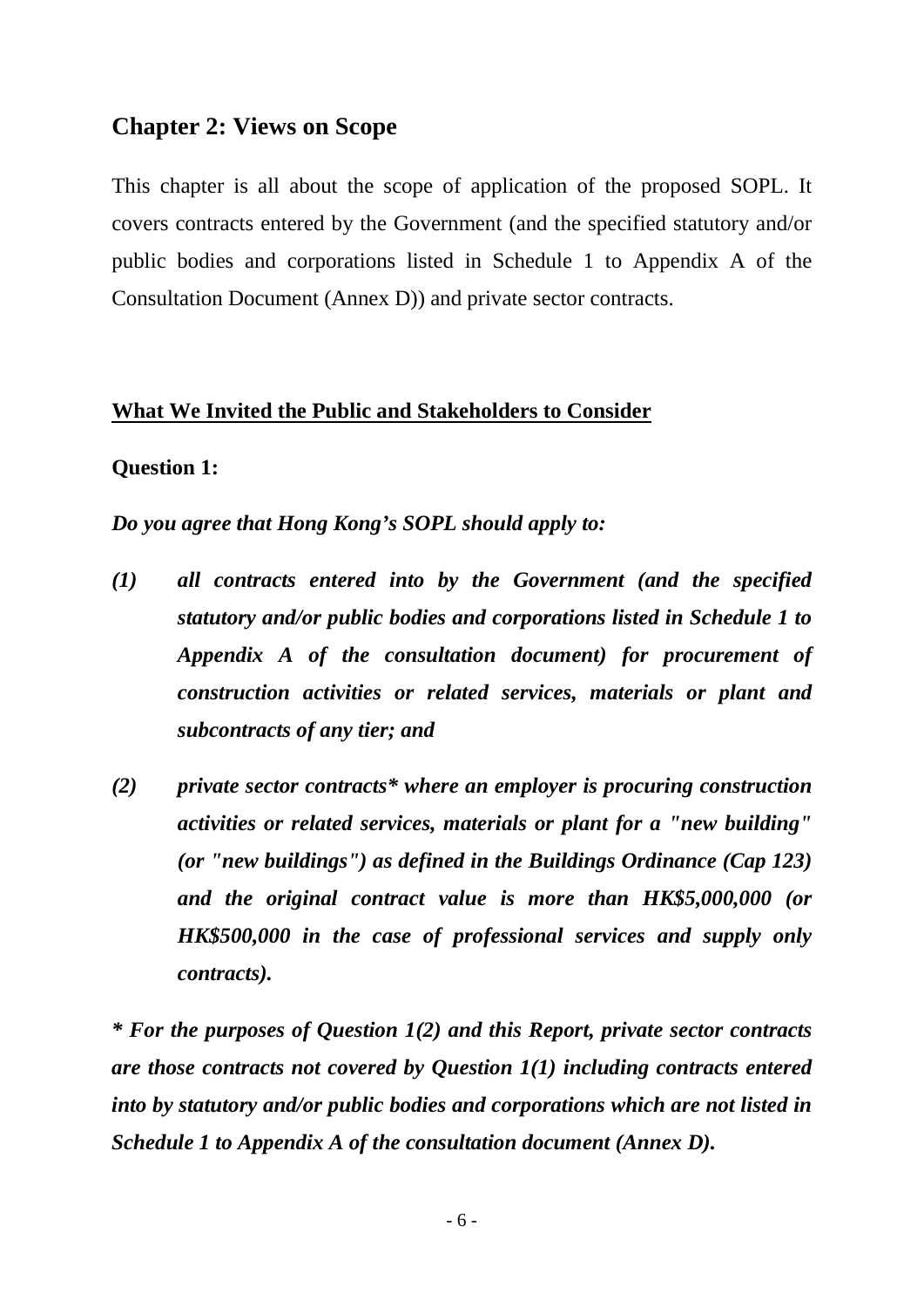## Chapter 2: Views on Scope

This chapter is all about the scope of application of the proposed SOPL. It covers contracts entered by the Government (and the specified statutory and/or public bodies and corporations listed in Schedule 1 to Appendix A of the Consultation Document (Annex D)) and private sector contracts.

**<u>What We Invited the Public and Stakeholders to Consider</u>**

**Question 1:**

***Do you agree that Hong Kong's SOPL should apply to:***

***(1)*** ***all contracts entered into by the Government (and the specified statutory and/or public bodies and corporations listed in Schedule 1 to Appendix A of the consultation document) for procurement of construction activities or related services, materials or plant and subcontracts of any tier; and***

***(2)*** ***private sector contracts\* where an employer is procuring construction activities or related services, materials or plant for a "new building" (or "new buildings") as defined in the Buildings Ordinance (Cap 123) and the original contract value is more than HK$5,000,000 (or HK$500,000 in the case of professional services and supply only contracts).***

***\* For the purposes of Question 1(2) and this Report, private sector contracts are those contracts not covered by Question 1(1) including contracts entered into by statutory and/or public bodies and corporations which are not listed in Schedule 1 to Appendix A of the consultation document (Annex D).***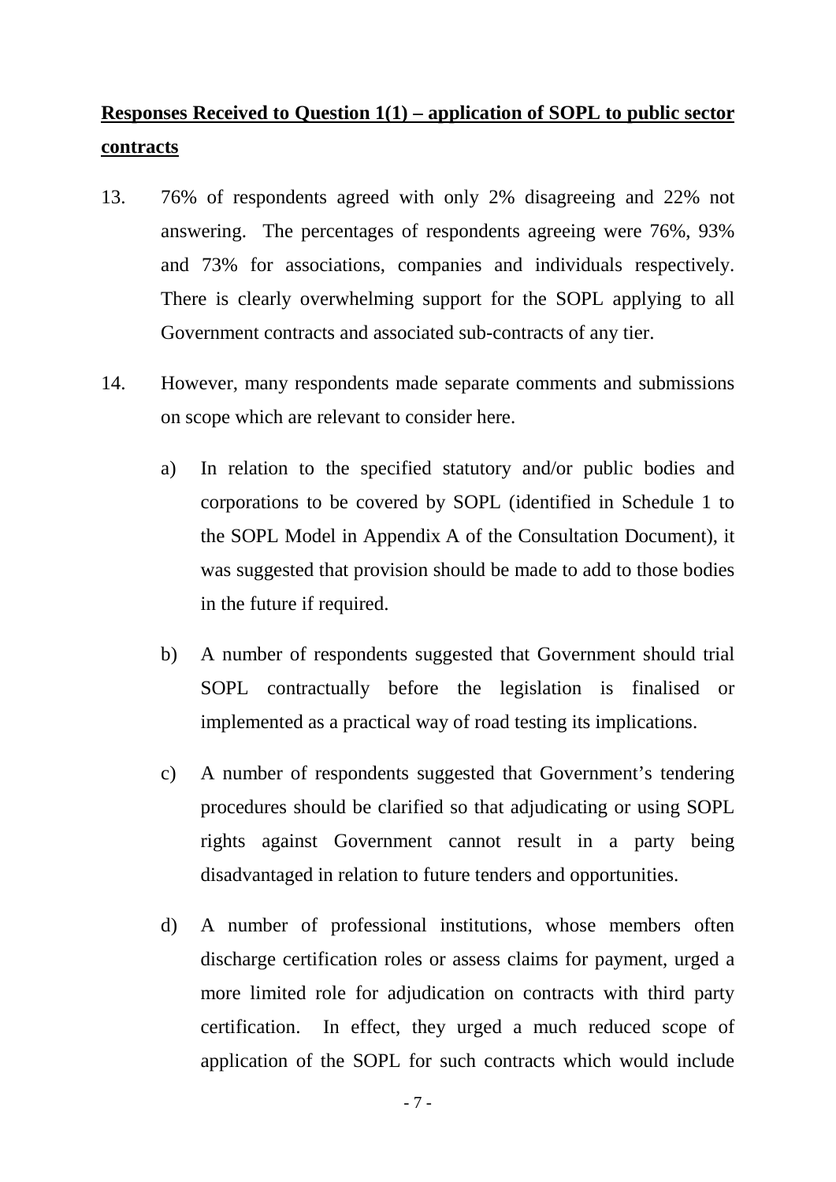**<u>Responses Received to Question 1(1) – application of SOPL to public sector contracts</u>**

13. 76% of respondents agreed with only 2% disagreeing and 22% not answering. The percentages of respondents agreeing were 76%, 93% and 73% for associations, companies and individuals respectively. There is clearly overwhelming support for the SOPL applying to all Government contracts and associated sub-contracts of any tier.

14. However, many respondents made separate comments and submissions on scope which are relevant to consider here.

    a) In relation to the specified statutory and/or public bodies and corporations to be covered by SOPL (identified in Schedule 1 to the SOPL Model in Appendix A of the Consultation Document), it was suggested that provision should be made to add to those bodies in the future if required.

    b) A number of respondents suggested that Government should trial SOPL contractually before the legislation is finalised or implemented as a practical way of road testing its implications.

    c) A number of respondents suggested that Government's tendering procedures should be clarified so that adjudicating or using SOPL rights against Government cannot result in a party being disadvantaged in relation to future tenders and opportunities.

    d) A number of professional institutions, whose members often discharge certification roles or assess claims for payment, urged a more limited role for adjudication on contracts with third party certification. In effect, they urged a much reduced scope of application of the SOPL for such contracts which would include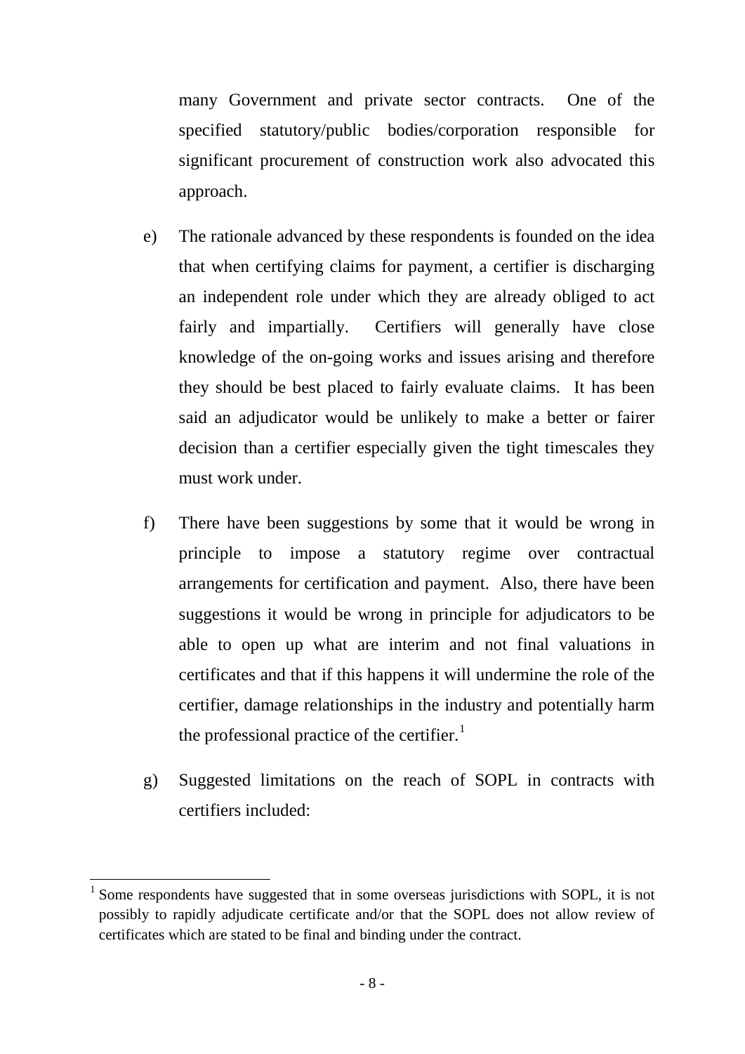many Government and private sector contracts. One of the specified statutory/public bodies/corporation responsible for significant procurement of construction work also advocated this approach.

e) The rationale advanced by these respondents is founded on the idea that when certifying claims for payment, a certifier is discharging an independent role under which they are already obliged to act fairly and impartially. Certifiers will generally have close knowledge of the on-going works and issues arising and therefore they should be best placed to fairly evaluate claims. It has been said an adjudicator would be unlikely to make a better or fairer decision than a certifier especially given the tight timescales they must work under.

f) There have been suggestions by some that it would be wrong in principle to impose a statutory regime over contractual arrangements for certification and payment. Also, there have been suggestions it would be wrong in principle for adjudicators to be able to open up what are interim and not final valuations in certificates and that if this happens it will undermine the role of the certifier, damage relationships in the industry and potentially harm the professional practice of the certifier.[1]

g) Suggested limitations on the reach of SOPL in contracts with certifiers included:

[1] Some respondents have suggested that in some overseas jurisdictions with SOPL, it is not possibly to rapidly adjudicate certificate and/or that the SOPL does not allow review of certificates which are stated to be final and binding under the contract.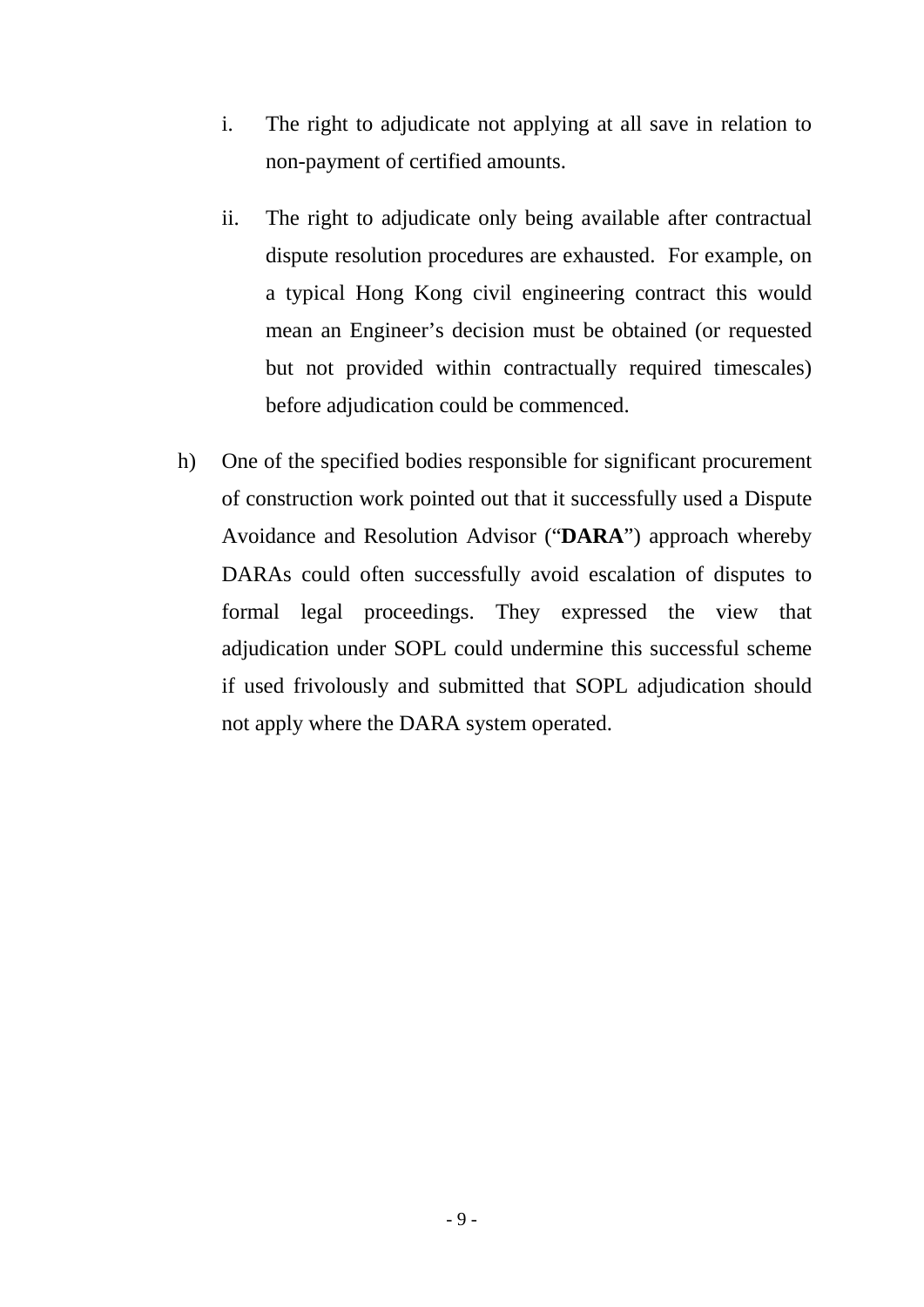i. The right to adjudicate not applying at all save in relation to non-payment of certified amounts.

ii. The right to adjudicate only being available after contractual dispute resolution procedures are exhausted. For example, on a typical Hong Kong civil engineering contract this would mean an Engineer's decision must be obtained (or requested but not provided within contractually required timescales) before adjudication could be commenced.

h) One of the specified bodies responsible for significant procurement of construction work pointed out that it successfully used a Dispute Avoidance and Resolution Advisor ("**DARA**") approach whereby DARAs could often successfully avoid escalation of disputes to formal legal proceedings. They expressed the view that adjudication under SOPL could undermine this successful scheme if used frivolously and submitted that SOPL adjudication should not apply where the DARA system operated.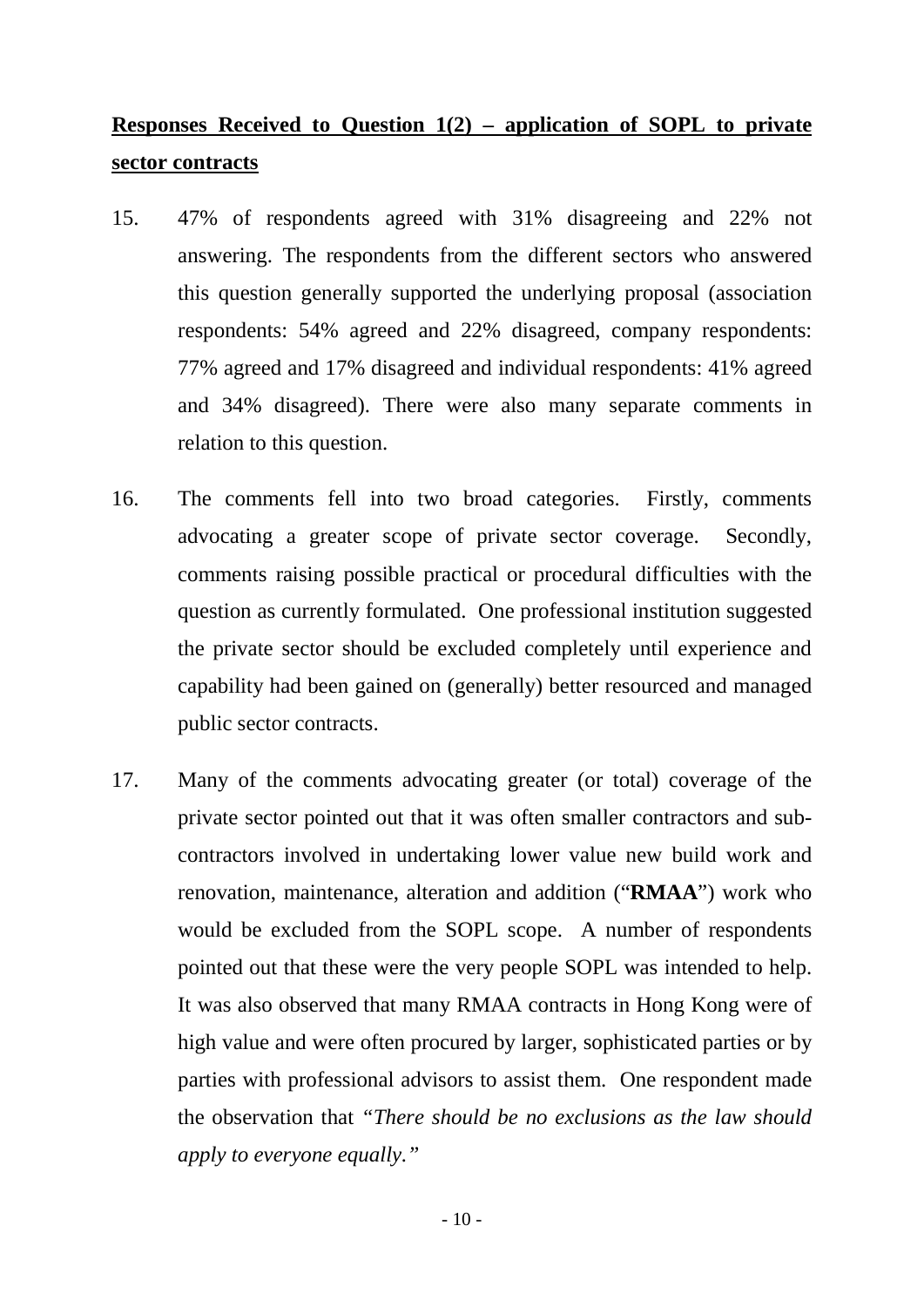**Responses Received to Question 1(2) – application of SOPL to private sector contracts**

15. 47% of respondents agreed with 31% disagreeing and 22% not answering. The respondents from the different sectors who answered this question generally supported the underlying proposal (association respondents: 54% agreed and 22% disagreed, company respondents: 77% agreed and 17% disagreed and individual respondents: 41% agreed and 34% disagreed). There were also many separate comments in relation to this question.

16. The comments fell into two broad categories. Firstly, comments advocating a greater scope of private sector coverage. Secondly, comments raising possible practical or procedural difficulties with the question as currently formulated. One professional institution suggested the private sector should be excluded completely until experience and capability had been gained on (generally) better resourced and managed public sector contracts.

17. Many of the comments advocating greater (or total) coverage of the private sector pointed out that it was often smaller contractors and sub-contractors involved in undertaking lower value new build work and renovation, maintenance, alteration and addition ("**RMAA**") work who would be excluded from the SOPL scope. A number of respondents pointed out that these were the very people SOPL was intended to help. It was also observed that many RMAA contracts in Hong Kong were of high value and were often procured by larger, sophisticated parties or by parties with professional advisors to assist them. One respondent made the observation that *"There should be no exclusions as the law should apply to everyone equally."*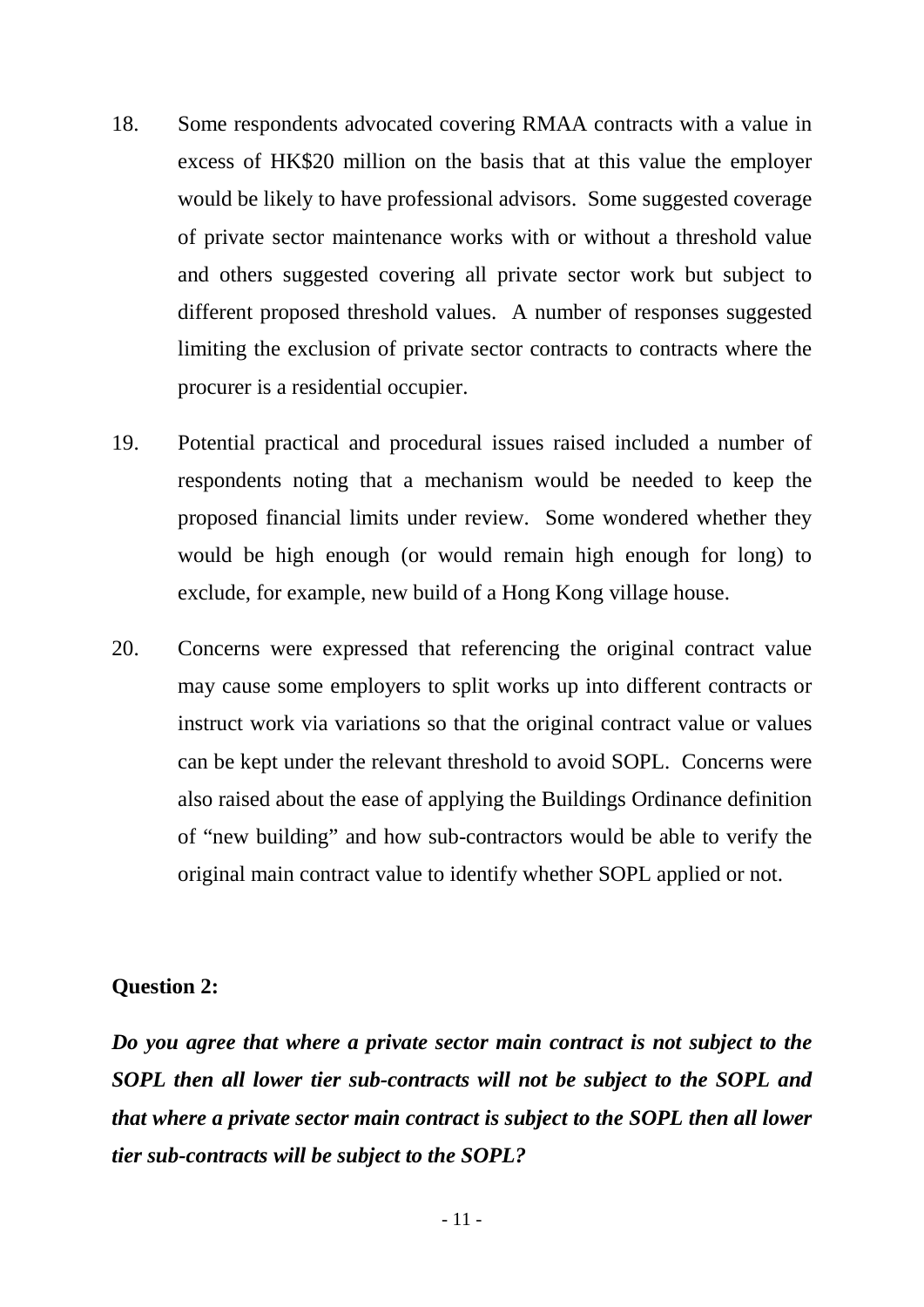18. Some respondents advocated covering RMAA contracts with a value in excess of HK$20 million on the basis that at this value the employer would be likely to have professional advisors. Some suggested coverage of private sector maintenance works with or without a threshold value and others suggested covering all private sector work but subject to different proposed threshold values. A number of responses suggested limiting the exclusion of private sector contracts to contracts where the procurer is a residential occupier.

19. Potential practical and procedural issues raised included a number of respondents noting that a mechanism would be needed to keep the proposed financial limits under review. Some wondered whether they would be high enough (or would remain high enough for long) to exclude, for example, new build of a Hong Kong village house.

20. Concerns were expressed that referencing the original contract value may cause some employers to split works up into different contracts or instruct work via variations so that the original contract value or values can be kept under the relevant threshold to avoid SOPL. Concerns were also raised about the ease of applying the Buildings Ordinance definition of "new building" and how sub-contractors would be able to verify the original main contract value to identify whether SOPL applied or not.

**Question 2:**

***Do you agree that where a private sector main contract is not subject to the SOPL then all lower tier sub-contracts will not be subject to the SOPL and that where a private sector main contract is subject to the SOPL then all lower tier sub-contracts will be subject to the SOPL?***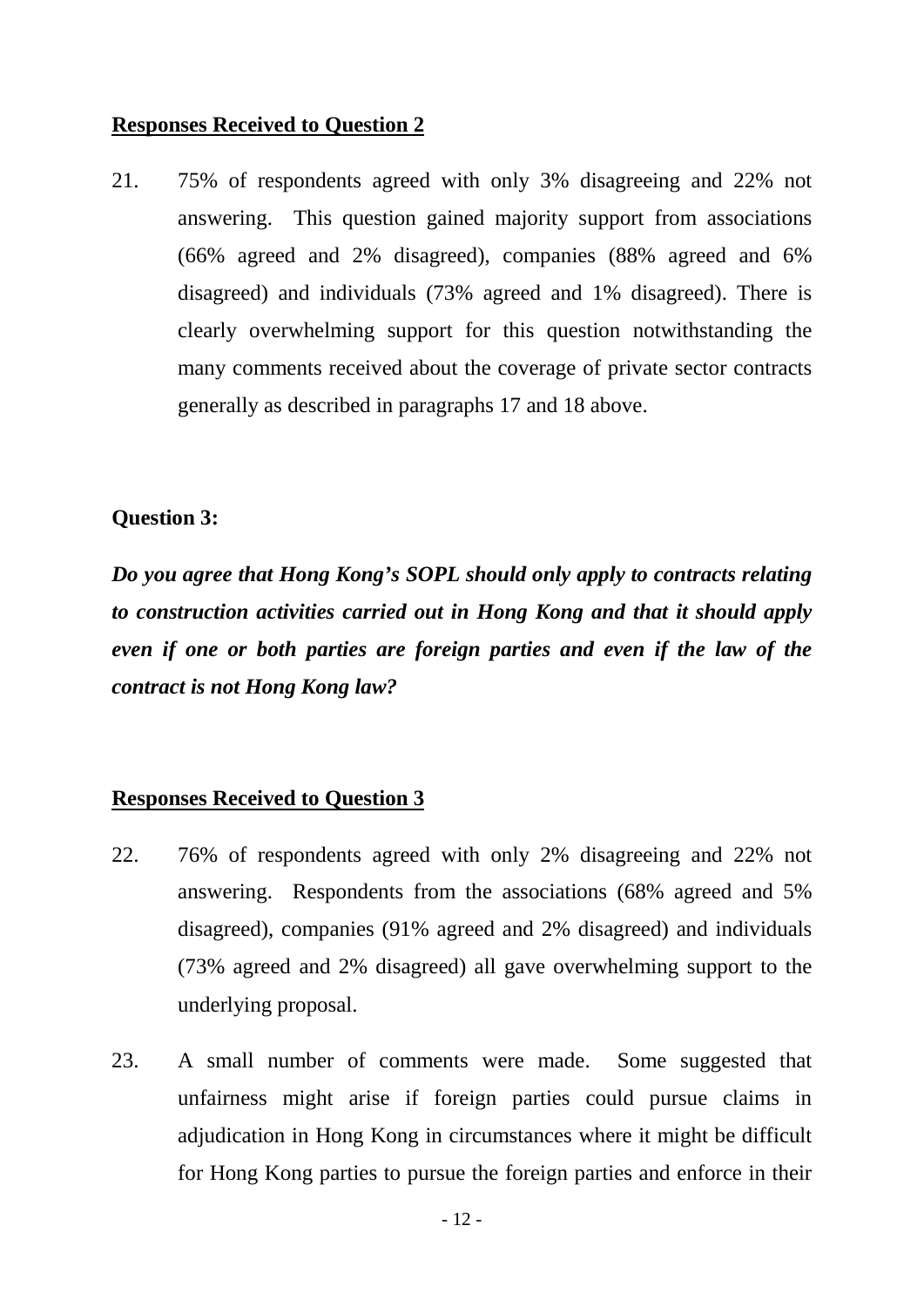**<u>Responses Received to Question 2</u>**

21. 75% of respondents agreed with only 3% disagreeing and 22% not answering. This question gained majority support from associations (66% agreed and 2% disagreed), companies (88% agreed and 6% disagreed) and individuals (73% agreed and 1% disagreed). There is clearly overwhelming support for this question notwithstanding the many comments received about the coverage of private sector contracts generally as described in paragraphs 17 and 18 above.

**Question 3:**

***Do you agree that Hong Kong's SOPL should only apply to contracts relating to construction activities carried out in Hong Kong and that it should apply even if one or both parties are foreign parties and even if the law of the contract is not Hong Kong law?***

**<u>Responses Received to Question 3</u>**

22. 76% of respondents agreed with only 2% disagreeing and 22% not answering. Respondents from the associations (68% agreed and 5% disagreed), companies (91% agreed and 2% disagreed) and individuals (73% agreed and 2% disagreed) all gave overwhelming support to the underlying proposal.

23. A small number of comments were made. Some suggested that unfairness might arise if foreign parties could pursue claims in adjudication in Hong Kong in circumstances where it might be difficult for Hong Kong parties to pursue the foreign parties and enforce in their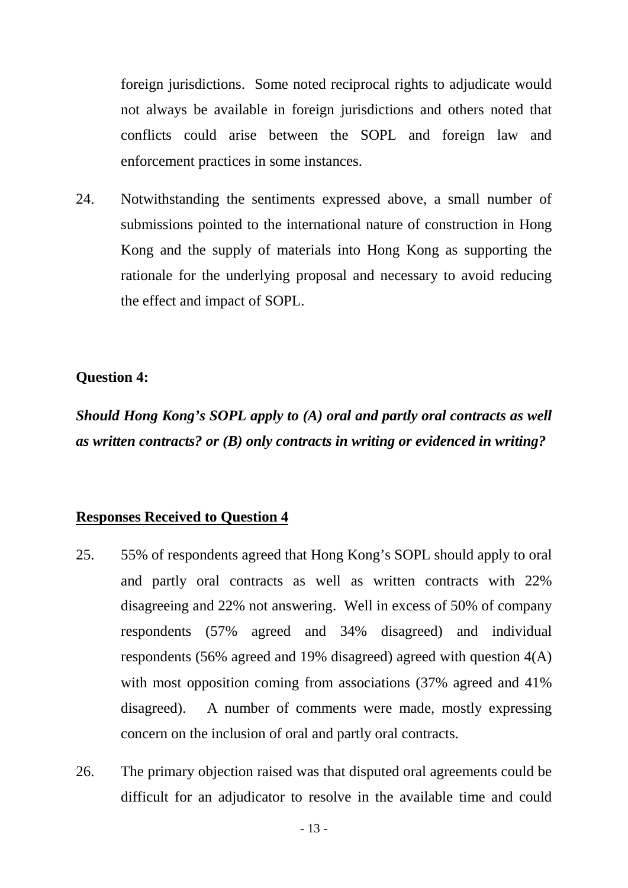foreign jurisdictions. Some noted reciprocal rights to adjudicate would not always be available in foreign jurisdictions and others noted that conflicts could arise between the SOPL and foreign law and enforcement practices in some instances.

24. Notwithstanding the sentiments expressed above, a small number of submissions pointed to the international nature of construction in Hong Kong and the supply of materials into Hong Kong as supporting the rationale for the underlying proposal and necessary to avoid reducing the effect and impact of SOPL.

**Question 4:**

***Should Hong Kong's SOPL apply to (A) oral and partly oral contracts as well as written contracts? or (B) only contracts in writing or evidenced in writing?***

<u>**Responses Received to Question 4**</u>

25. 55% of respondents agreed that Hong Kong's SOPL should apply to oral and partly oral contracts as well as written contracts with 22% disagreeing and 22% not answering. Well in excess of 50% of company respondents (57% agreed and 34% disagreed) and individual respondents (56% agreed and 19% disagreed) agreed with question 4(A) with most opposition coming from associations (37% agreed and 41% disagreed). A number of comments were made, mostly expressing concern on the inclusion of oral and partly oral contracts.

26. The primary objection raised was that disputed oral agreements could be difficult for an adjudicator to resolve in the available time and could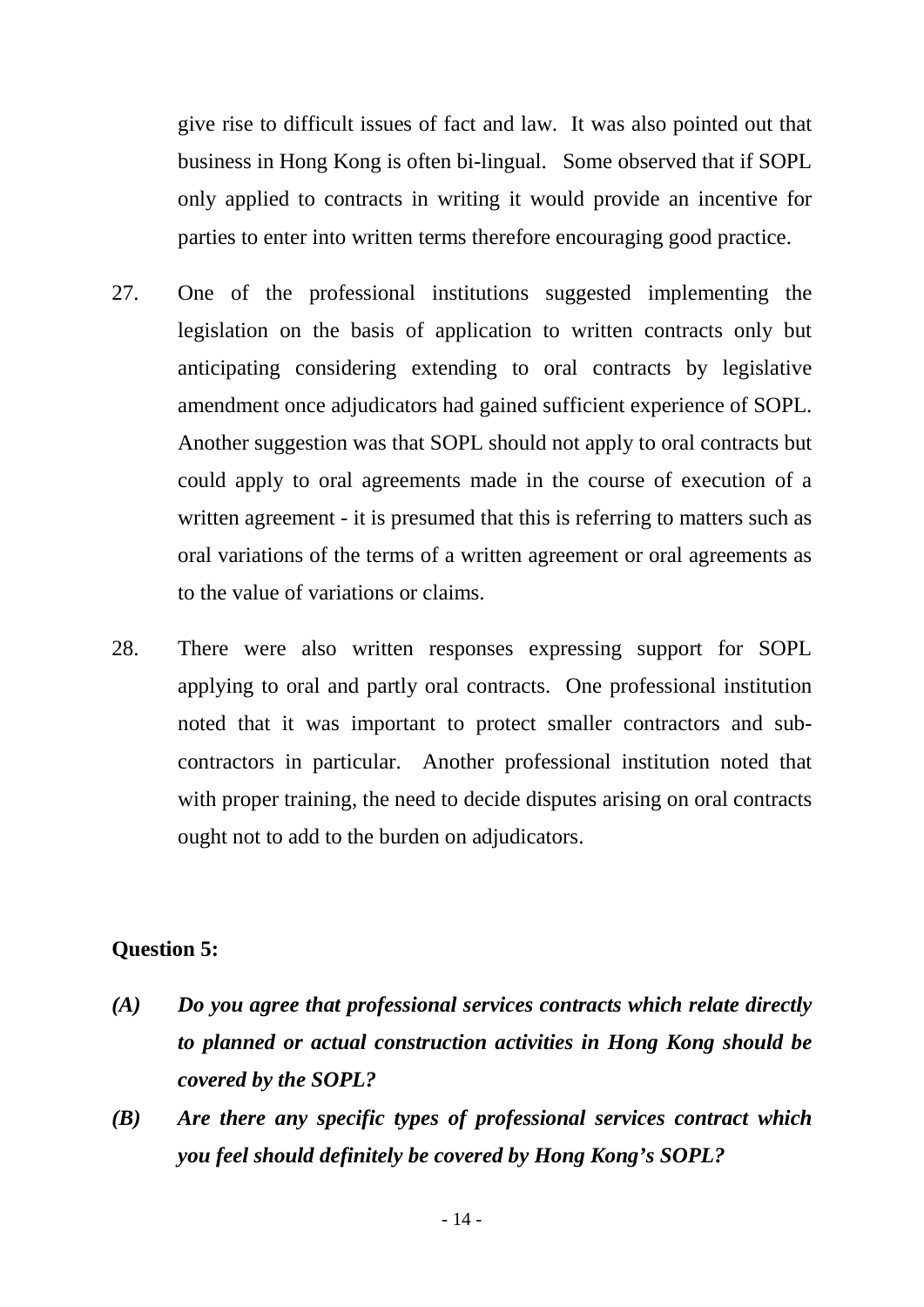give rise to difficult issues of fact and law. It was also pointed out that business in Hong Kong is often bi-lingual. Some observed that if SOPL only applied to contracts in writing it would provide an incentive for parties to enter into written terms therefore encouraging good practice.

27. One of the professional institutions suggested implementing the legislation on the basis of application to written contracts only but anticipating considering extending to oral contracts by legislative amendment once adjudicators had gained sufficient experience of SOPL. Another suggestion was that SOPL should not apply to oral contracts but could apply to oral agreements made in the course of execution of a written agreement - it is presumed that this is referring to matters such as oral variations of the terms of a written agreement or oral agreements as to the value of variations or claims.

28. There were also written responses expressing support for SOPL applying to oral and partly oral contracts. One professional institution noted that it was important to protect smaller contractors and sub-contractors in particular. Another professional institution noted that with proper training, the need to decide disputes arising on oral contracts ought not to add to the burden on adjudicators.

**Question 5:**

***(A) Do you agree that professional services contracts which relate directly to planned or actual construction activities in Hong Kong should be covered by the SOPL?***

***(B) Are there any specific types of professional services contract which you feel should definitely be covered by Hong Kong's SOPL?***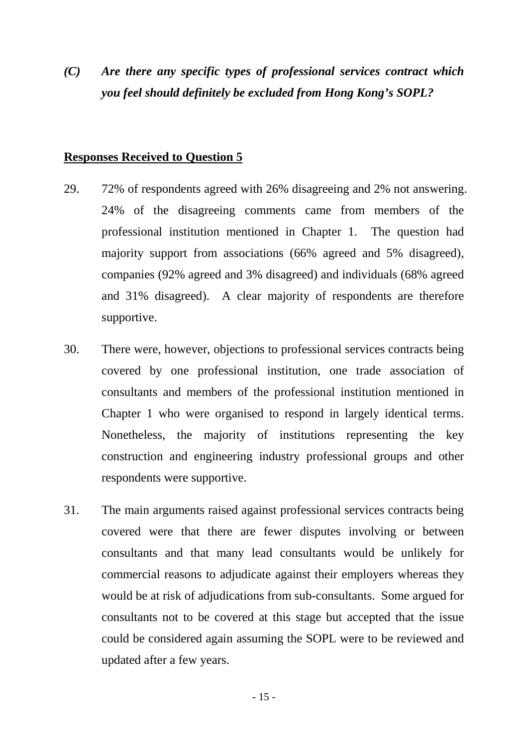*(C) Are there any specific types of professional services contract which you feel should definitely be excluded from Hong Kong's SOPL?*

**<u>Responses Received to Question 5</u>**

29. 72% of respondents agreed with 26% disagreeing and 2% not answering. 24% of the disagreeing comments came from members of the professional institution mentioned in Chapter 1. The question had majority support from associations (66% agreed and 5% disagreed), companies (92% agreed and 3% disagreed) and individuals (68% agreed and 31% disagreed). A clear majority of respondents are therefore supportive.

30. There were, however, objections to professional services contracts being covered by one professional institution, one trade association of consultants and members of the professional institution mentioned in Chapter 1 who were organised to respond in largely identical terms. Nonetheless, the majority of institutions representing the key construction and engineering industry professional groups and other respondents were supportive.

31. The main arguments raised against professional services contracts being covered were that there are fewer disputes involving or between consultants and that many lead consultants would be unlikely for commercial reasons to adjudicate against their employers whereas they would be at risk of adjudications from sub-consultants. Some argued for consultants not to be covered at this stage but accepted that the issue could be considered again assuming the SOPL were to be reviewed and updated after a few years.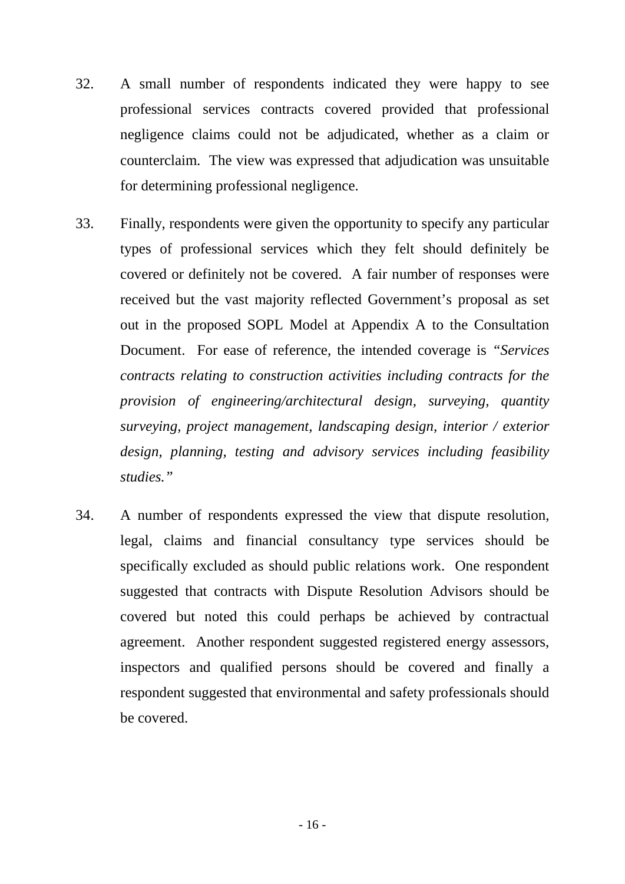32. A small number of respondents indicated they were happy to see professional services contracts covered provided that professional negligence claims could not be adjudicated, whether as a claim or counterclaim. The view was expressed that adjudication was unsuitable for determining professional negligence.

33. Finally, respondents were given the opportunity to specify any particular types of professional services which they felt should definitely be covered or definitely not be covered. A fair number of responses were received but the vast majority reflected Government's proposal as set out in the proposed SOPL Model at Appendix A to the Consultation Document. For ease of reference, the intended coverage is *"Services contracts relating to construction activities including contracts for the provision of engineering/architectural design, surveying, quantity surveying, project management, landscaping design, interior / exterior design, planning, testing and advisory services including feasibility studies."*

34. A number of respondents expressed the view that dispute resolution, legal, claims and financial consultancy type services should be specifically excluded as should public relations work. One respondent suggested that contracts with Dispute Resolution Advisors should be covered but noted this could perhaps be achieved by contractual agreement. Another respondent suggested registered energy assessors, inspectors and qualified persons should be covered and finally a respondent suggested that environmental and safety professionals should be covered.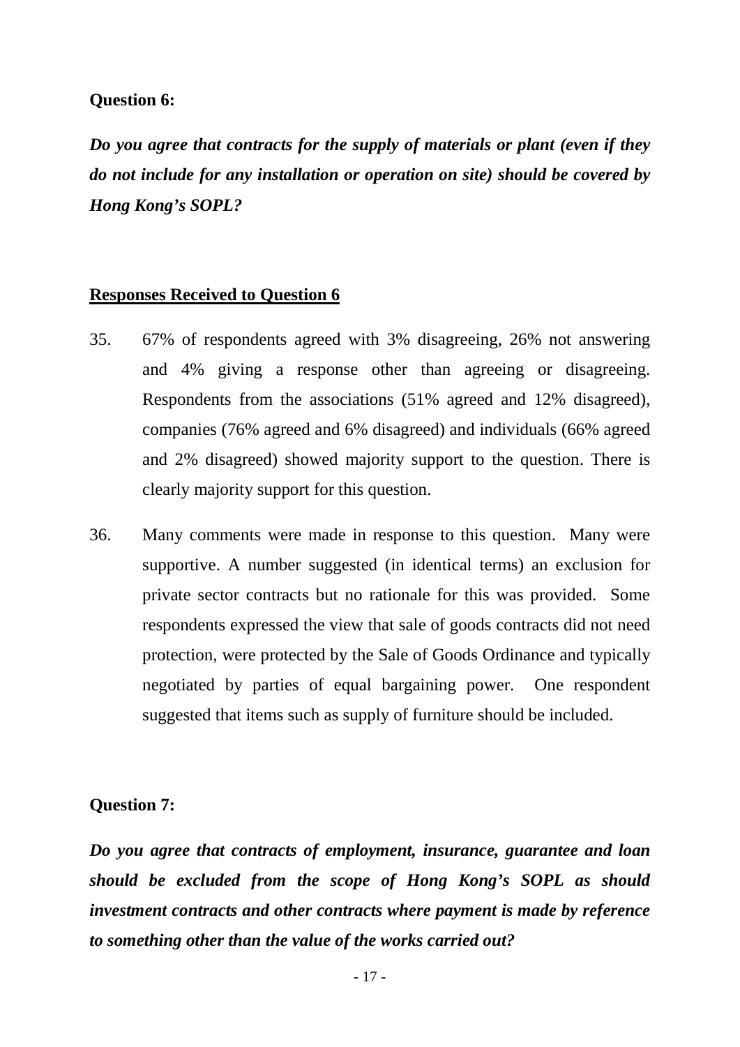**Question 6:**

***Do you agree that contracts for the supply of materials or plant (even if they do not include for any installation or operation on site) should be covered by Hong Kong's SOPL?***

**<u>Responses Received to Question 6</u>**

35. 67% of respondents agreed with 3% disagreeing, 26% not answering and 4% giving a response other than agreeing or disagreeing. Respondents from the associations (51% agreed and 12% disagreed), companies (76% agreed and 6% disagreed) and individuals (66% agreed and 2% disagreed) showed majority support to the question. There is clearly majority support for this question.

36. Many comments were made in response to this question. Many were supportive. A number suggested (in identical terms) an exclusion for private sector contracts but no rationale for this was provided. Some respondents expressed the view that sale of goods contracts did not need protection, were protected by the Sale of Goods Ordinance and typically negotiated by parties of equal bargaining power. One respondent suggested that items such as supply of furniture should be included.

**Question 7:**

***Do you agree that contracts of employment, insurance, guarantee and loan should be excluded from the scope of Hong Kong's SOPL as should investment contracts and other contracts where payment is made by reference to something other than the value of the works carried out?***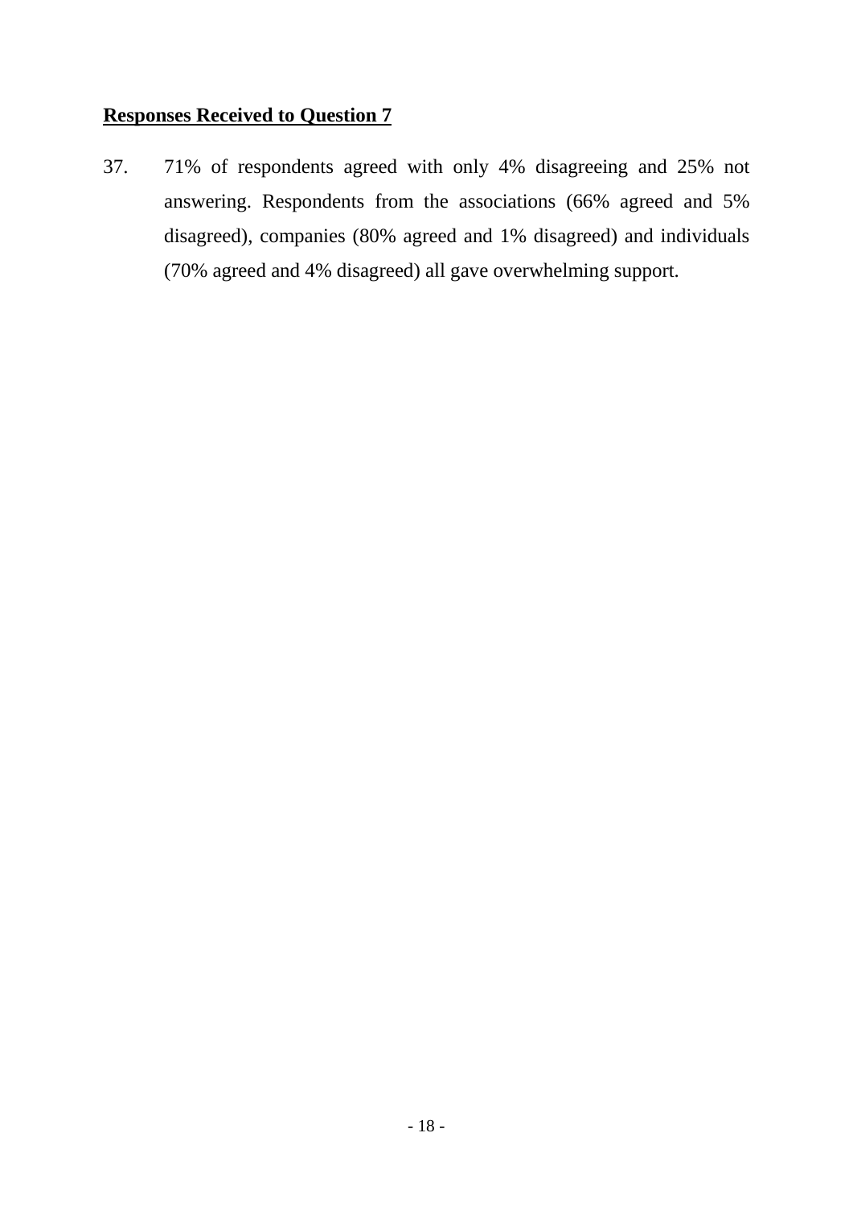**<u>Responses Received to Question 7</u>**

37. 71% of respondents agreed with only 4% disagreeing and 25% not answering. Respondents from the associations (66% agreed and 5% disagreed), companies (80% agreed and 1% disagreed) and individuals (70% agreed and 4% disagreed) all gave overwhelming support.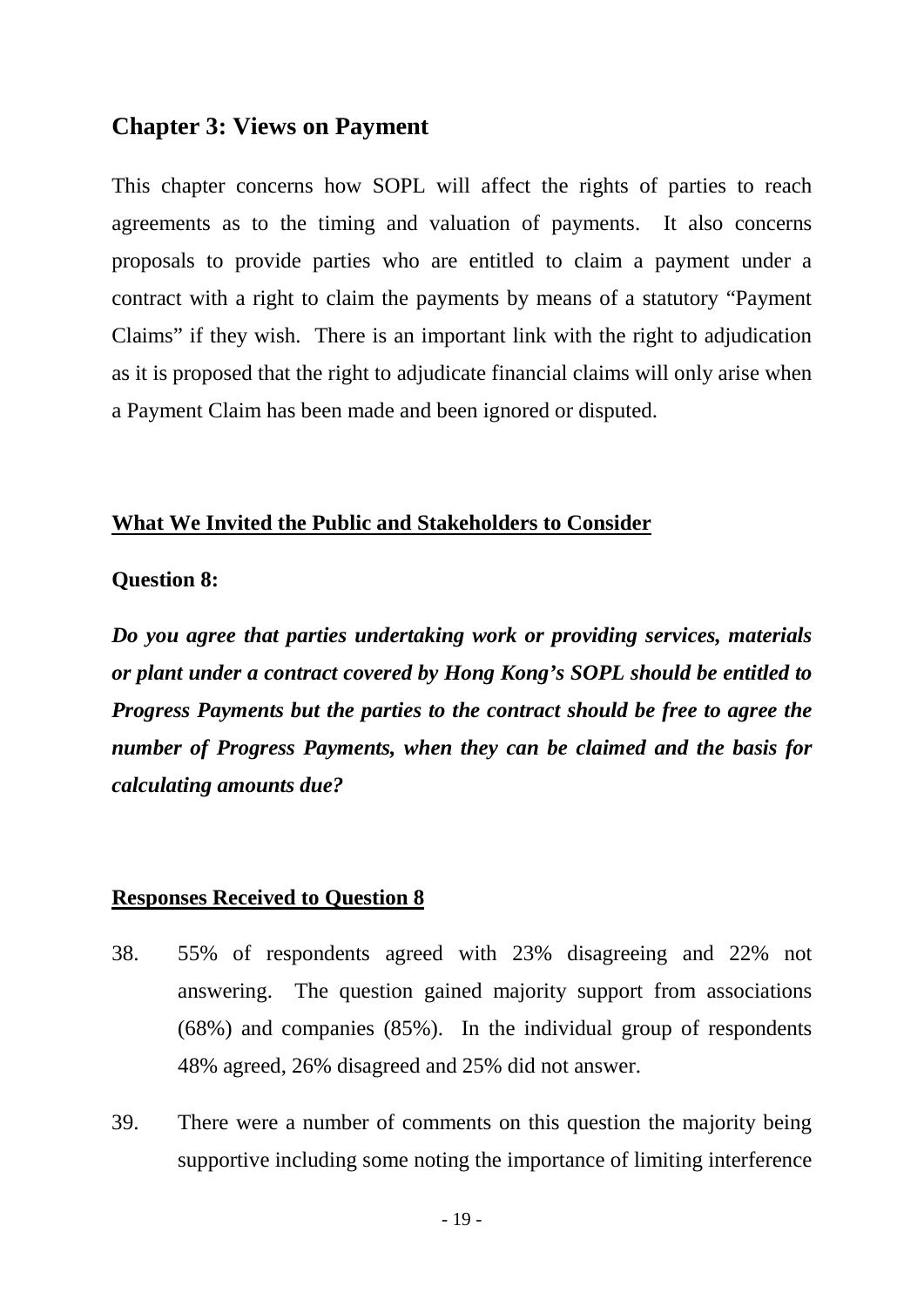## Chapter 3: Views on Payment

This chapter concerns how SOPL will affect the rights of parties to reach agreements as to the timing and valuation of payments. It also concerns proposals to provide parties who are entitled to claim a payment under a contract with a right to claim the payments by means of a statutory "Payment Claims" if they wish. There is an important link with the right to adjudication as it is proposed that the right to adjudicate financial claims will only arise when a Payment Claim has been made and been ignored or disputed.

### What We Invited the Public and Stakeholders to Consider

**Question 8:**

***Do you agree that parties undertaking work or providing services, materials or plant under a contract covered by Hong Kong's SOPL should be entitled to Progress Payments but the parties to the contract should be free to agree the number of Progress Payments, when they can be claimed and the basis for calculating amounts due?***

### Responses Received to Question 8

38. 55% of respondents agreed with 23% disagreeing and 22% not answering. The question gained majority support from associations (68%) and companies (85%). In the individual group of respondents 48% agreed, 26% disagreed and 25% did not answer.

39. There were a number of comments on this question the majority being supportive including some noting the importance of limiting interference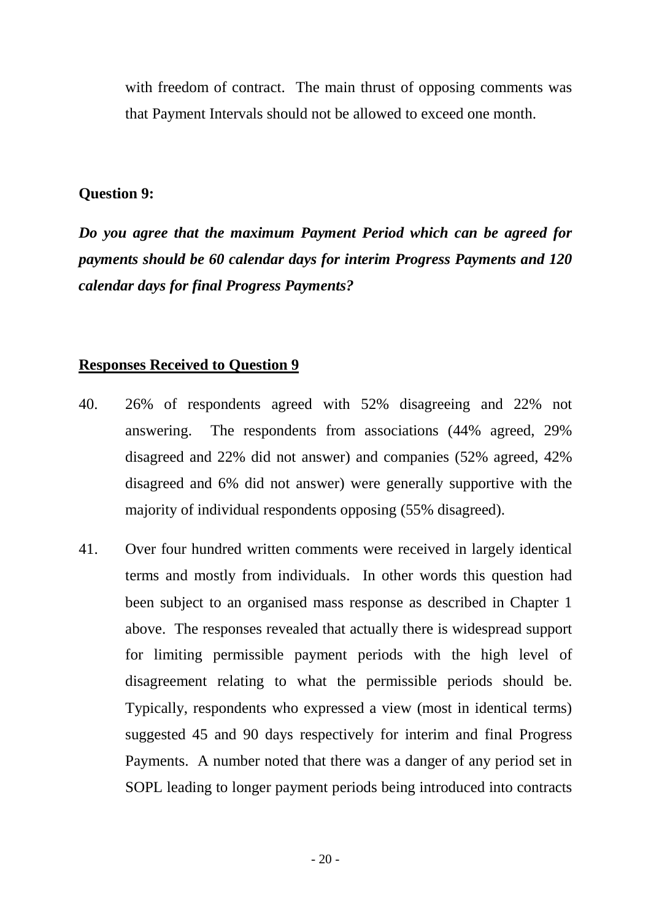with freedom of contract. The main thrust of opposing comments was that Payment Intervals should not be allowed to exceed one month.

**Question 9:**

***Do you agree that the maximum Payment Period which can be agreed for payments should be 60 calendar days for interim Progress Payments and 120 calendar days for final Progress Payments?***

**Responses Received to Question 9**

40. 26% of respondents agreed with 52% disagreeing and 22% not answering. The respondents from associations (44% agreed, 29% disagreed and 22% did not answer) and companies (52% agreed, 42% disagreed and 6% did not answer) were generally supportive with the majority of individual respondents opposing (55% disagreed).

41. Over four hundred written comments were received in largely identical terms and mostly from individuals. In other words this question had been subject to an organised mass response as described in Chapter 1 above. The responses revealed that actually there is widespread support for limiting permissible payment periods with the high level of disagreement relating to what the permissible periods should be. Typically, respondents who expressed a view (most in identical terms) suggested 45 and 90 days respectively for interim and final Progress Payments. A number noted that there was a danger of any period set in SOPL leading to longer payment periods being introduced into contracts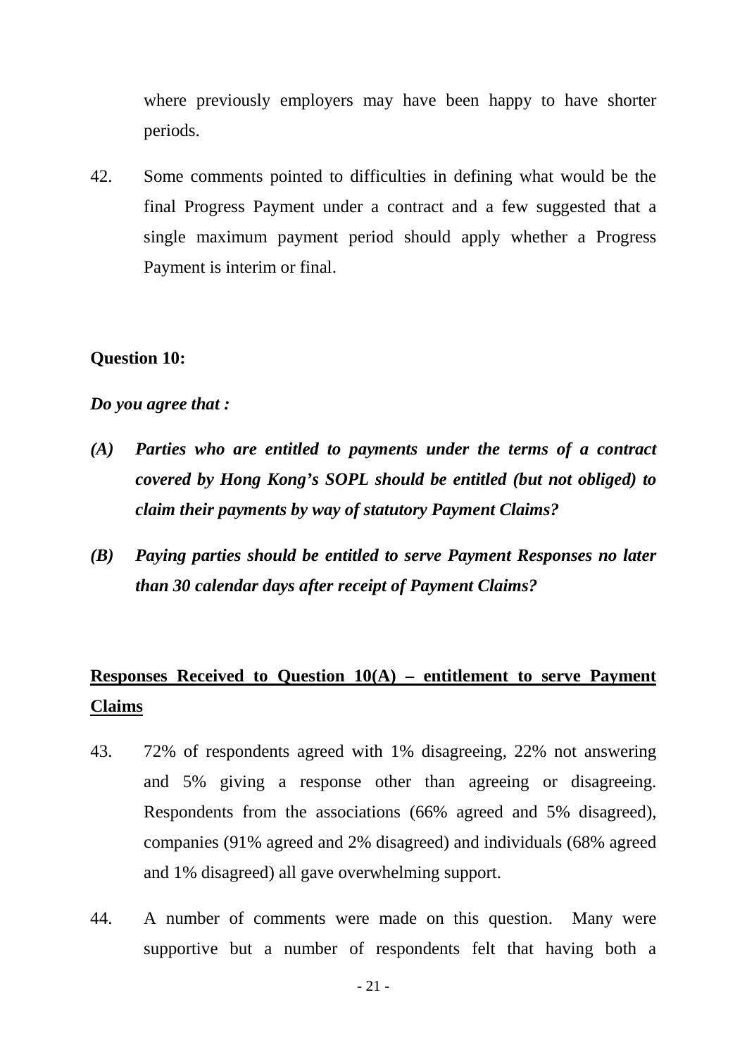where previously employers may have been happy to have shorter periods.

42. Some comments pointed to difficulties in defining what would be the final Progress Payment under a contract and a few suggested that a single maximum payment period should apply whether a Progress Payment is interim or final.

**Question 10:**

***Do you agree that :***

***(A) Parties who are entitled to payments under the terms of a contract covered by Hong Kong's SOPL should be entitled (but not obliged) to claim their payments by way of statutory Payment Claims?***

***(B) Paying parties should be entitled to serve Payment Responses no later than 30 calendar days after receipt of Payment Claims?***

**Responses Received to Question 10(A) – entitlement to serve Payment Claims**

43. 72% of respondents agreed with 1% disagreeing, 22% not answering and 5% giving a response other than agreeing or disagreeing. Respondents from the associations (66% agreed and 5% disagreed), companies (91% agreed and 2% disagreed) and individuals (68% agreed and 1% disagreed) all gave overwhelming support.

44. A number of comments were made on this question. Many were supportive but a number of respondents felt that having both a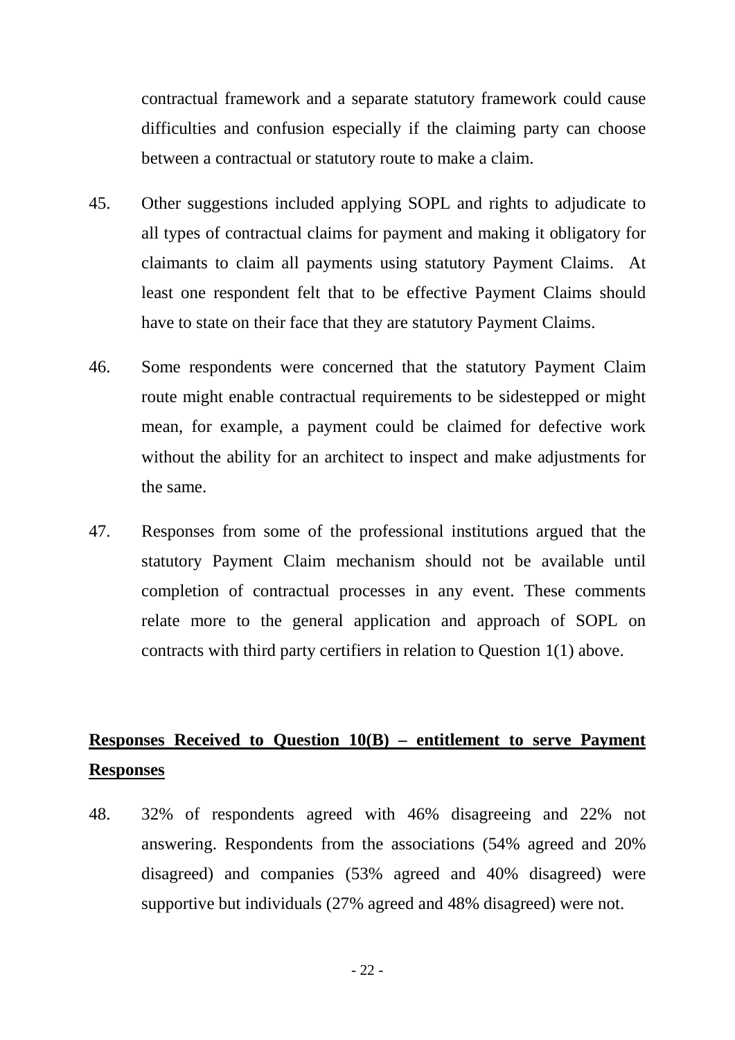contractual framework and a separate statutory framework could cause difficulties and confusion especially if the claiming party can choose between a contractual or statutory route to make a claim.

45. Other suggestions included applying SOPL and rights to adjudicate to all types of contractual claims for payment and making it obligatory for claimants to claim all payments using statutory Payment Claims. At least one respondent felt that to be effective Payment Claims should have to state on their face that they are statutory Payment Claims.

46. Some respondents were concerned that the statutory Payment Claim route might enable contractual requirements to be sidestepped or might mean, for example, a payment could be claimed for defective work without the ability for an architect to inspect and make adjustments for the same.

47. Responses from some of the professional institutions argued that the statutory Payment Claim mechanism should not be available until completion of contractual processes in any event. These comments relate more to the general application and approach of SOPL on contracts with third party certifiers in relation to Question 1(1) above.

**<u>Responses Received to Question 10(B) – entitlement to serve Payment Responses</u>**

48. 32% of respondents agreed with 46% disagreeing and 22% not answering. Respondents from the associations (54% agreed and 20% disagreed) and companies (53% agreed and 40% disagreed) were supportive but individuals (27% agreed and 48% disagreed) were not.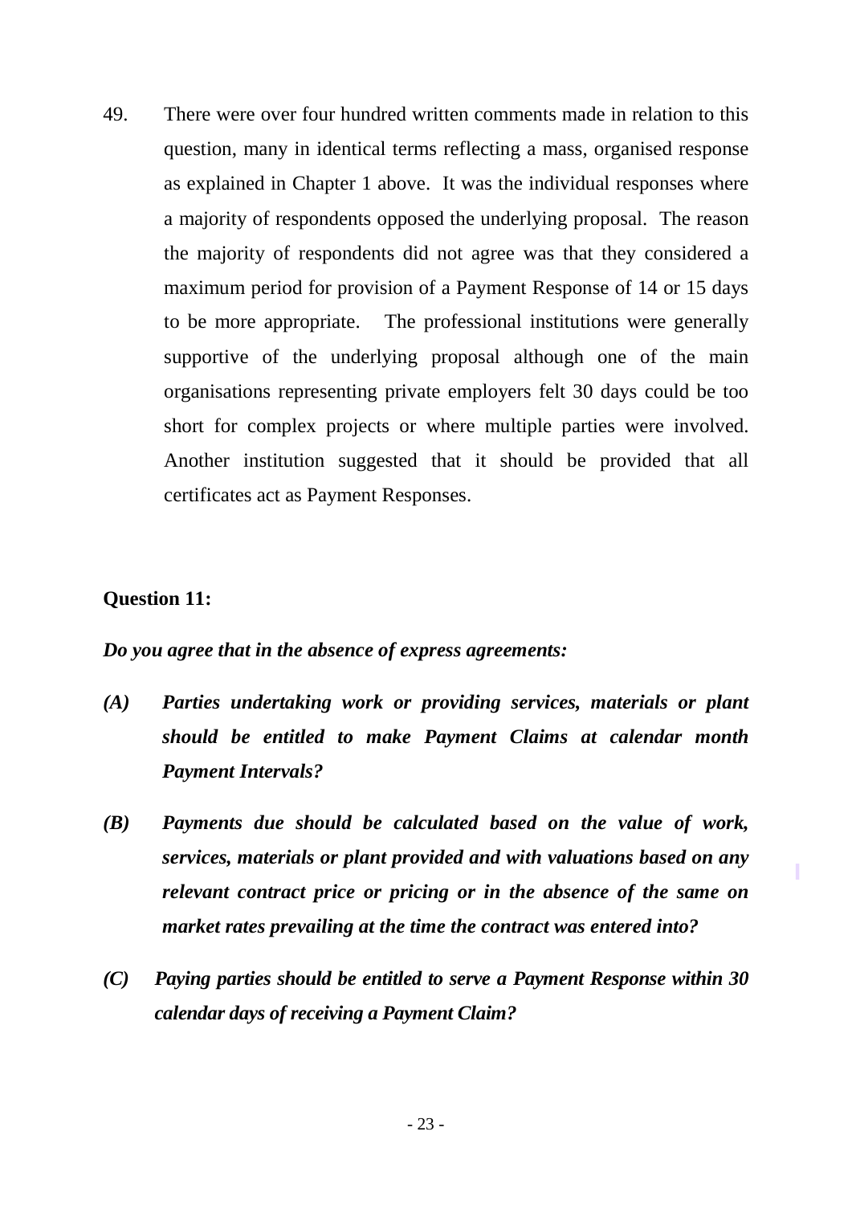49. There were over four hundred written comments made in relation to this question, many in identical terms reflecting a mass, organised response as explained in Chapter 1 above. It was the individual responses where a majority of respondents opposed the underlying proposal. The reason the majority of respondents did not agree was that they considered a maximum period for provision of a Payment Response of 14 or 15 days to be more appropriate. The professional institutions were generally supportive of the underlying proposal although one of the main organisations representing private employers felt 30 days could be too short for complex projects or where multiple parties were involved. Another institution suggested that it should be provided that all certificates act as Payment Responses.

**Question 11:**

***Do you agree that in the absence of express agreements:***

***(A) Parties undertaking work or providing services, materials or plant should be entitled to make Payment Claims at calendar month Payment Intervals?***

***(B) Payments due should be calculated based on the value of work, services, materials or plant provided and with valuations based on any relevant contract price or pricing or in the absence of the same on market rates prevailing at the time the contract was entered into?***

***(C) Paying parties should be entitled to serve a Payment Response within 30 calendar days of receiving a Payment Claim?***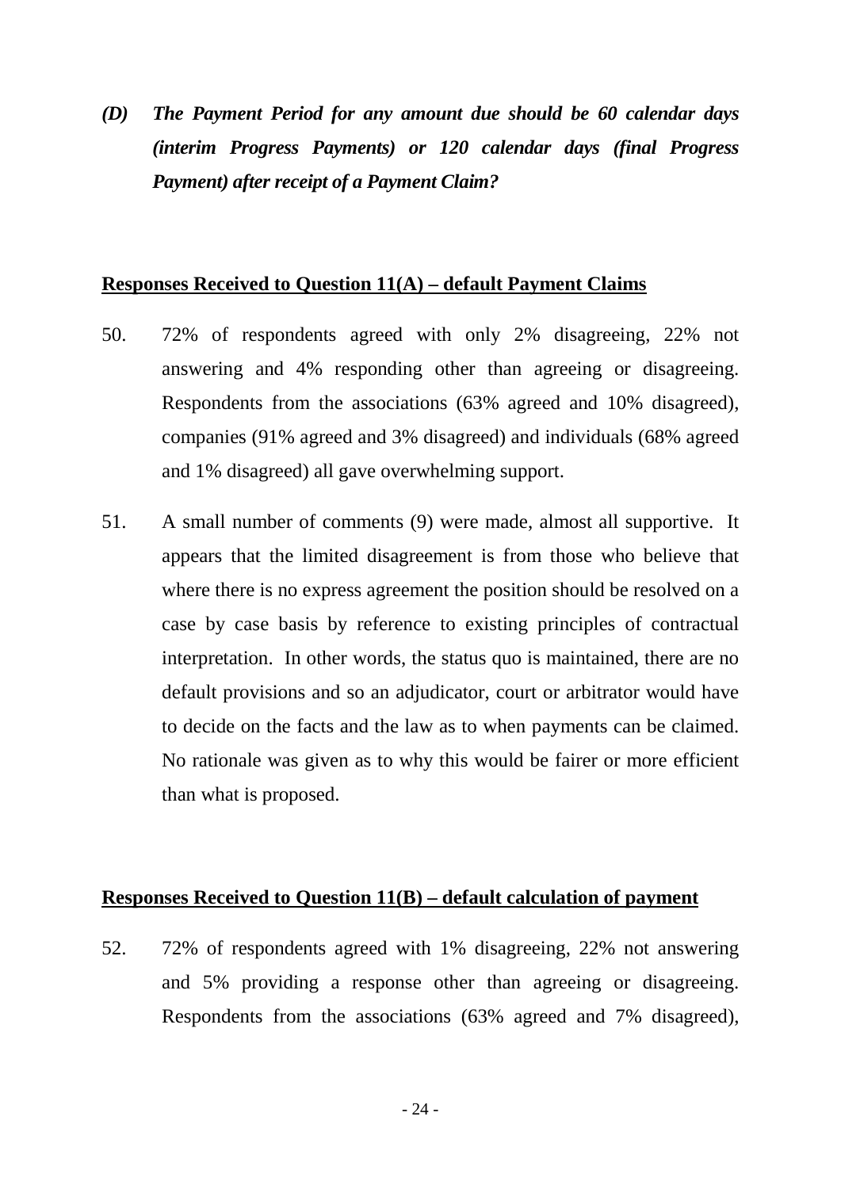*(D) The Payment Period for any amount due should be 60 calendar days (interim Progress Payments) or 120 calendar days (final Progress Payment) after receipt of a Payment Claim?*

**Responses Received to Question 11(A) – default Payment Claims**

50. 72% of respondents agreed with only 2% disagreeing, 22% not answering and 4% responding other than agreeing or disagreeing. Respondents from the associations (63% agreed and 10% disagreed), companies (91% agreed and 3% disagreed) and individuals (68% agreed and 1% disagreed) all gave overwhelming support.

51. A small number of comments (9) were made, almost all supportive. It appears that the limited disagreement is from those who believe that where there is no express agreement the position should be resolved on a case by case basis by reference to existing principles of contractual interpretation. In other words, the status quo is maintained, there are no default provisions and so an adjudicator, court or arbitrator would have to decide on the facts and the law as to when payments can be claimed. No rationale was given as to why this would be fairer or more efficient than what is proposed.

**Responses Received to Question 11(B) – default calculation of payment**

52. 72% of respondents agreed with 1% disagreeing, 22% not answering and 5% providing a response other than agreeing or disagreeing. Respondents from the associations (63% agreed and 7% disagreed),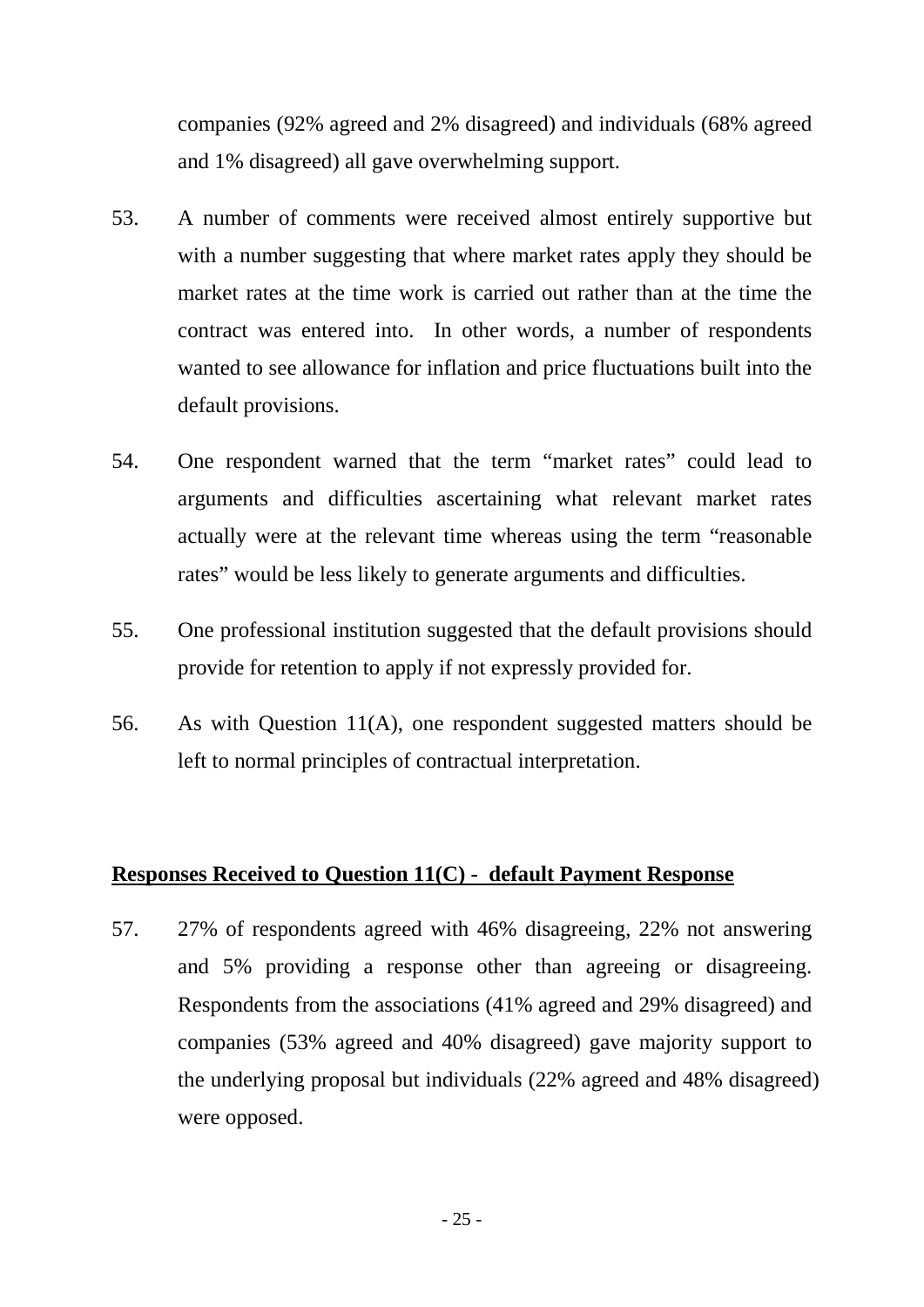companies (92% agreed and 2% disagreed) and individuals (68% agreed and 1% disagreed) all gave overwhelming support.

53. A number of comments were received almost entirely supportive but with a number suggesting that where market rates apply they should be market rates at the time work is carried out rather than at the time the contract was entered into. In other words, a number of respondents wanted to see allowance for inflation and price fluctuations built into the default provisions.

54. One respondent warned that the term "market rates" could lead to arguments and difficulties ascertaining what relevant market rates actually were at the relevant time whereas using the term "reasonable rates" would be less likely to generate arguments and difficulties.

55. One professional institution suggested that the default provisions should provide for retention to apply if not expressly provided for.

56. As with Question 11(A), one respondent suggested matters should be left to normal principles of contractual interpretation.

**Responses Received to Question 11(C) - default Payment Response**

57. 27% of respondents agreed with 46% disagreeing, 22% not answering and 5% providing a response other than agreeing or disagreeing. Respondents from the associations (41% agreed and 29% disagreed) and companies (53% agreed and 40% disagreed) gave majority support to the underlying proposal but individuals (22% agreed and 48% disagreed) were opposed.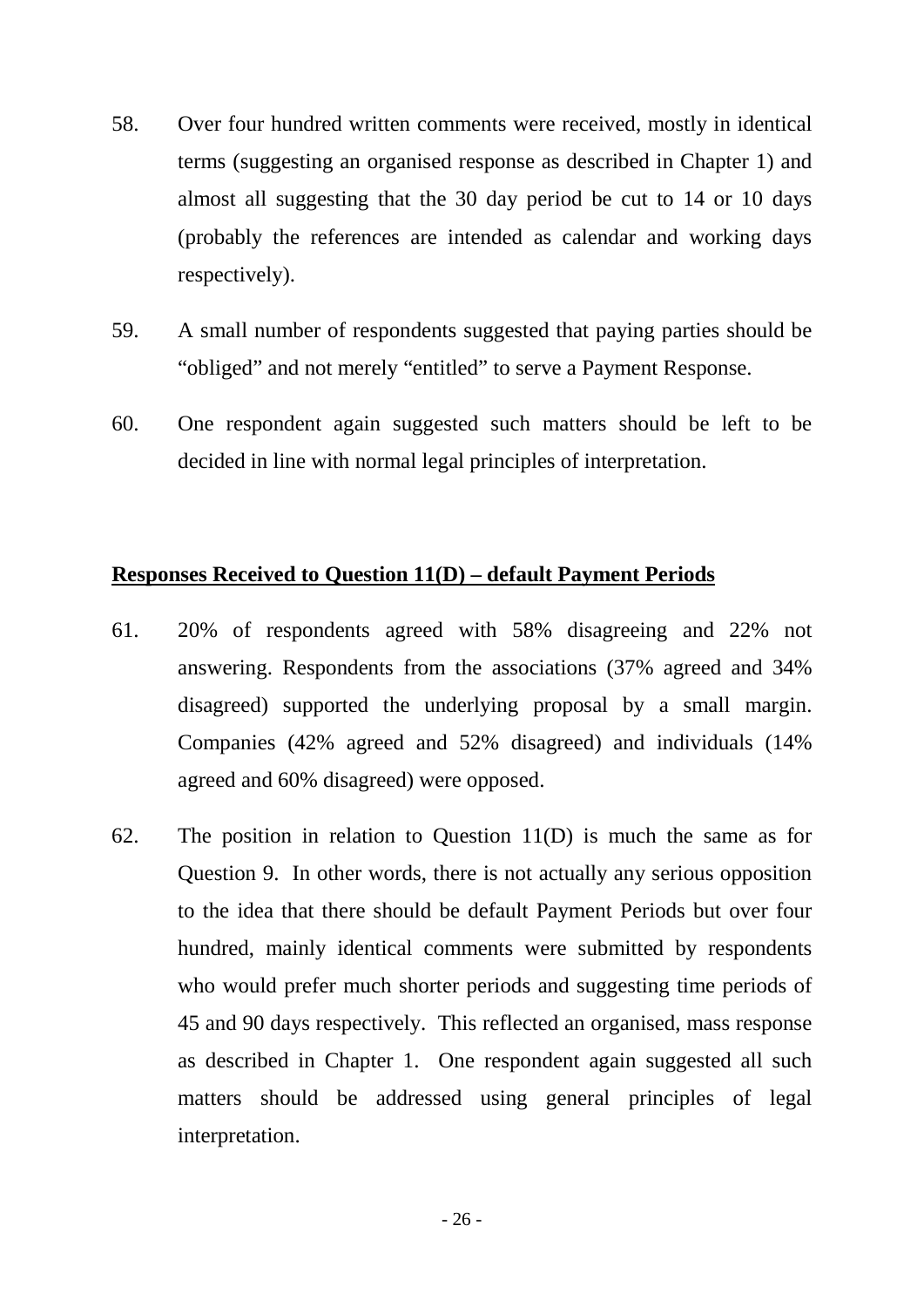58. Over four hundred written comments were received, mostly in identical terms (suggesting an organised response as described in Chapter 1) and almost all suggesting that the 30 day period be cut to 14 or 10 days (probably the references are intended as calendar and working days respectively).

59. A small number of respondents suggested that paying parties should be "obliged" and not merely "entitled" to serve a Payment Response.

60. One respondent again suggested such matters should be left to be decided in line with normal legal principles of interpretation.

**<u>Responses Received to Question 11(D) – default Payment Periods</u>**

61. 20% of respondents agreed with 58% disagreeing and 22% not answering. Respondents from the associations (37% agreed and 34% disagreed) supported the underlying proposal by a small margin. Companies (42% agreed and 52% disagreed) and individuals (14% agreed and 60% disagreed) were opposed.

62. The position in relation to Question 11(D) is much the same as for Question 9. In other words, there is not actually any serious opposition to the idea that there should be default Payment Periods but over four hundred, mainly identical comments were submitted by respondents who would prefer much shorter periods and suggesting time periods of 45 and 90 days respectively. This reflected an organised, mass response as described in Chapter 1. One respondent again suggested all such matters should be addressed using general principles of legal interpretation.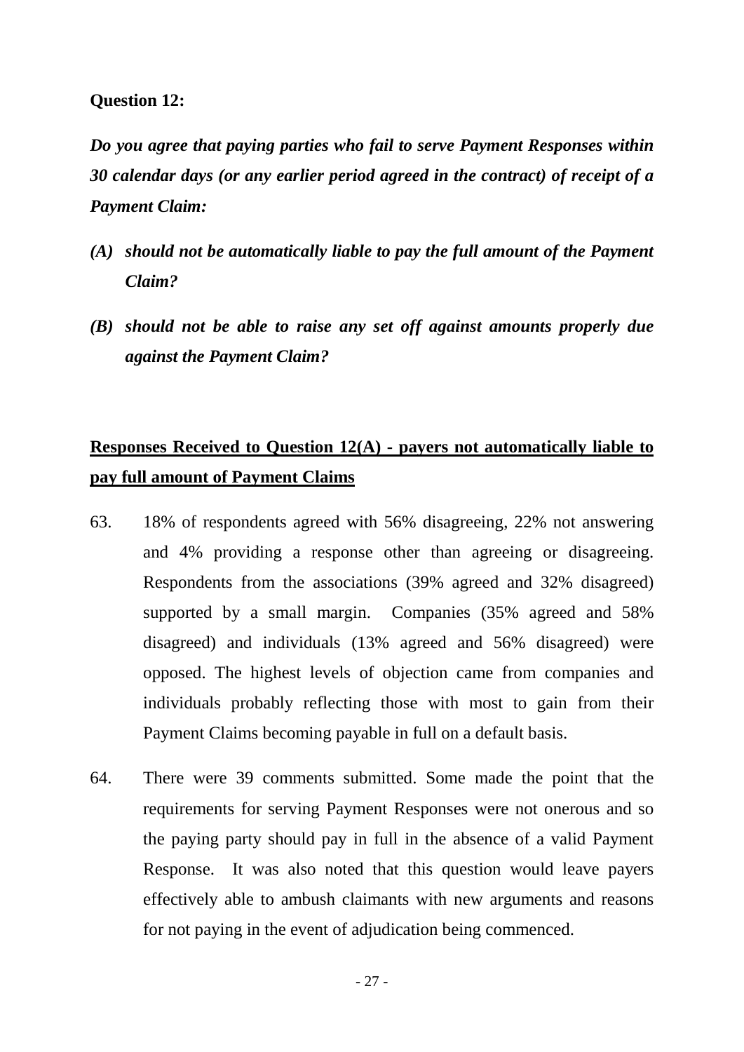**Question 12:**

***Do you agree that paying parties who fail to serve Payment Responses within 30 calendar days (or any earlier period agreed in the contract) of receipt of a Payment Claim:***

***(A) should not be automatically liable to pay the full amount of the Payment Claim?***

***(B) should not be able to raise any set off against amounts properly due against the Payment Claim?***

**<u>Responses Received to Question 12(A) - payers not automatically liable to pay full amount of Payment Claims</u>**

63. 18% of respondents agreed with 56% disagreeing, 22% not answering and 4% providing a response other than agreeing or disagreeing. Respondents from the associations (39% agreed and 32% disagreed) supported by a small margin. Companies (35% agreed and 58% disagreed) and individuals (13% agreed and 56% disagreed) were opposed. The highest levels of objection came from companies and individuals probably reflecting those with most to gain from their Payment Claims becoming payable in full on a default basis.

64. There were 39 comments submitted. Some made the point that the requirements for serving Payment Responses were not onerous and so the paying party should pay in full in the absence of a valid Payment Response. It was also noted that this question would leave payers effectively able to ambush claimants with new arguments and reasons for not paying in the event of adjudication being commenced.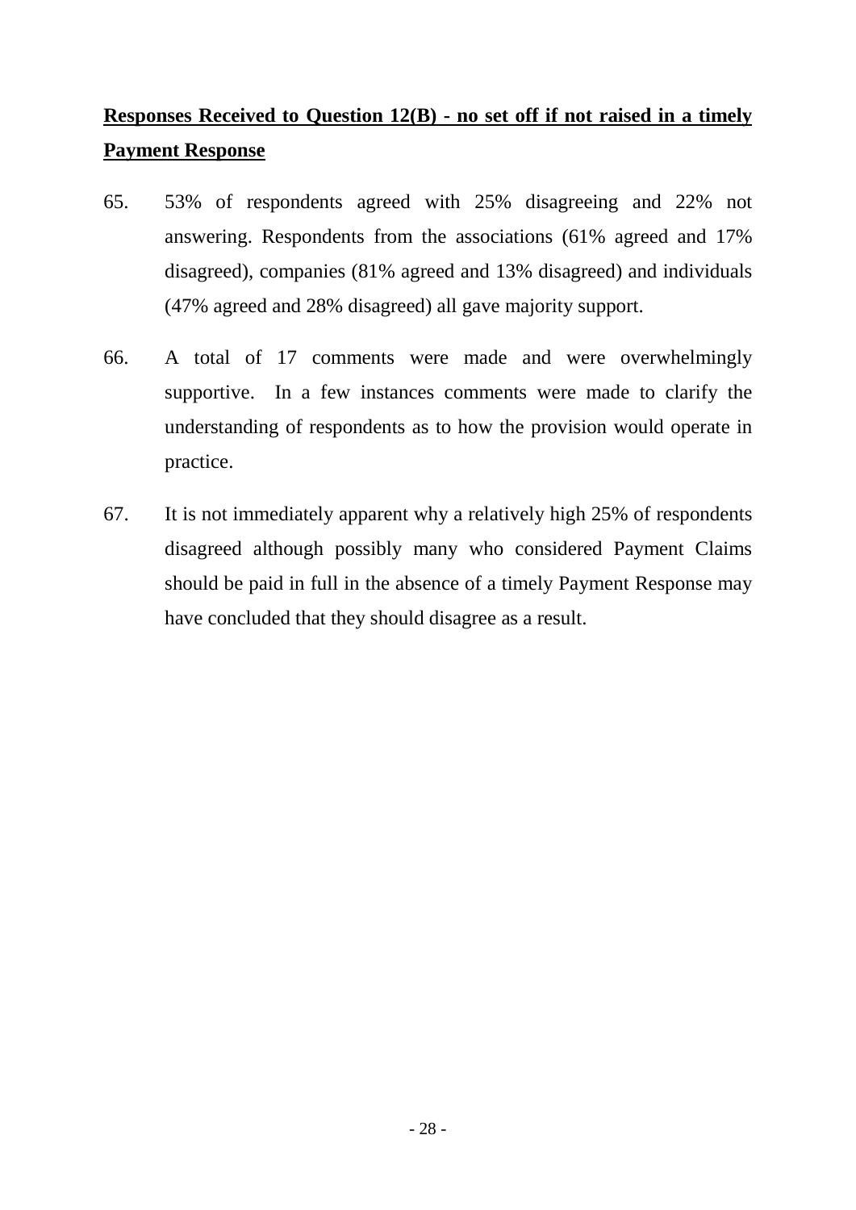**Responses Received to Question 12(B) - no set off if not raised in a timely Payment Response**

65. 53% of respondents agreed with 25% disagreeing and 22% not answering. Respondents from the associations (61% agreed and 17% disagreed), companies (81% agreed and 13% disagreed) and individuals (47% agreed and 28% disagreed) all gave majority support.

66. A total of 17 comments were made and were overwhelmingly supportive. In a few instances comments were made to clarify the understanding of respondents as to how the provision would operate in practice.

67. It is not immediately apparent why a relatively high 25% of respondents disagreed although possibly many who considered Payment Claims should be paid in full in the absence of a timely Payment Response may have concluded that they should disagree as a result.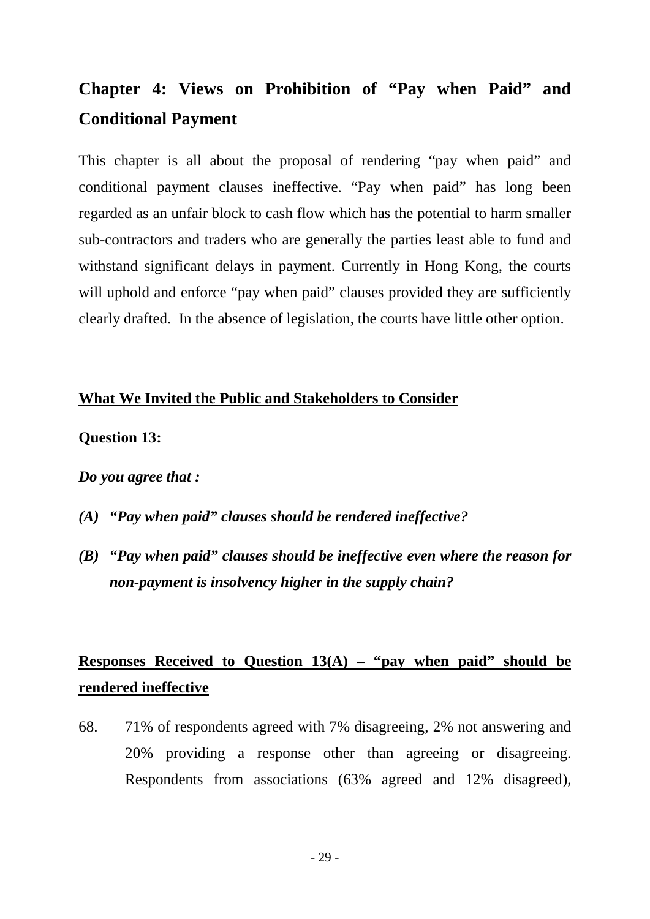# Chapter 4: Views on Prohibition of "Pay when Paid" and Conditional Payment

This chapter is all about the proposal of rendering "pay when paid" and conditional payment clauses ineffective. "Pay when paid" has long been regarded as an unfair block to cash flow which has the potential to harm smaller sub-contractors and traders who are generally the parties least able to fund and withstand significant delays in payment. Currently in Hong Kong, the courts will uphold and enforce "pay when paid" clauses provided they are sufficiently clearly drafted. In the absence of legislation, the courts have little other option.

## What We Invited the Public and Stakeholders to Consider

**Question 13:**

***Do you agree that :***

***(A) "Pay when paid" clauses should be rendered ineffective?***

***(B) "Pay when paid" clauses should be ineffective even where the reason for non-payment is insolvency higher in the supply chain?***

## Responses Received to Question 13(A) – "pay when paid" should be rendered ineffective

68. 71% of respondents agreed with 7% disagreeing, 2% not answering and 20% providing a response other than agreeing or disagreeing. Respondents from associations (63% agreed and 12% disagreed),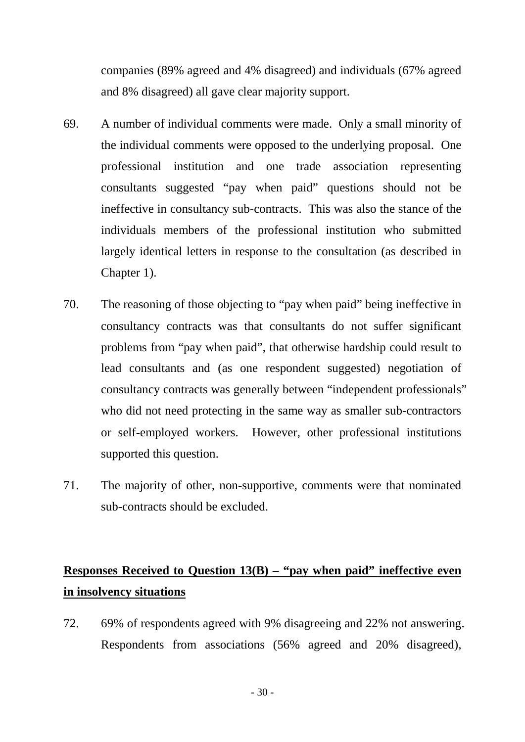companies (89% agreed and 4% disagreed) and individuals (67% agreed and 8% disagreed) all gave clear majority support.

69. A number of individual comments were made. Only a small minority of the individual comments were opposed to the underlying proposal. One professional institution and one trade association representing consultants suggested "pay when paid" questions should not be ineffective in consultancy sub-contracts. This was also the stance of the individuals members of the professional institution who submitted largely identical letters in response to the consultation (as described in Chapter 1).

70. The reasoning of those objecting to "pay when paid" being ineffective in consultancy contracts was that consultants do not suffer significant problems from "pay when paid", that otherwise hardship could result to lead consultants and (as one respondent suggested) negotiation of consultancy contracts was generally between "independent professionals" who did not need protecting in the same way as smaller sub-contractors or self-employed workers. However, other professional institutions supported this question.

71. The majority of other, non-supportive, comments were that nominated sub-contracts should be excluded.

**Responses Received to Question 13(B) – "pay when paid" ineffective even in insolvency situations**

72. 69% of respondents agreed with 9% disagreeing and 22% not answering. Respondents from associations (56% agreed and 20% disagreed),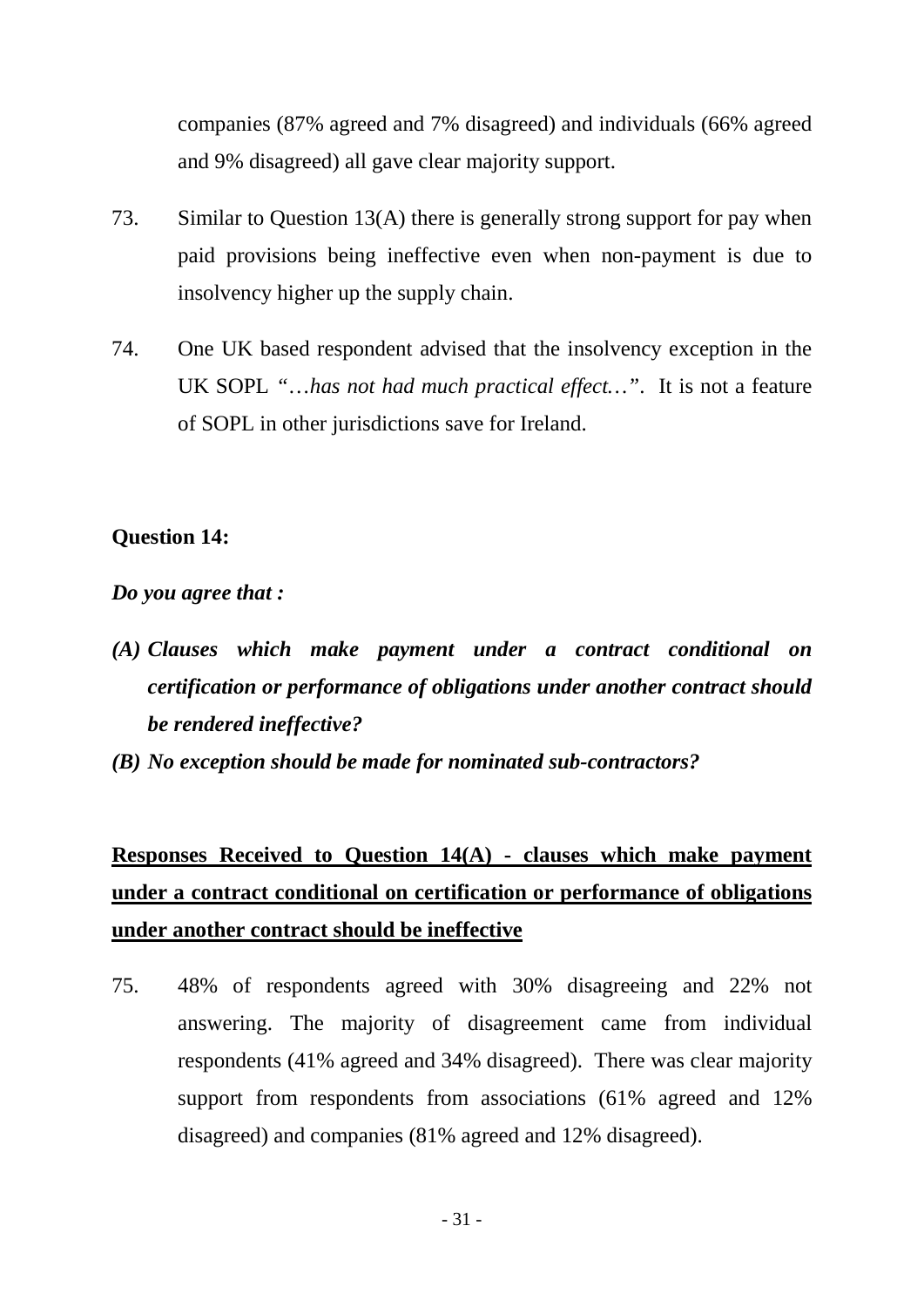companies (87% agreed and 7% disagreed) and individuals (66% agreed and 9% disagreed) all gave clear majority support.

73. Similar to Question 13(A) there is generally strong support for pay when paid provisions being ineffective even when non-payment is due to insolvency higher up the supply chain.

74. One UK based respondent advised that the insolvency exception in the UK SOPL *"…has not had much practical effect…"*. It is not a feature of SOPL in other jurisdictions save for Ireland.

**Question 14:**

***Do you agree that :***

***(A) Clauses which make payment under a contract conditional on certification or performance of obligations under another contract should be rendered ineffective?***

***(B) No exception should be made for nominated sub-contractors?***

**<u>Responses Received to Question 14(A) - clauses which make payment under a contract conditional on certification or performance of obligations under another contract should be ineffective</u>**

75. 48% of respondents agreed with 30% disagreeing and 22% not answering. The majority of disagreement came from individual respondents (41% agreed and 34% disagreed). There was clear majority support from respondents from associations (61% agreed and 12% disagreed) and companies (81% agreed and 12% disagreed).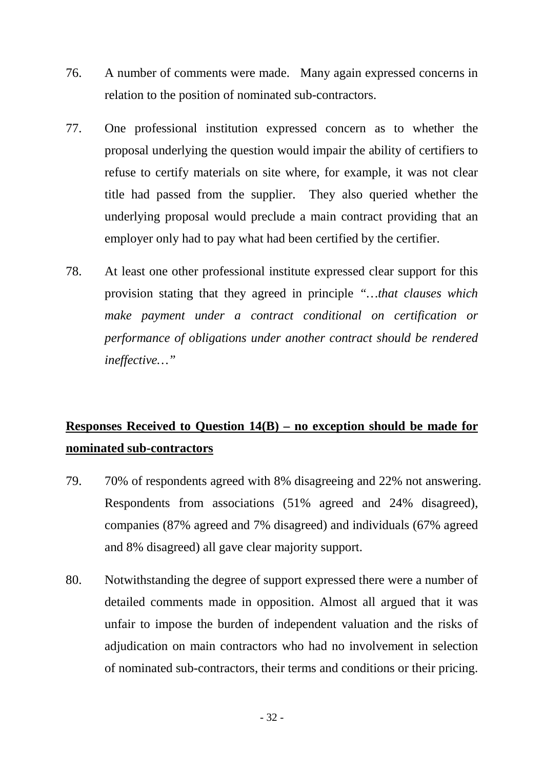76. A number of comments were made. Many again expressed concerns in relation to the position of nominated sub-contractors.

77. One professional institution expressed concern as to whether the proposal underlying the question would impair the ability of certifiers to refuse to certify materials on site where, for example, it was not clear title had passed from the supplier. They also queried whether the underlying proposal would preclude a main contract providing that an employer only had to pay what had been certified by the certifier.

78. At least one other professional institute expressed clear support for this provision stating that they agreed in principle "…*that clauses which make payment under a contract conditional on certification or performance of obligations under another contract should be rendered ineffective…*"

**<u>Responses Received to Question 14(B) – no exception should be made for nominated sub-contractors</u>**

79. 70% of respondents agreed with 8% disagreeing and 22% not answering. Respondents from associations (51% agreed and 24% disagreed), companies (87% agreed and 7% disagreed) and individuals (67% agreed and 8% disagreed) all gave clear majority support.

80. Notwithstanding the degree of support expressed there were a number of detailed comments made in opposition. Almost all argued that it was unfair to impose the burden of independent valuation and the risks of adjudication on main contractors who had no involvement in selection of nominated sub-contractors, their terms and conditions or their pricing.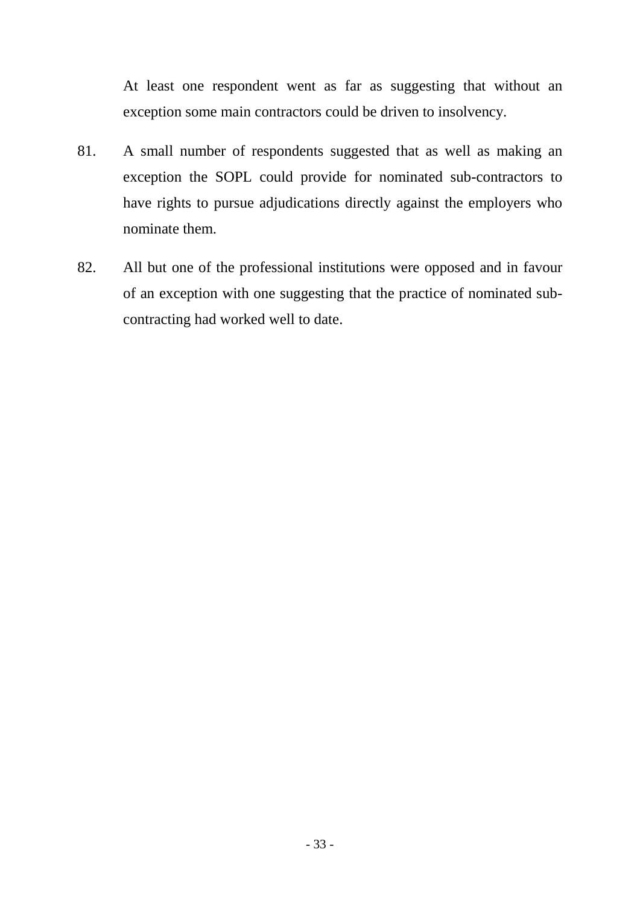At least one respondent went as far as suggesting that without an exception some main contractors could be driven to insolvency.

81. A small number of respondents suggested that as well as making an exception the SOPL could provide for nominated sub-contractors to have rights to pursue adjudications directly against the employers who nominate them.

82. All but one of the professional institutions were opposed and in favour of an exception with one suggesting that the practice of nominated sub-contracting had worked well to date.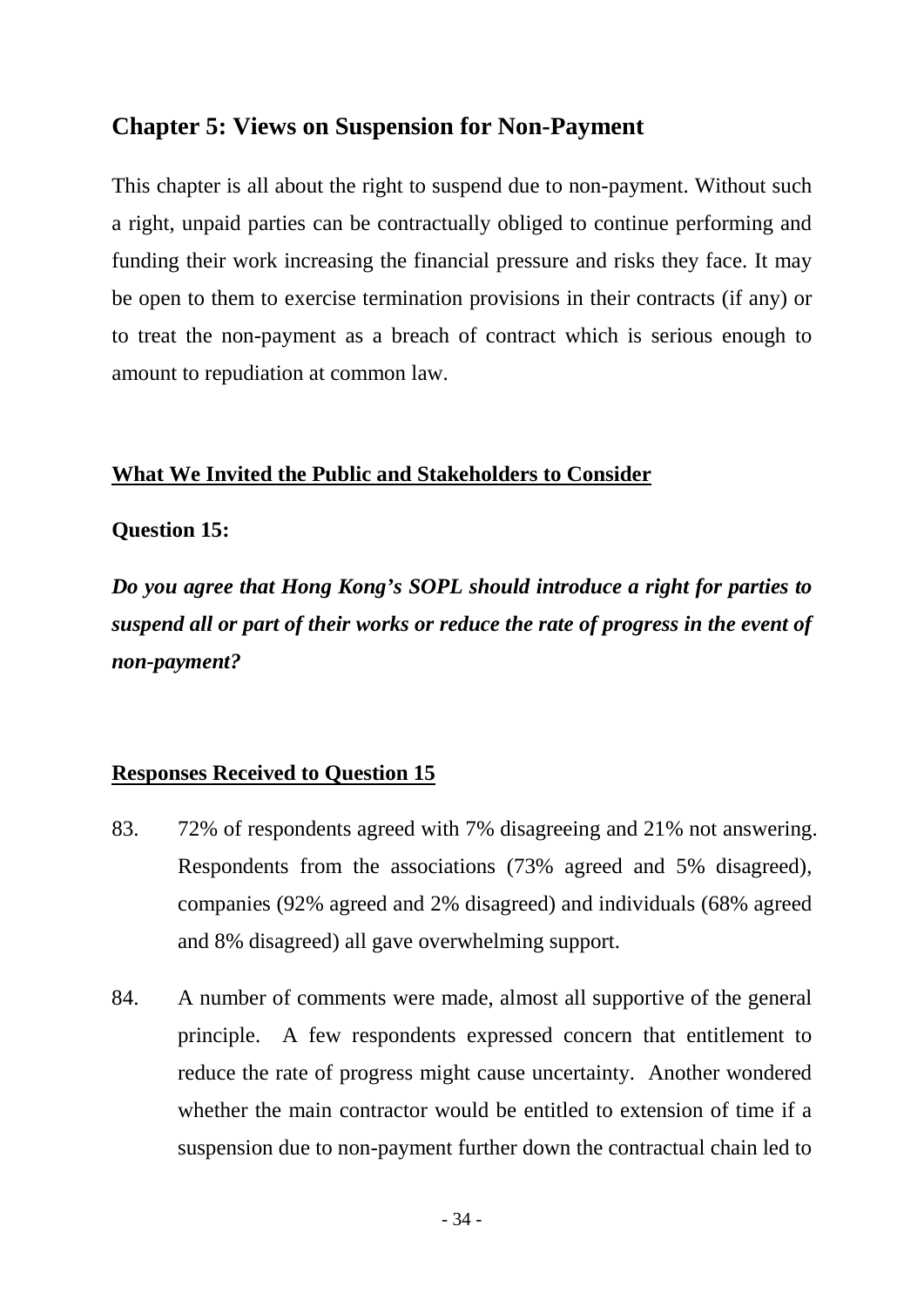## Chapter 5: Views on Suspension for Non-Payment

This chapter is all about the right to suspend due to non-payment. Without such a right, unpaid parties can be contractually obliged to continue performing and funding their work increasing the financial pressure and risks they face. It may be open to them to exercise termination provisions in their contracts (if any) or to treat the non-payment as a breach of contract which is serious enough to amount to repudiation at common law.

### What We Invited the Public and Stakeholders to Consider

**Question 15:**

***Do you agree that Hong Kong's SOPL should introduce a right for parties to suspend all or part of their works or reduce the rate of progress in the event of non-payment?***

### Responses Received to Question 15

83. 72% of respondents agreed with 7% disagreeing and 21% not answering. Respondents from the associations (73% agreed and 5% disagreed), companies (92% agreed and 2% disagreed) and individuals (68% agreed and 8% disagreed) all gave overwhelming support.

84. A number of comments were made, almost all supportive of the general principle. A few respondents expressed concern that entitlement to reduce the rate of progress might cause uncertainty. Another wondered whether the main contractor would be entitled to extension of time if a suspension due to non-payment further down the contractual chain led to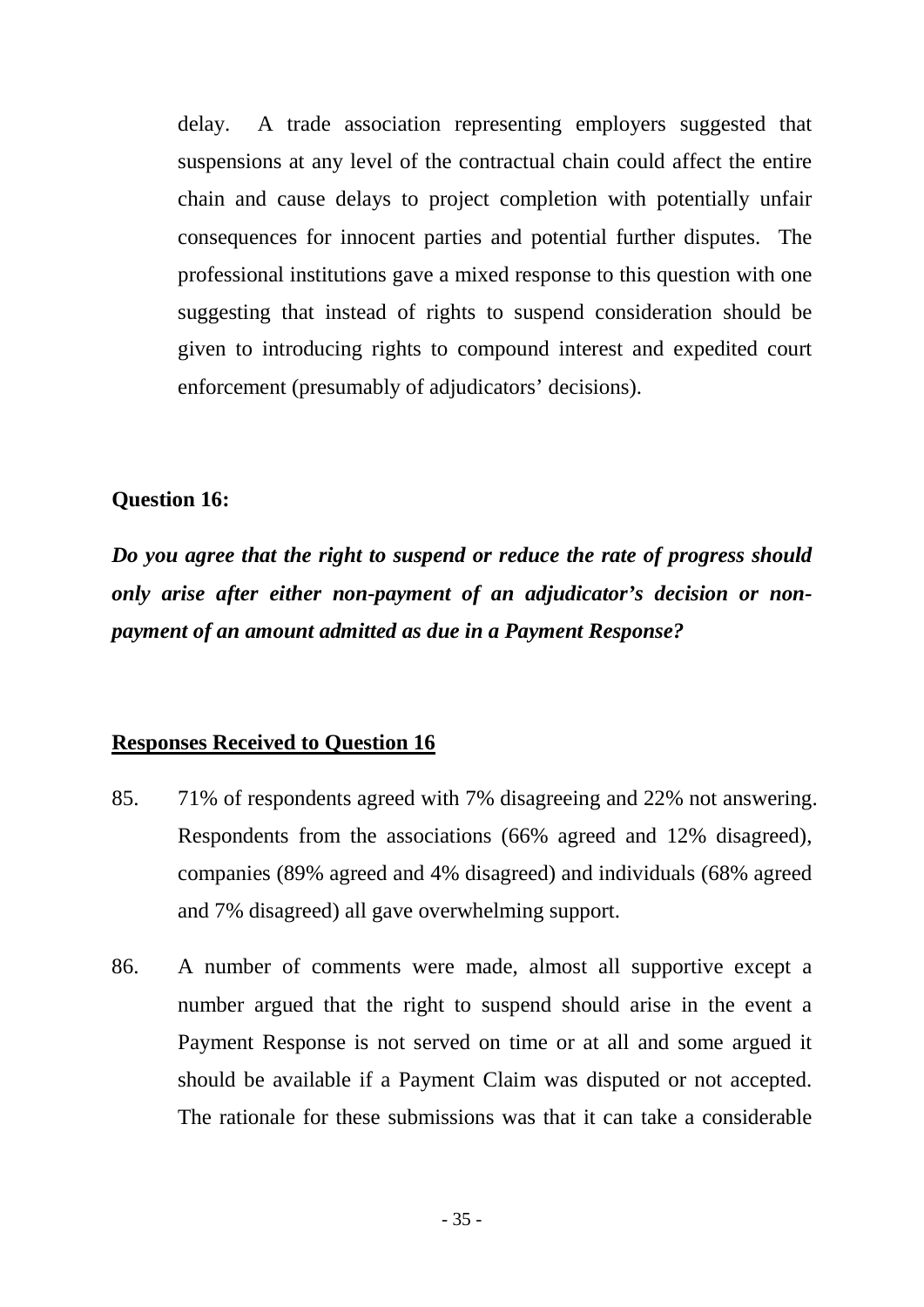delay. A trade association representing employers suggested that suspensions at any level of the contractual chain could affect the entire chain and cause delays to project completion with potentially unfair consequences for innocent parties and potential further disputes. The professional institutions gave a mixed response to this question with one suggesting that instead of rights to suspend consideration should be given to introducing rights to compound interest and expedited court enforcement (presumably of adjudicators' decisions).

**Question 16:**

***Do you agree that the right to suspend or reduce the rate of progress should only arise after either non-payment of an adjudicator's decision or non-payment of an amount admitted as due in a Payment Response?***

**Responses Received to Question 16**

85. 71% of respondents agreed with 7% disagreeing and 22% not answering. Respondents from the associations (66% agreed and 12% disagreed), companies (89% agreed and 4% disagreed) and individuals (68% agreed and 7% disagreed) all gave overwhelming support.

86. A number of comments were made, almost all supportive except a number argued that the right to suspend should arise in the event a Payment Response is not served on time or at all and some argued it should be available if a Payment Claim was disputed or not accepted. The rationale for these submissions was that it can take a considerable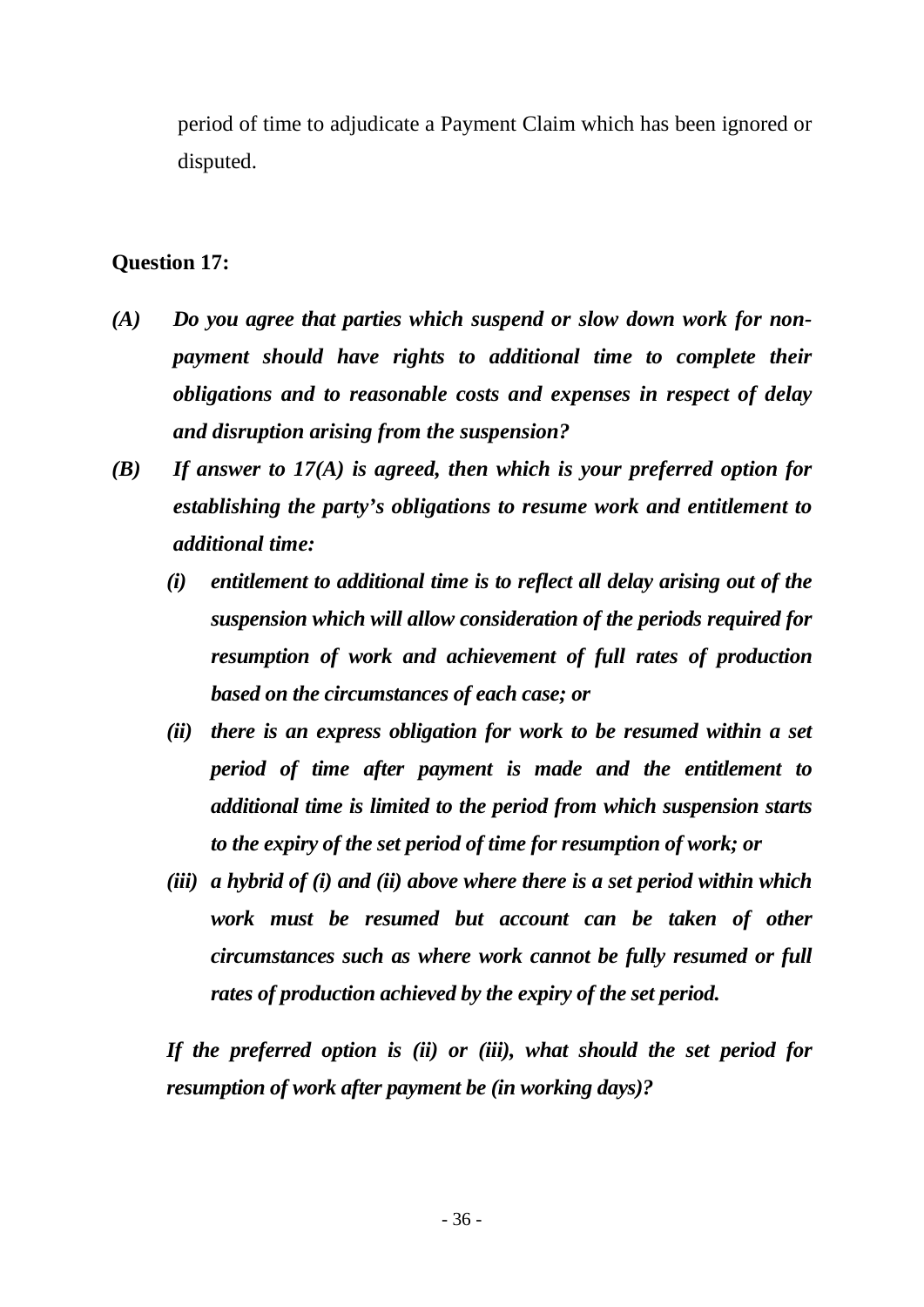period of time to adjudicate a Payment Claim which has been ignored or disputed.

**Question 17:**

***(A)*** ***Do you agree that parties which suspend or slow down work for non-payment should have rights to additional time to complete their obligations and to reasonable costs and expenses in respect of delay and disruption arising from the suspension?***

***(B)*** ***If answer to 17(A) is agreed, then which is your preferred option for establishing the party's obligations to resume work and entitlement to additional time:***

- ***(i)*** ***entitlement to additional time is to reflect all delay arising out of the suspension which will allow consideration of the periods required for resumption of work and achievement of full rates of production based on the circumstances of each case; or***
- ***(ii)*** ***there is an express obligation for work to be resumed within a set period of time after payment is made and the entitlement to additional time is limited to the period from which suspension starts to the expiry of the set period of time for resumption of work; or***
- ***(iii)*** ***a hybrid of (i) and (ii) above where there is a set period within which work must be resumed but account can be taken of other circumstances such as where work cannot be fully resumed or full rates of production achieved by the expiry of the set period.***

***If the preferred option is (ii) or (iii), what should the set period for resumption of work after payment be (in working days)?***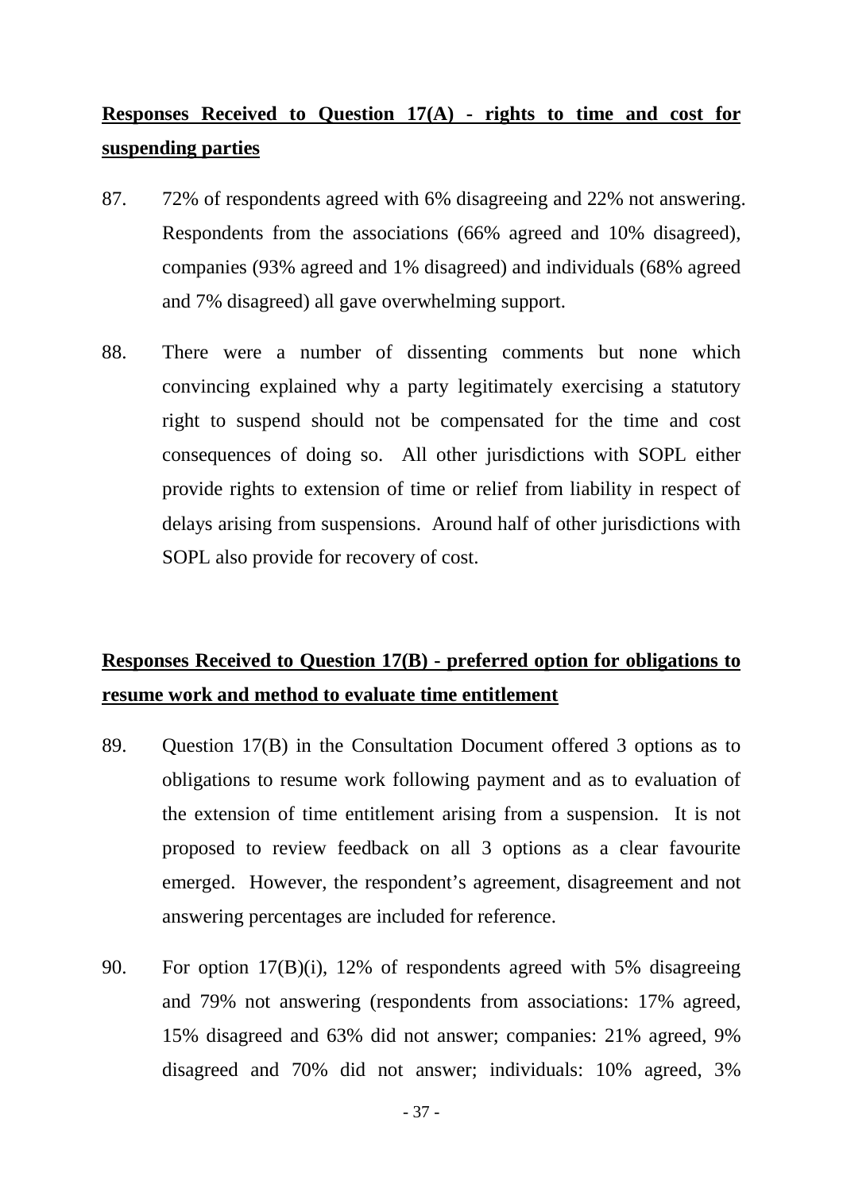**<u>Responses Received to Question 17(A) - rights to time and cost for suspending parties</u>**

87. 72% of respondents agreed with 6% disagreeing and 22% not answering. Respondents from the associations (66% agreed and 10% disagreed), companies (93% agreed and 1% disagreed) and individuals (68% agreed and 7% disagreed) all gave overwhelming support.

88. There were a number of dissenting comments but none which convincing explained why a party legitimately exercising a statutory right to suspend should not be compensated for the time and cost consequences of doing so. All other jurisdictions with SOPL either provide rights to extension of time or relief from liability in respect of delays arising from suspensions. Around half of other jurisdictions with SOPL also provide for recovery of cost.

**<u>Responses Received to Question 17(B) - preferred option for obligations to resume work and method to evaluate time entitlement</u>**

89. Question 17(B) in the Consultation Document offered 3 options as to obligations to resume work following payment and as to evaluation of the extension of time entitlement arising from a suspension. It is not proposed to review feedback on all 3 options as a clear favourite emerged. However, the respondent's agreement, disagreement and not answering percentages are included for reference.

90. For option 17(B)(i), 12% of respondents agreed with 5% disagreeing and 79% not answering (respondents from associations: 17% agreed, 15% disagreed and 63% did not answer; companies: 21% agreed, 9% disagreed and 70% did not answer; individuals: 10% agreed, 3%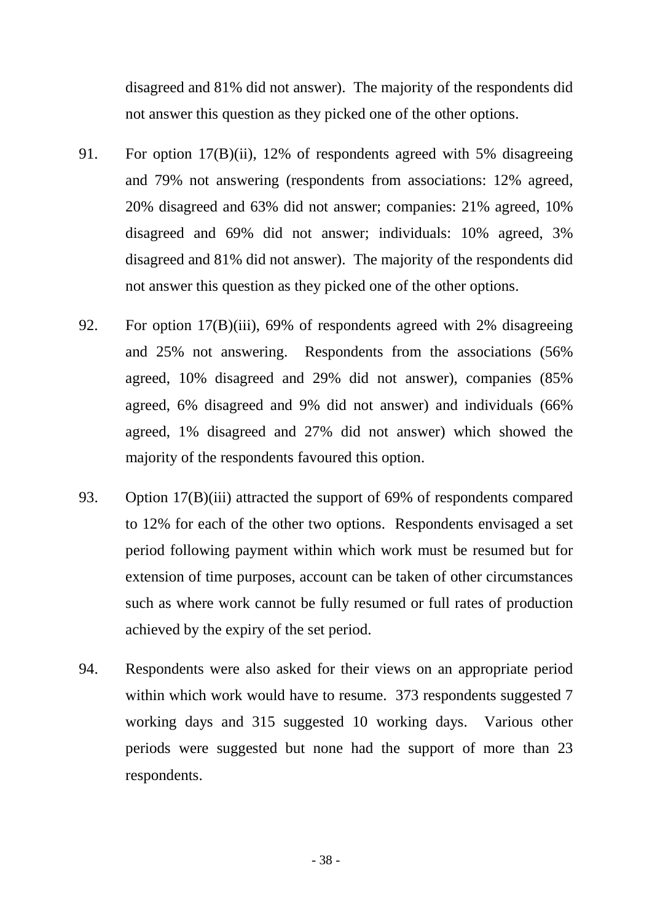disagreed and 81% did not answer). The majority of the respondents did not answer this question as they picked one of the other options.

91. For option 17(B)(ii), 12% of respondents agreed with 5% disagreeing and 79% not answering (respondents from associations: 12% agreed, 20% disagreed and 63% did not answer; companies: 21% agreed, 10% disagreed and 69% did not answer; individuals: 10% agreed, 3% disagreed and 81% did not answer). The majority of the respondents did not answer this question as they picked one of the other options.

92. For option 17(B)(iii), 69% of respondents agreed with 2% disagreeing and 25% not answering. Respondents from the associations (56% agreed, 10% disagreed and 29% did not answer), companies (85% agreed, 6% disagreed and 9% did not answer) and individuals (66% agreed, 1% disagreed and 27% did not answer) which showed the majority of the respondents favoured this option.

93. Option 17(B)(iii) attracted the support of 69% of respondents compared to 12% for each of the other two options. Respondents envisaged a set period following payment within which work must be resumed but for extension of time purposes, account can be taken of other circumstances such as where work cannot be fully resumed or full rates of production achieved by the expiry of the set period.

94. Respondents were also asked for their views on an appropriate period within which work would have to resume. 373 respondents suggested 7 working days and 315 suggested 10 working days. Various other periods were suggested but none had the support of more than 23 respondents.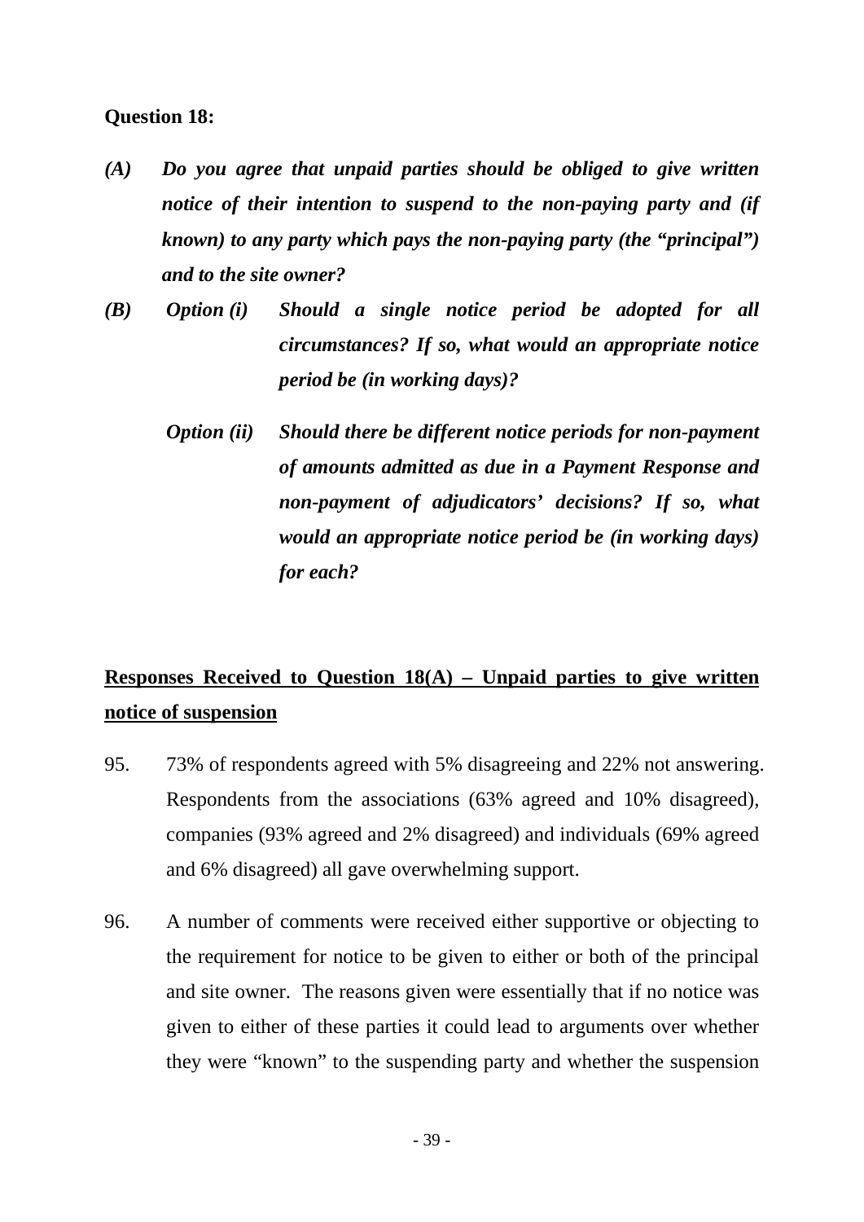**Question 18:**

*(A)* ***Do you agree that unpaid parties should be obliged to give written notice of their intention to suspend to the non-paying party and (if known) to any party which pays the non-paying party (the "principal") and to the site owner?***

*(B)* ***Option (i)*** ***Should a single notice period be adopted for all circumstances? If so, what would an appropriate notice period be (in working days)?***

***Option (ii)*** ***Should there be different notice periods for non-payment of amounts admitted as due in a Payment Response and non-payment of adjudicators' decisions? If so, what would an appropriate notice period be (in working days) for each?***

**<u>Responses Received to Question 18(A) – Unpaid parties to give written notice of suspension</u>**

95. 73% of respondents agreed with 5% disagreeing and 22% not answering. Respondents from the associations (63% agreed and 10% disagreed), companies (93% agreed and 2% disagreed) and individuals (69% agreed and 6% disagreed) all gave overwhelming support.

96. A number of comments were received either supportive or objecting to the requirement for notice to be given to either or both of the principal and site owner. The reasons given were essentially that if no notice was given to either of these parties it could lead to arguments over whether they were "known" to the suspending party and whether the suspension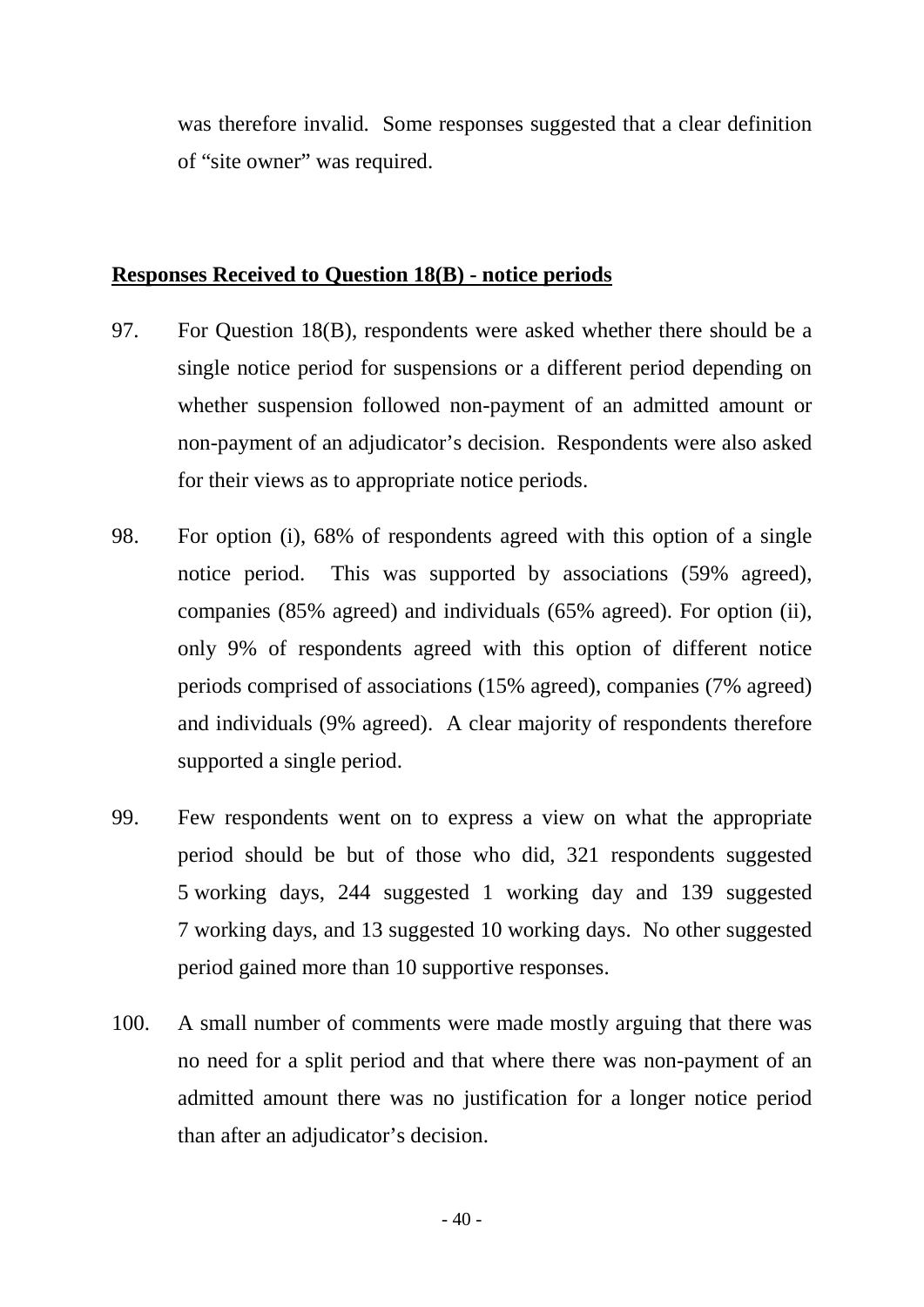was therefore invalid. Some responses suggested that a clear definition of "site owner" was required.

**<u>Responses Received to Question 18(B) - notice periods</u>**

97. For Question 18(B), respondents were asked whether there should be a single notice period for suspensions or a different period depending on whether suspension followed non-payment of an admitted amount or non-payment of an adjudicator's decision. Respondents were also asked for their views as to appropriate notice periods.

98. For option (i), 68% of respondents agreed with this option of a single notice period. This was supported by associations (59% agreed), companies (85% agreed) and individuals (65% agreed). For option (ii), only 9% of respondents agreed with this option of different notice periods comprised of associations (15% agreed), companies (7% agreed) and individuals (9% agreed). A clear majority of respondents therefore supported a single period.

99. Few respondents went on to express a view on what the appropriate period should be but of those who did, 321 respondents suggested 5 working days, 244 suggested 1 working day and 139 suggested 7 working days, and 13 suggested 10 working days. No other suggested period gained more than 10 supportive responses.

100. A small number of comments were made mostly arguing that there was no need for a split period and that where there was non-payment of an admitted amount there was no justification for a longer notice period than after an adjudicator's decision.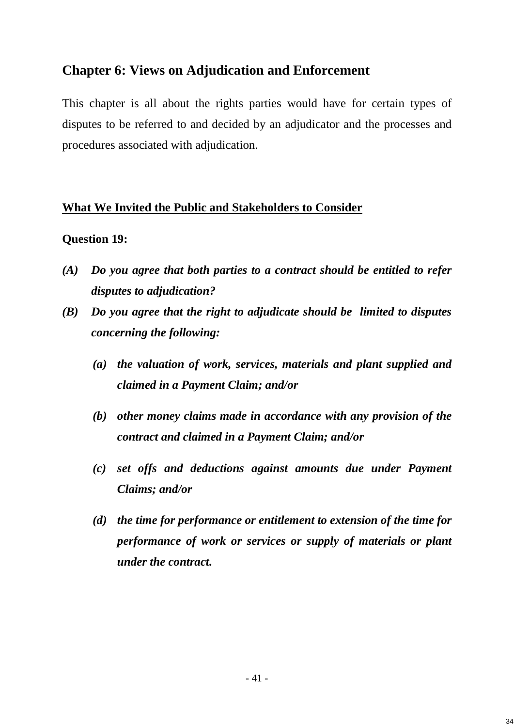## Chapter 6: Views on Adjudication and Enforcement

This chapter is all about the rights parties would have for certain types of disputes to be referred to and decided by an adjudicator and the processes and procedures associated with adjudication.

### <u>What We Invited the Public and Stakeholders to Consider</u>

**Question 19:**

***(A) Do you agree that both parties to a contract should be entitled to refer disputes to adjudication?***

***(B) Do you agree that the right to adjudicate should be limited to disputes concerning the following:***

> ***(a) the valuation of work, services, materials and plant supplied and claimed in a Payment Claim; and/or***
>
> ***(b) other money claims made in accordance with any provision of the contract and claimed in a Payment Claim; and/or***
>
> ***(c) set offs and deductions against amounts due under Payment Claims; and/or***
>
> ***(d) the time for performance or entitlement to extension of the time for performance of work or services or supply of materials or plant under the contract.***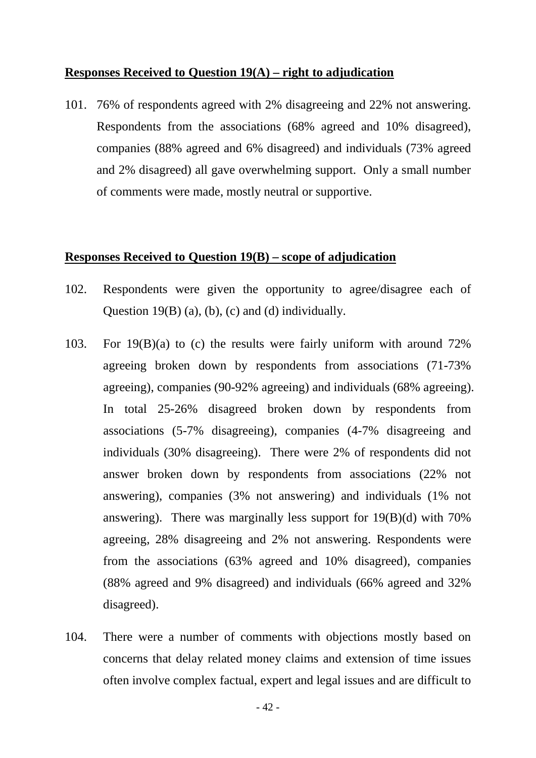**<u>Responses Received to Question 19(A) – right to adjudication</u>**

101. 76% of respondents agreed with 2% disagreeing and 22% not answering. Respondents from the associations (68% agreed and 10% disagreed), companies (88% agreed and 6% disagreed) and individuals (73% agreed and 2% disagreed) all gave overwhelming support. Only a small number of comments were made, mostly neutral or supportive.

**<u>Responses Received to Question 19(B) – scope of adjudication</u>**

102. Respondents were given the opportunity to agree/disagree each of Question 19(B) (a), (b), (c) and (d) individually.

103. For 19(B)(a) to (c) the results were fairly uniform with around 72% agreeing broken down by respondents from associations (71-73% agreeing), companies (90-92% agreeing) and individuals (68% agreeing). In total 25-26% disagreed broken down by respondents from associations (5-7% disagreeing), companies (4-7% disagreeing and individuals (30% disagreeing). There were 2% of respondents did not answer broken down by respondents from associations (22% not answering), companies (3% not answering) and individuals (1% not answering). There was marginally less support for 19(B)(d) with 70% agreeing, 28% disagreeing and 2% not answering. Respondents were from the associations (63% agreed and 10% disagreed), companies (88% agreed and 9% disagreed) and individuals (66% agreed and 32% disagreed).

104. There were a number of comments with objections mostly based on concerns that delay related money claims and extension of time issues often involve complex factual, expert and legal issues and are difficult to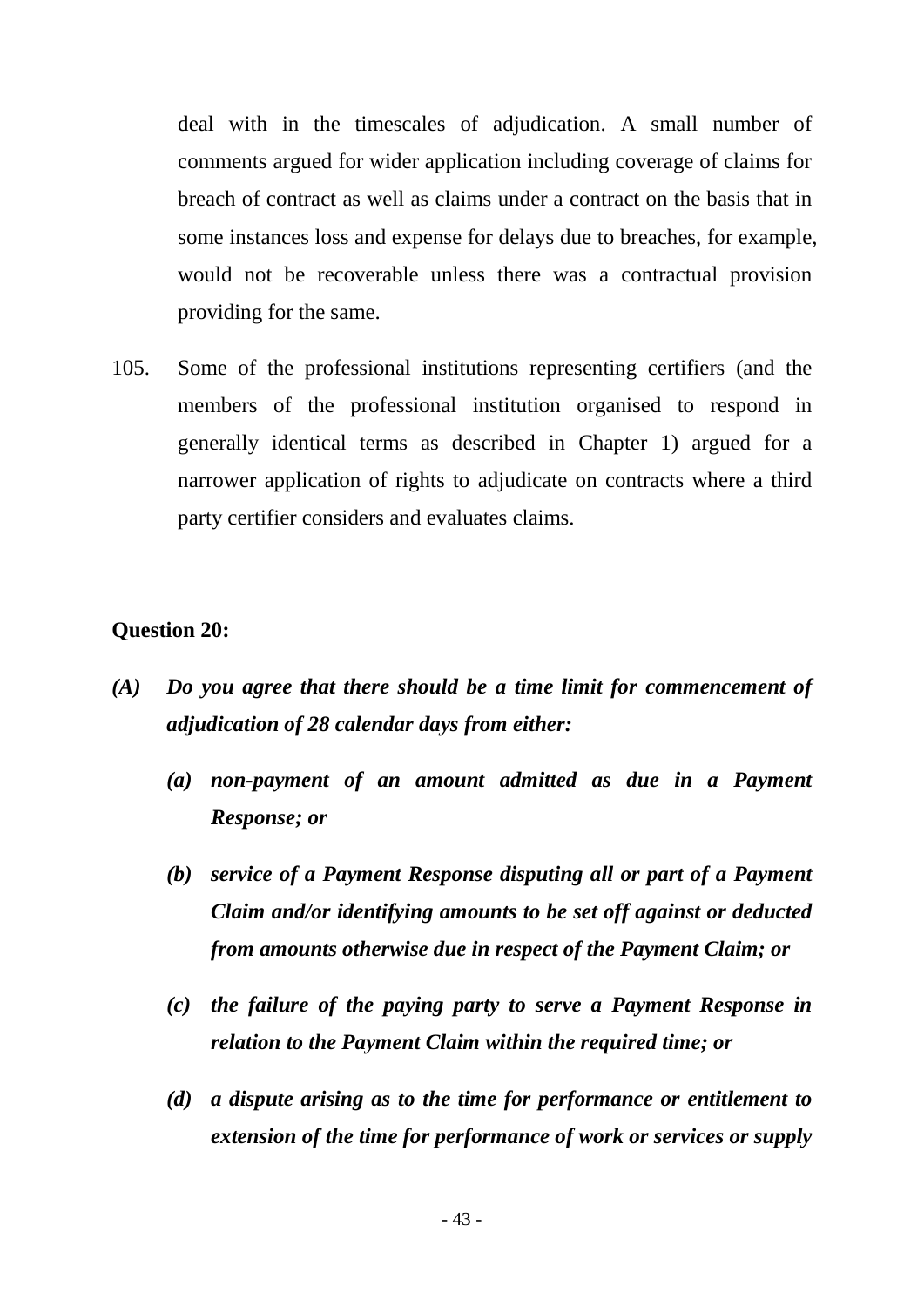deal with in the timescales of adjudication. A small number of comments argued for wider application including coverage of claims for breach of contract as well as claims under a contract on the basis that in some instances loss and expense for delays due to breaches, for example, would not be recoverable unless there was a contractual provision providing for the same.

105. Some of the professional institutions representing certifiers (and the members of the professional institution organised to respond in generally identical terms as described in Chapter 1) argued for a narrower application of rights to adjudicate on contracts where a third party certifier considers and evaluates claims.

**Question 20:**

***(A) Do you agree that there should be a time limit for commencement of adjudication of 28 calendar days from either:***

***(a) non-payment of an amount admitted as due in a Payment Response; or***

***(b) service of a Payment Response disputing all or part of a Payment Claim and/or identifying amounts to be set off against or deducted from amounts otherwise due in respect of the Payment Claim; or***

***(c) the failure of the paying party to serve a Payment Response in relation to the Payment Claim within the required time; or***

***(d) a dispute arising as to the time for performance or entitlement to extension of the time for performance of work or services or supply***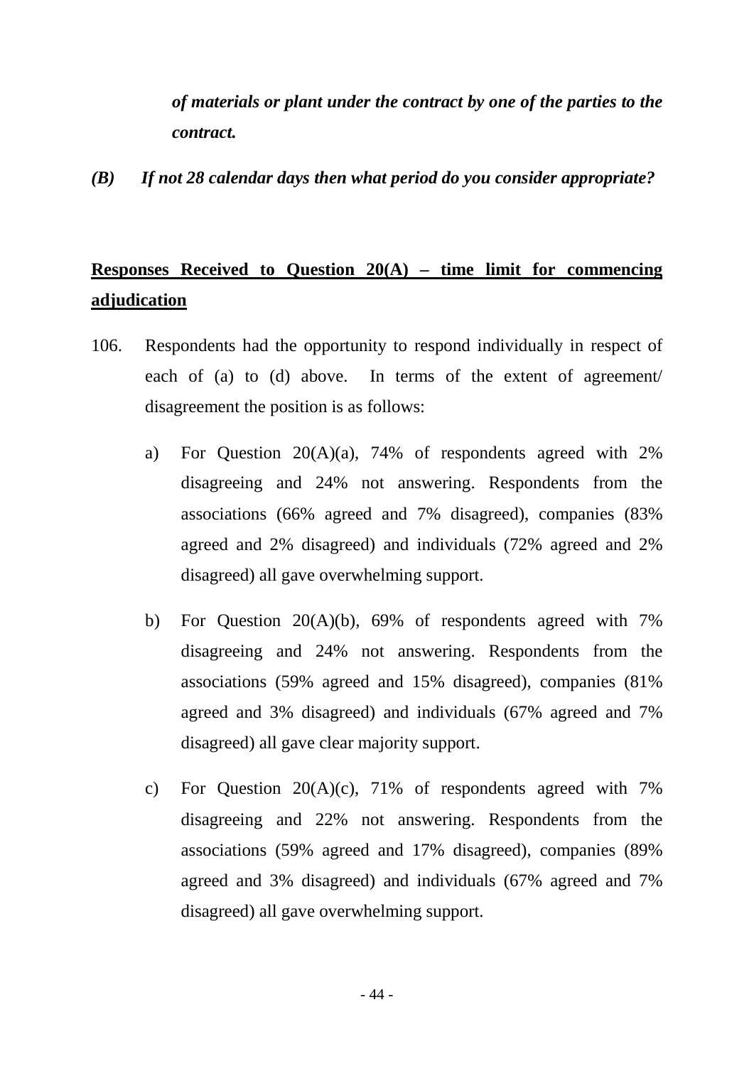***of materials or plant under the contract by one of the parties to the contract.***

***(B) If not 28 calendar days then what period do you consider appropriate?***

**<u>Responses Received to Question 20(A) – time limit for commencing adjudication</u>**

106. Respondents had the opportunity to respond individually in respect of each of (a) to (d) above. In terms of the extent of agreement/ disagreement the position is as follows:

   a) For Question 20(A)(a), 74% of respondents agreed with 2% disagreeing and 24% not answering. Respondents from the associations (66% agreed and 7% disagreed), companies (83% agreed and 2% disagreed) and individuals (72% agreed and 2% disagreed) all gave overwhelming support.

   b) For Question 20(A)(b), 69% of respondents agreed with 7% disagreeing and 24% not answering. Respondents from the associations (59% agreed and 15% disagreed), companies (81% agreed and 3% disagreed) and individuals (67% agreed and 7% disagreed) all gave clear majority support.

   c) For Question 20(A)(c), 71% of respondents agreed with 7% disagreeing and 22% not answering. Respondents from the associations (59% agreed and 17% disagreed), companies (89% agreed and 3% disagreed) and individuals (67% agreed and 7% disagreed) all gave overwhelming support.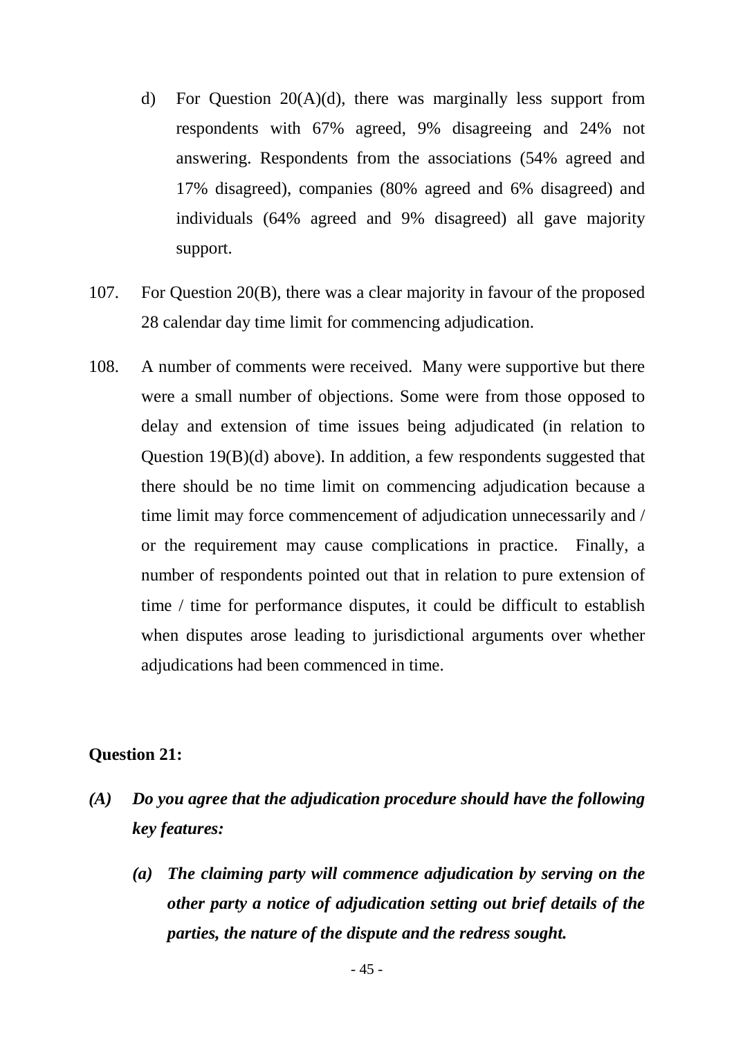d) For Question 20(A)(d), there was marginally less support from respondents with 67% agreed, 9% disagreeing and 24% not answering. Respondents from the associations (54% agreed and 17% disagreed), companies (80% agreed and 6% disagreed) and individuals (64% agreed and 9% disagreed) all gave majority support.

107. For Question 20(B), there was a clear majority in favour of the proposed 28 calendar day time limit for commencing adjudication.

108. A number of comments were received. Many were supportive but there were a small number of objections. Some were from those opposed to delay and extension of time issues being adjudicated (in relation to Question 19(B)(d) above). In addition, a few respondents suggested that there should be no time limit on commencing adjudication because a time limit may force commencement of adjudication unnecessarily and / or the requirement may cause complications in practice. Finally, a number of respondents pointed out that in relation to pure extension of time / time for performance disputes, it could be difficult to establish when disputes arose leading to jurisdictional arguments over whether adjudications had been commenced in time.

**Question 21:**

***(A) Do you agree that the adjudication procedure should have the following key features:***

***(a) The claiming party will commence adjudication by serving on the other party a notice of adjudication setting out brief details of the parties, the nature of the dispute and the redress sought.***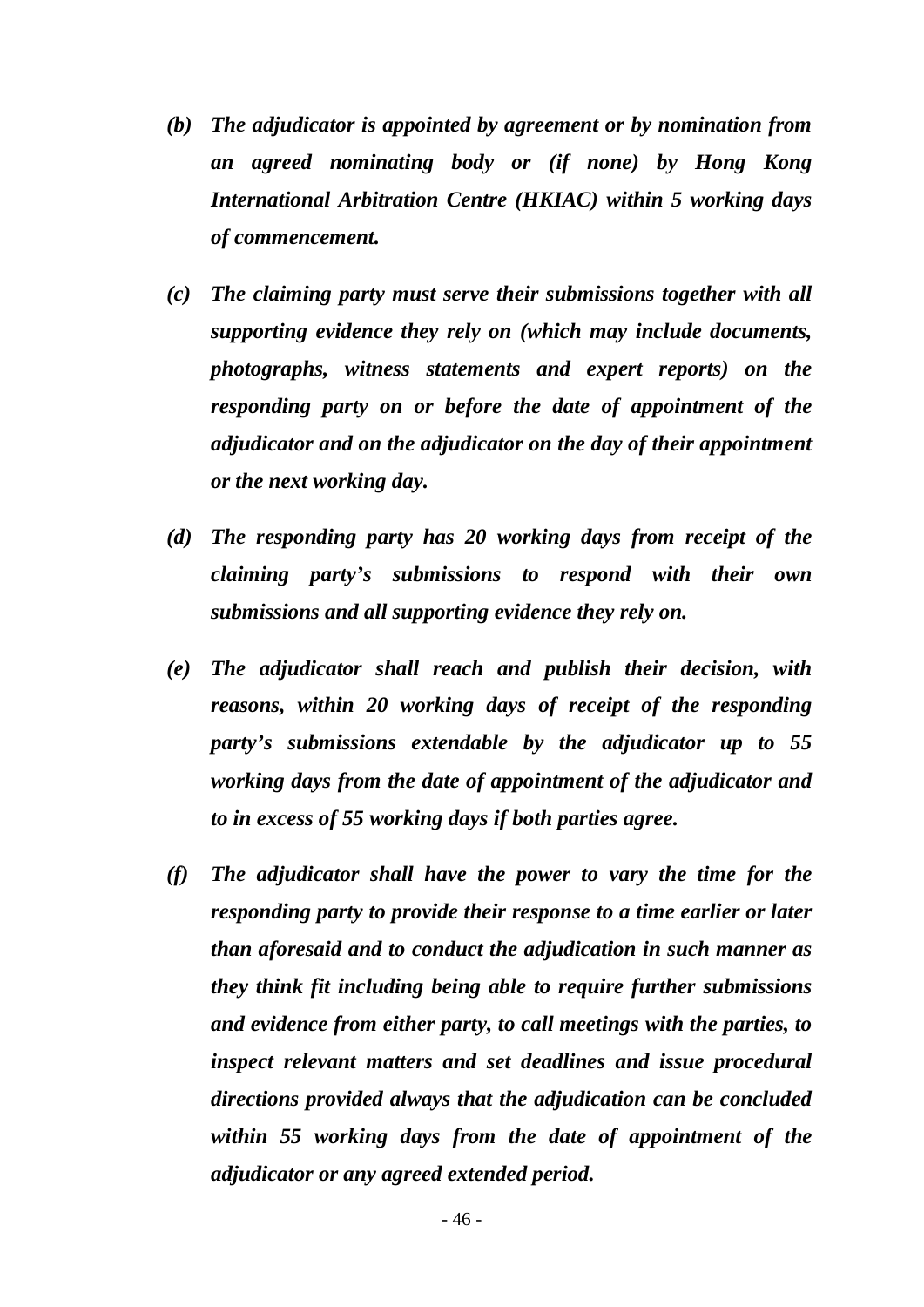- ***(b)*** ***The adjudicator is appointed by agreement or by nomination from an agreed nominating body or (if none) by Hong Kong International Arbitration Centre (HKIAC) within 5 working days of commencement.***

- ***(c)*** ***The claiming party must serve their submissions together with all supporting evidence they rely on (which may include documents, photographs, witness statements and expert reports) on the responding party on or before the date of appointment of the adjudicator and on the adjudicator on the day of their appointment or the next working day.***

- ***(d)*** ***The responding party has 20 working days from receipt of the claiming party's submissions to respond with their own submissions and all supporting evidence they rely on.***

- ***(e)*** ***The adjudicator shall reach and publish their decision, with reasons, within 20 working days of receipt of the responding party's submissions extendable by the adjudicator up to 55 working days from the date of appointment of the adjudicator and to in excess of 55 working days if both parties agree.***

- ***(f)*** ***The adjudicator shall have the power to vary the time for the responding party to provide their response to a time earlier or later than aforesaid and to conduct the adjudication in such manner as they think fit including being able to require further submissions and evidence from either party, to call meetings with the parties, to inspect relevant matters and set deadlines and issue procedural directions provided always that the adjudication can be concluded within 55 working days from the date of appointment of the adjudicator or any agreed extended period.***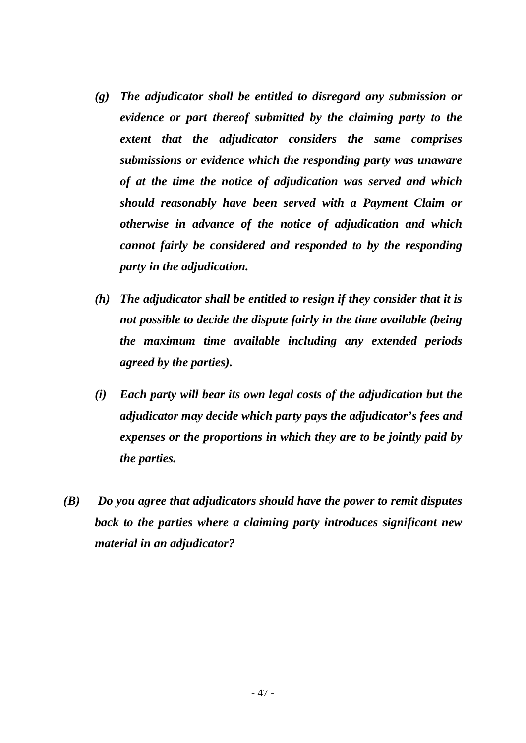*(g)* ***The adjudicator shall be entitled to disregard any submission or evidence or part thereof submitted by the claiming party to the extent that the adjudicator considers the same comprises submissions or evidence which the responding party was unaware of at the time the notice of adjudication was served and which should reasonably have been served with a Payment Claim or otherwise in advance of the notice of adjudication and which cannot fairly be considered and responded to by the responding party in the adjudication.***

*(h)* ***The adjudicator shall be entitled to resign if they consider that it is not possible to decide the dispute fairly in the time available (being the maximum time available including any extended periods agreed by the parties).***

*(i)* ***Each party will bear its own legal costs of the adjudication but the adjudicator may decide which party pays the adjudicator's fees and expenses or the proportions in which they are to be jointly paid by the parties.***

***(B) Do you agree that adjudicators should have the power to remit disputes back to the parties where a claiming party introduces significant new material in an adjudicator?***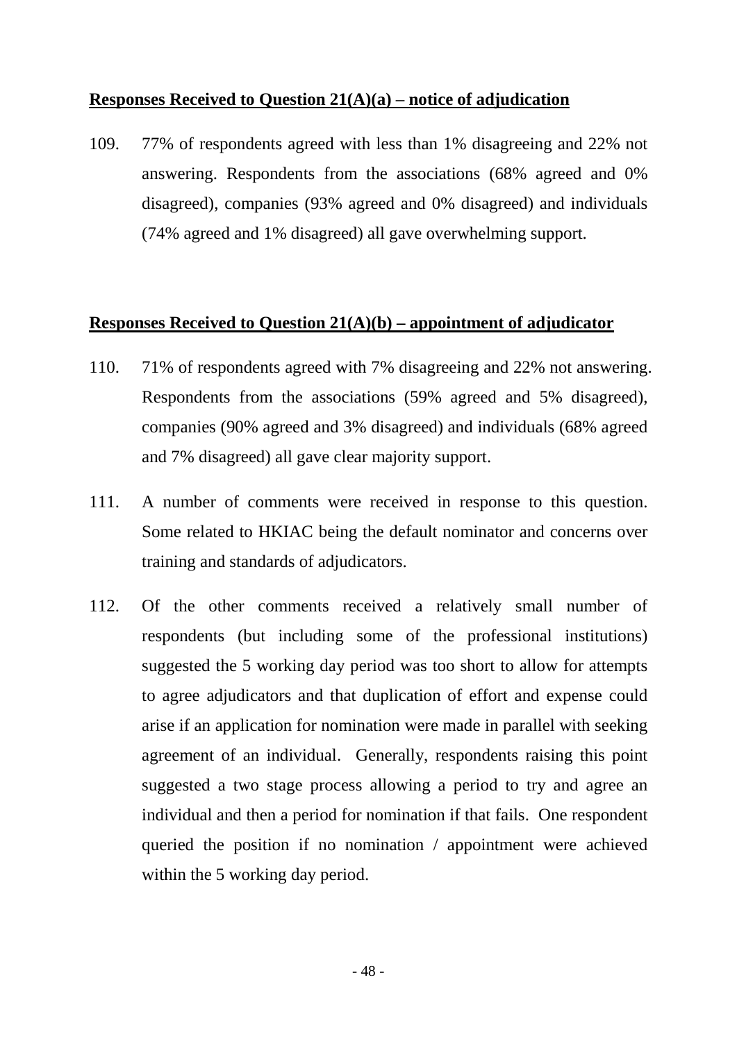**<u>Responses Received to Question 21(A)(a) – notice of adjudication</u>**

109. 77% of respondents agreed with less than 1% disagreeing and 22% not answering. Respondents from the associations (68% agreed and 0% disagreed), companies (93% agreed and 0% disagreed) and individuals (74% agreed and 1% disagreed) all gave overwhelming support.

**<u>Responses Received to Question 21(A)(b) – appointment of adjudicator</u>**

110. 71% of respondents agreed with 7% disagreeing and 22% not answering. Respondents from the associations (59% agreed and 5% disagreed), companies (90% agreed and 3% disagreed) and individuals (68% agreed and 7% disagreed) all gave clear majority support.

111. A number of comments were received in response to this question. Some related to HKIAC being the default nominator and concerns over training and standards of adjudicators.

112. Of the other comments received a relatively small number of respondents (but including some of the professional institutions) suggested the 5 working day period was too short to allow for attempts to agree adjudicators and that duplication of effort and expense could arise if an application for nomination were made in parallel with seeking agreement of an individual. Generally, respondents raising this point suggested a two stage process allowing a period to try and agree an individual and then a period for nomination if that fails. One respondent queried the position if no nomination / appointment were achieved within the 5 working day period.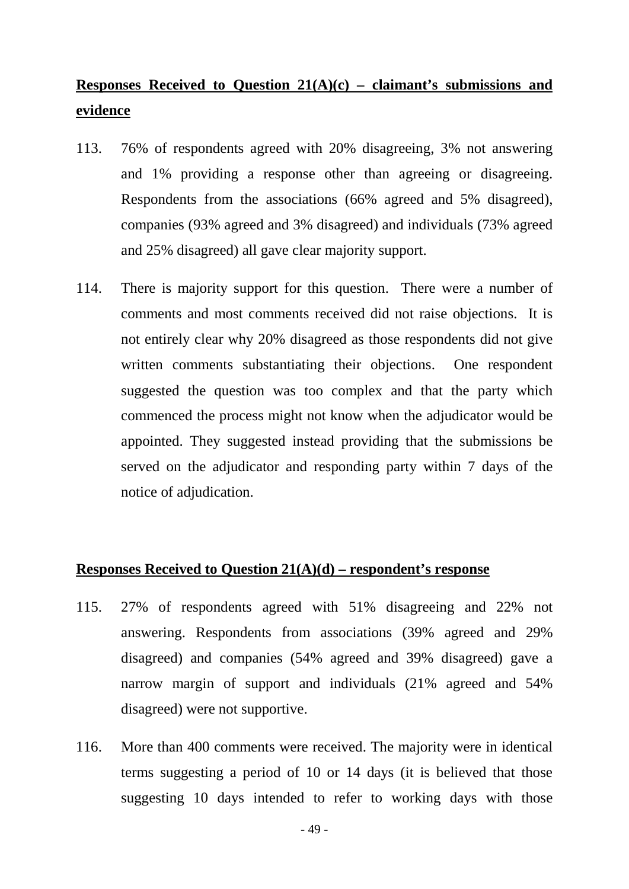**Responses Received to Question 21(A)(c) – claimant's submissions and evidence**

113. 76% of respondents agreed with 20% disagreeing, 3% not answering and 1% providing a response other than agreeing or disagreeing. Respondents from the associations (66% agreed and 5% disagreed), companies (93% agreed and 3% disagreed) and individuals (73% agreed and 25% disagreed) all gave clear majority support.

114. There is majority support for this question. There were a number of comments and most comments received did not raise objections. It is not entirely clear why 20% disagreed as those respondents did not give written comments substantiating their objections. One respondent suggested the question was too complex and that the party which commenced the process might not know when the adjudicator would be appointed. They suggested instead providing that the submissions be served on the adjudicator and responding party within 7 days of the notice of adjudication.

**Responses Received to Question 21(A)(d) – respondent's response**

115. 27% of respondents agreed with 51% disagreeing and 22% not answering. Respondents from associations (39% agreed and 29% disagreed) and companies (54% agreed and 39% disagreed) gave a narrow margin of support and individuals (21% agreed and 54% disagreed) were not supportive.

116. More than 400 comments were received. The majority were in identical terms suggesting a period of 10 or 14 days (it is believed that those suggesting 10 days intended to refer to working days with those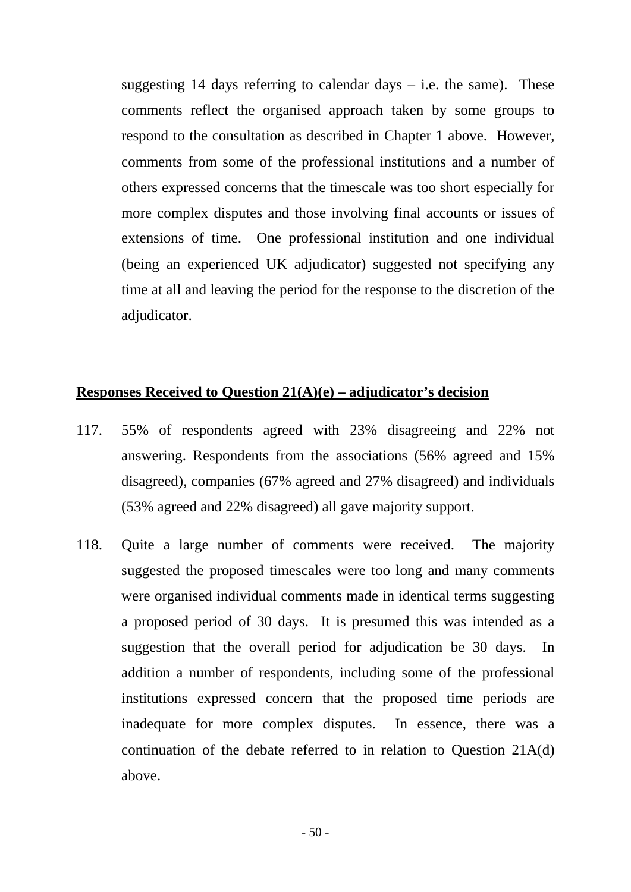suggesting 14 days referring to calendar days – i.e. the same). These comments reflect the organised approach taken by some groups to respond to the consultation as described in Chapter 1 above. However, comments from some of the professional institutions and a number of others expressed concerns that the timescale was too short especially for more complex disputes and those involving final accounts or issues of extensions of time. One professional institution and one individual (being an experienced UK adjudicator) suggested not specifying any time at all and leaving the period for the response to the discretion of the adjudicator.

**Responses Received to Question 21(A)(e) – adjudicator's decision**

117. 55% of respondents agreed with 23% disagreeing and 22% not answering. Respondents from the associations (56% agreed and 15% disagreed), companies (67% agreed and 27% disagreed) and individuals (53% agreed and 22% disagreed) all gave majority support.

118. Quite a large number of comments were received. The majority suggested the proposed timescales were too long and many comments were organised individual comments made in identical terms suggesting a proposed period of 30 days. It is presumed this was intended as a suggestion that the overall period for adjudication be 30 days. In addition a number of respondents, including some of the professional institutions expressed concern that the proposed time periods are inadequate for more complex disputes. In essence, there was a continuation of the debate referred to in relation to Question 21A(d) above.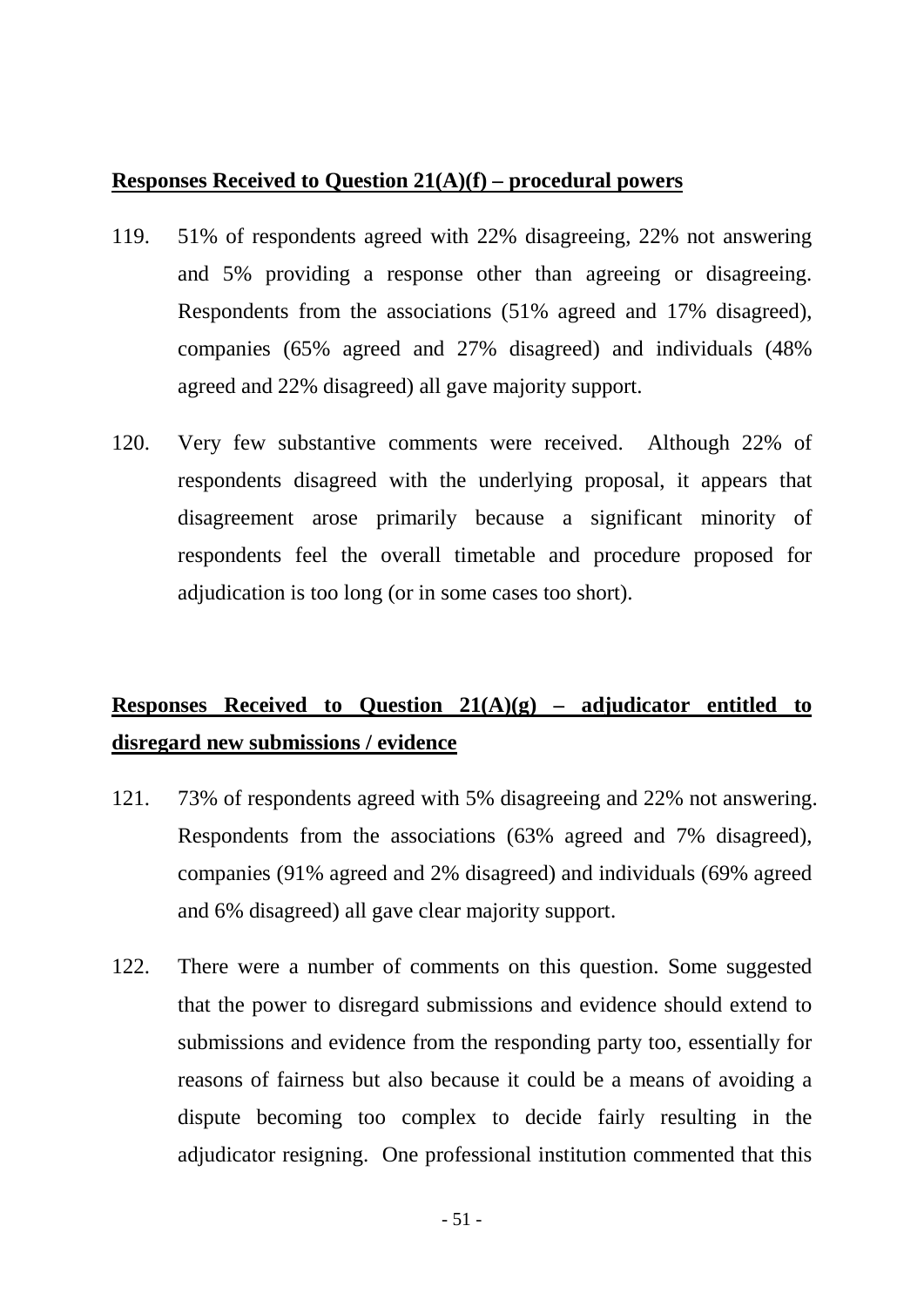**Responses Received to Question 21(A)(f) – procedural powers**

119. 51% of respondents agreed with 22% disagreeing, 22% not answering and 5% providing a response other than agreeing or disagreeing. Respondents from the associations (51% agreed and 17% disagreed), companies (65% agreed and 27% disagreed) and individuals (48% agreed and 22% disagreed) all gave majority support.

120. Very few substantive comments were received. Although 22% of respondents disagreed with the underlying proposal, it appears that disagreement arose primarily because a significant minority of respondents feel the overall timetable and procedure proposed for adjudication is too long (or in some cases too short).

**Responses Received to Question 21(A)(g) – adjudicator entitled to disregard new submissions / evidence**

121. 73% of respondents agreed with 5% disagreeing and 22% not answering. Respondents from the associations (63% agreed and 7% disagreed), companies (91% agreed and 2% disagreed) and individuals (69% agreed and 6% disagreed) all gave clear majority support.

122. There were a number of comments on this question. Some suggested that the power to disregard submissions and evidence should extend to submissions and evidence from the responding party too, essentially for reasons of fairness but also because it could be a means of avoiding a dispute becoming too complex to decide fairly resulting in the adjudicator resigning. One professional institution commented that this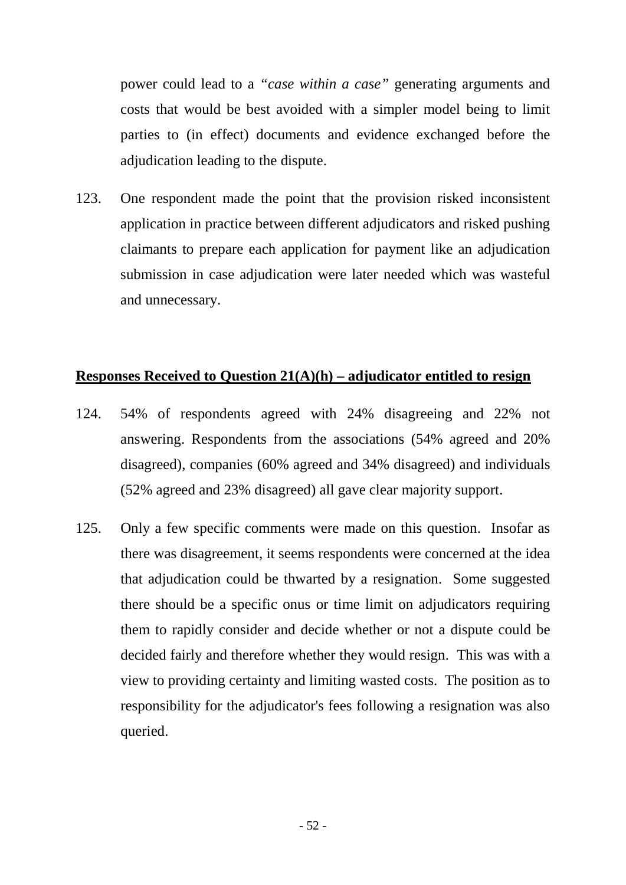power could lead to a *"case within a case"* generating arguments and costs that would be best avoided with a simpler model being to limit parties to (in effect) documents and evidence exchanged before the adjudication leading to the dispute.

123. One respondent made the point that the provision risked inconsistent application in practice between different adjudicators and risked pushing claimants to prepare each application for payment like an adjudication submission in case adjudication were later needed which was wasteful and unnecessary.

**Responses Received to Question 21(A)(h) – adjudicator entitled to resign**

124. 54% of respondents agreed with 24% disagreeing and 22% not answering. Respondents from the associations (54% agreed and 20% disagreed), companies (60% agreed and 34% disagreed) and individuals (52% agreed and 23% disagreed) all gave clear majority support.

125. Only a few specific comments were made on this question. Insofar as there was disagreement, it seems respondents were concerned at the idea that adjudication could be thwarted by a resignation. Some suggested there should be a specific onus or time limit on adjudicators requiring them to rapidly consider and decide whether or not a dispute could be decided fairly and therefore whether they would resign. This was with a view to providing certainty and limiting wasted costs. The position as to responsibility for the adjudicator's fees following a resignation was also queried.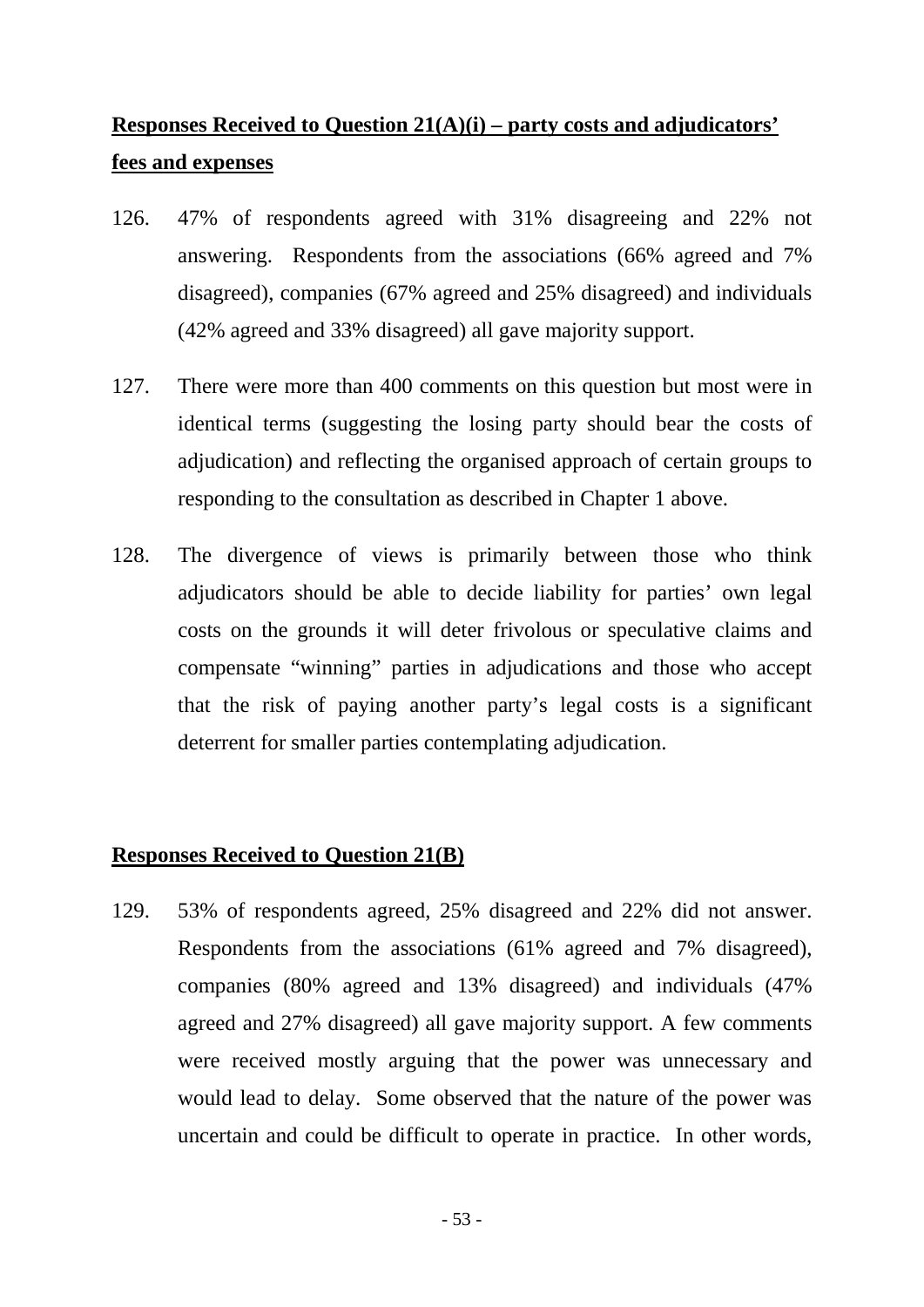**Responses Received to Question 21(A)(i) – party costs and adjudicators' fees and expenses**

126. 47% of respondents agreed with 31% disagreeing and 22% not answering. Respondents from the associations (66% agreed and 7% disagreed), companies (67% agreed and 25% disagreed) and individuals (42% agreed and 33% disagreed) all gave majority support.

127. There were more than 400 comments on this question but most were in identical terms (suggesting the losing party should bear the costs of adjudication) and reflecting the organised approach of certain groups to responding to the consultation as described in Chapter 1 above.

128. The divergence of views is primarily between those who think adjudicators should be able to decide liability for parties' own legal costs on the grounds it will deter frivolous or speculative claims and compensate "winning" parties in adjudications and those who accept that the risk of paying another party's legal costs is a significant deterrent for smaller parties contemplating adjudication.

**Responses Received to Question 21(B)**

129. 53% of respondents agreed, 25% disagreed and 22% did not answer. Respondents from the associations (61% agreed and 7% disagreed), companies (80% agreed and 13% disagreed) and individuals (47% agreed and 27% disagreed) all gave majority support. A few comments were received mostly arguing that the power was unnecessary and would lead to delay. Some observed that the nature of the power was uncertain and could be difficult to operate in practice. In other words,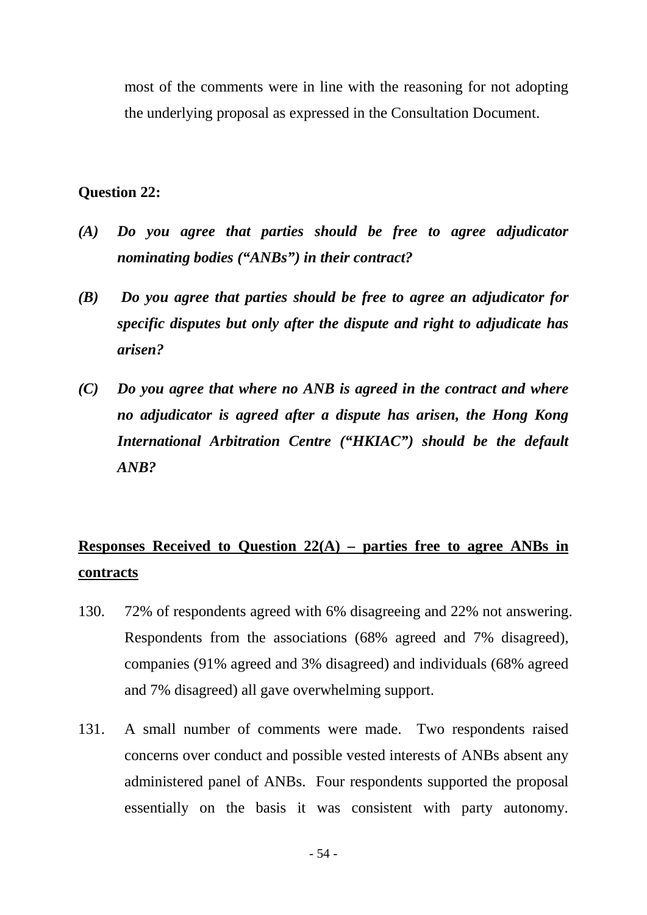most of the comments were in line with the reasoning for not adopting the underlying proposal as expressed in the Consultation Document.

**Question 22:**

*(A)* ***Do you agree that parties should be free to agree adjudicator nominating bodies ("ANBs") in their contract?***

*(B)* ***Do you agree that parties should be free to agree an adjudicator for specific disputes but only after the dispute and right to adjudicate has arisen?***

*(C)* ***Do you agree that where no ANB is agreed in the contract and where no adjudicator is agreed after a dispute has arisen, the Hong Kong International Arbitration Centre ("HKIAC") should be the default ANB?***

**<u>Responses Received to Question 22(A) – parties free to agree ANBs in contracts</u>**

130. 72% of respondents agreed with 6% disagreeing and 22% not answering. Respondents from the associations (68% agreed and 7% disagreed), companies (91% agreed and 3% disagreed) and individuals (68% agreed and 7% disagreed) all gave overwhelming support.

131. A small number of comments were made. Two respondents raised concerns over conduct and possible vested interests of ANBs absent any administered panel of ANBs. Four respondents supported the proposal essentially on the basis it was consistent with party autonomy.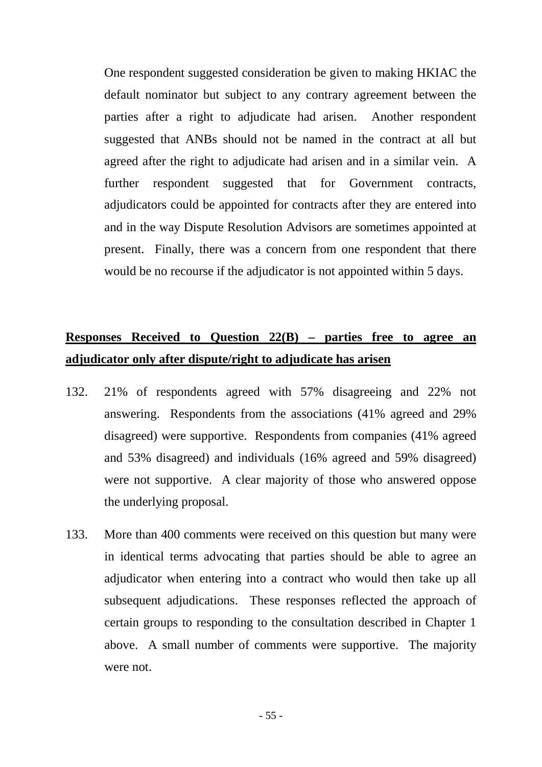One respondent suggested consideration be given to making HKIAC the default nominator but subject to any contrary agreement between the parties after a right to adjudicate had arisen. Another respondent suggested that ANBs should not be named in the contract at all but agreed after the right to adjudicate had arisen and in a similar vein. A further respondent suggested that for Government contracts, adjudicators could be appointed for contracts after they are entered into and in the way Dispute Resolution Advisors are sometimes appointed at present. Finally, there was a concern from one respondent that there would be no recourse if the adjudicator is not appointed within 5 days.

**<u>Responses Received to Question 22(B) – parties free to agree an adjudicator only after dispute/right to adjudicate has arisen</u>**

132. 21% of respondents agreed with 57% disagreeing and 22% not answering. Respondents from the associations (41% agreed and 29% disagreed) were supportive. Respondents from companies (41% agreed and 53% disagreed) and individuals (16% agreed and 59% disagreed) were not supportive. A clear majority of those who answered oppose the underlying proposal.

133. More than 400 comments were received on this question but many were in identical terms advocating that parties should be able to agree an adjudicator when entering into a contract who would then take up all subsequent adjudications. These responses reflected the approach of certain groups to responding to the consultation described in Chapter 1 above. A small number of comments were supportive. The majority were not.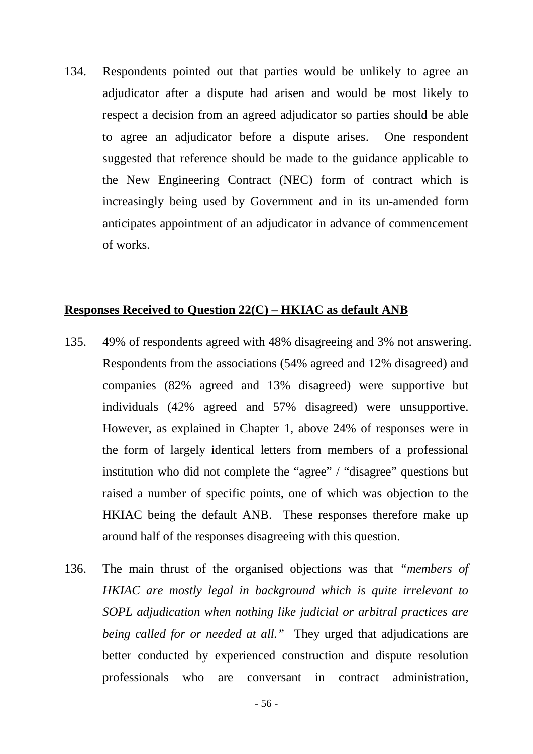134. Respondents pointed out that parties would be unlikely to agree an adjudicator after a dispute had arisen and would be most likely to respect a decision from an agreed adjudicator so parties should be able to agree an adjudicator before a dispute arises. One respondent suggested that reference should be made to the guidance applicable to the New Engineering Contract (NEC) form of contract which is increasingly being used by Government and in its un-amended form anticipates appointment of an adjudicator in advance of commencement of works.

**<u>Responses Received to Question 22(C) – HKIAC as default ANB</u>**

135. 49% of respondents agreed with 48% disagreeing and 3% not answering. Respondents from the associations (54% agreed and 12% disagreed) and companies (82% agreed and 13% disagreed) were supportive but individuals (42% agreed and 57% disagreed) were unsupportive. However, as explained in Chapter 1, above 24% of responses were in the form of largely identical letters from members of a professional institution who did not complete the "agree" / "disagree" questions but raised a number of specific points, one of which was objection to the HKIAC being the default ANB. These responses therefore make up around half of the responses disagreeing with this question.

136. The main thrust of the organised objections was that *"members of HKIAC are mostly legal in background which is quite irrelevant to SOPL adjudication when nothing like judicial or arbitral practices are being called for or needed at all."* They urged that adjudications are better conducted by experienced construction and dispute resolution professionals who are conversant in contract administration,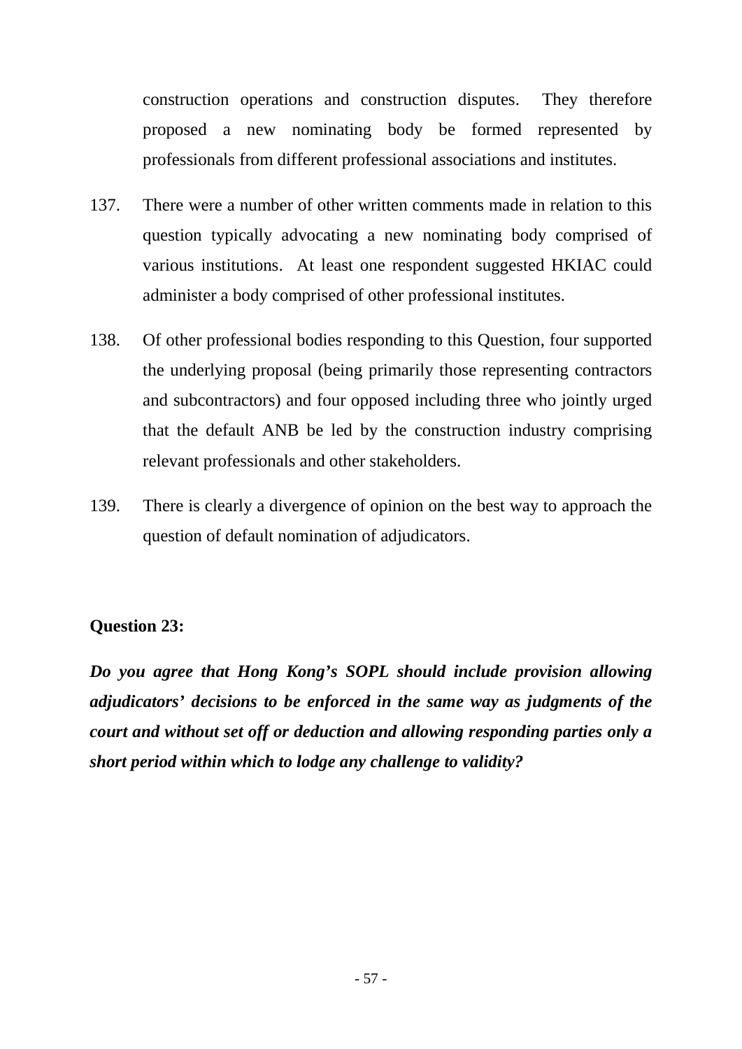construction operations and construction disputes. They therefore proposed a new nominating body be formed represented by professionals from different professional associations and institutes.

137. There were a number of other written comments made in relation to this question typically advocating a new nominating body comprised of various institutions. At least one respondent suggested HKIAC could administer a body comprised of other professional institutes.

138. Of other professional bodies responding to this Question, four supported the underlying proposal (being primarily those representing contractors and subcontractors) and four opposed including three who jointly urged that the default ANB be led by the construction industry comprising relevant professionals and other stakeholders.

139. There is clearly a divergence of opinion on the best way to approach the question of default nomination of adjudicators.

**Question 23:**

***Do you agree that Hong Kong's SOPL should include provision allowing adjudicators' decisions to be enforced in the same way as judgments of the court and without set off or deduction and allowing responding parties only a short period within which to lodge any challenge to validity?***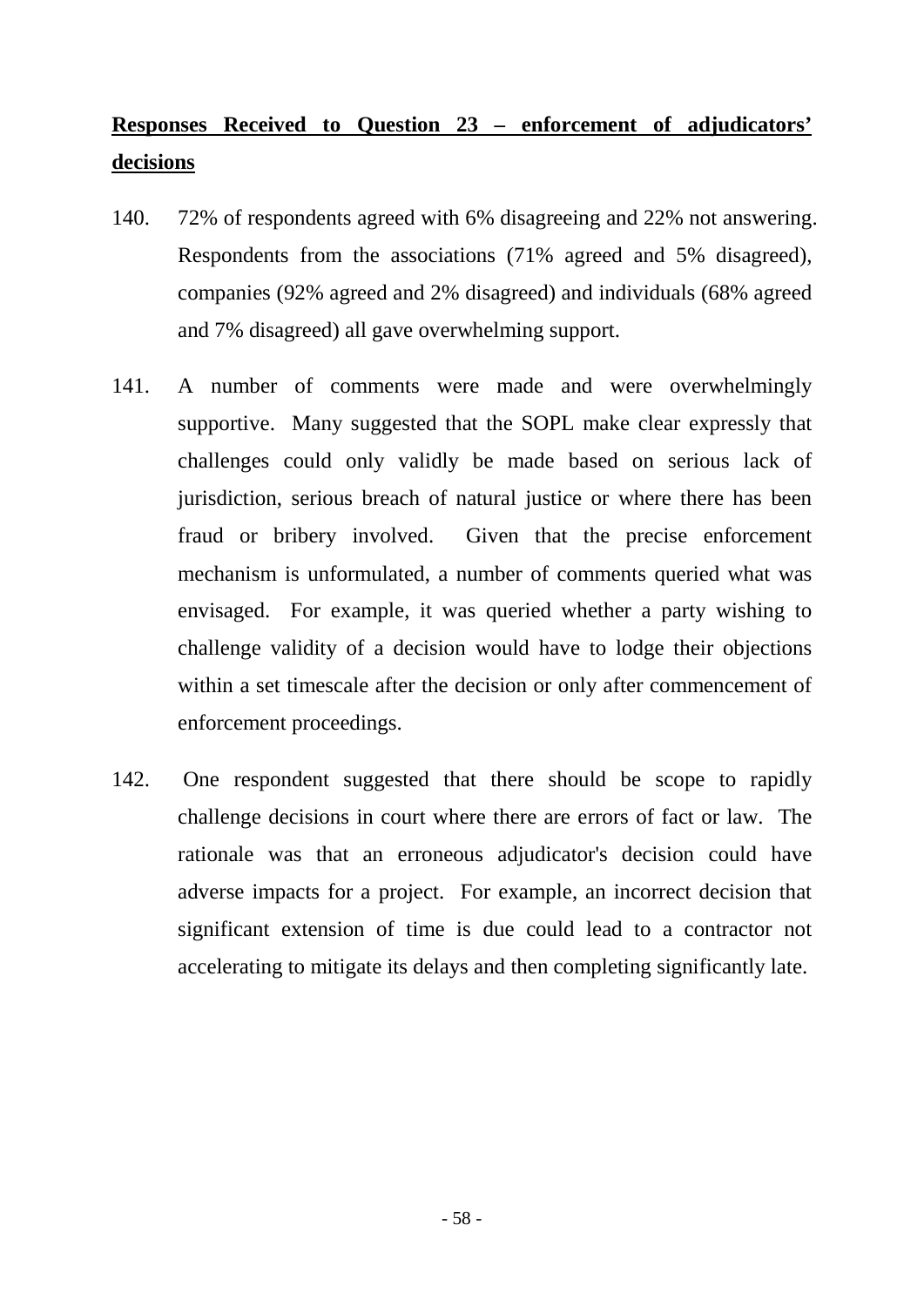**Responses Received to Question 23 – enforcement of adjudicators' decisions**

140. 72% of respondents agreed with 6% disagreeing and 22% not answering. Respondents from the associations (71% agreed and 5% disagreed), companies (92% agreed and 2% disagreed) and individuals (68% agreed and 7% disagreed) all gave overwhelming support.

141. A number of comments were made and were overwhelmingly supportive. Many suggested that the SOPL make clear expressly that challenges could only validly be made based on serious lack of jurisdiction, serious breach of natural justice or where there has been fraud or bribery involved. Given that the precise enforcement mechanism is unformulated, a number of comments queried what was envisaged. For example, it was queried whether a party wishing to challenge validity of a decision would have to lodge their objections within a set timescale after the decision or only after commencement of enforcement proceedings.

142. One respondent suggested that there should be scope to rapidly challenge decisions in court where there are errors of fact or law. The rationale was that an erroneous adjudicator's decision could have adverse impacts for a project. For example, an incorrect decision that significant extension of time is due could lead to a contractor not accelerating to mitigate its delays and then completing significantly late.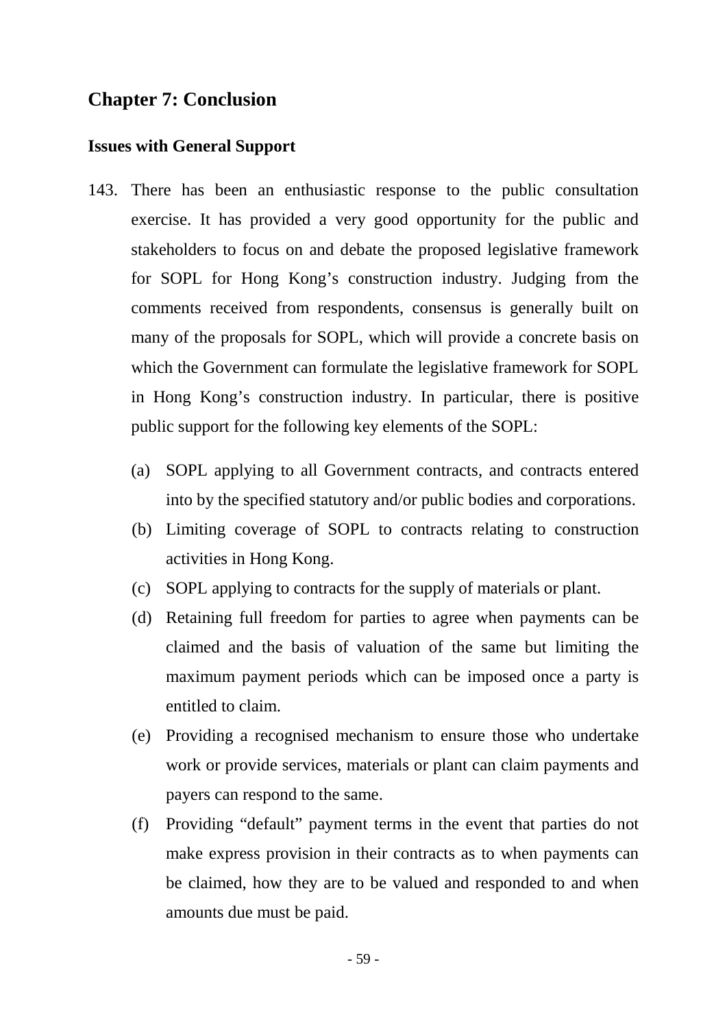## Chapter 7: Conclusion

### Issues with General Support

143. There has been an enthusiastic response to the public consultation exercise. It has provided a very good opportunity for the public and stakeholders to focus on and debate the proposed legislative framework for SOPL for Hong Kong's construction industry. Judging from the comments received from respondents, consensus is generally built on many of the proposals for SOPL, which will provide a concrete basis on which the Government can formulate the legislative framework for SOPL in Hong Kong's construction industry. In particular, there is positive public support for the following key elements of the SOPL:

    (a) SOPL applying to all Government contracts, and contracts entered into by the specified statutory and/or public bodies and corporations.

    (b) Limiting coverage of SOPL to contracts relating to construction activities in Hong Kong.

    (c) SOPL applying to contracts for the supply of materials or plant.

    (d) Retaining full freedom for parties to agree when payments can be claimed and the basis of valuation of the same but limiting the maximum payment periods which can be imposed once a party is entitled to claim.

    (e) Providing a recognised mechanism to ensure those who undertake work or provide services, materials or plant can claim payments and payers can respond to the same.

    (f) Providing "default" payment terms in the event that parties do not make express provision in their contracts as to when payments can be claimed, how they are to be valued and responded to and when amounts due must be paid.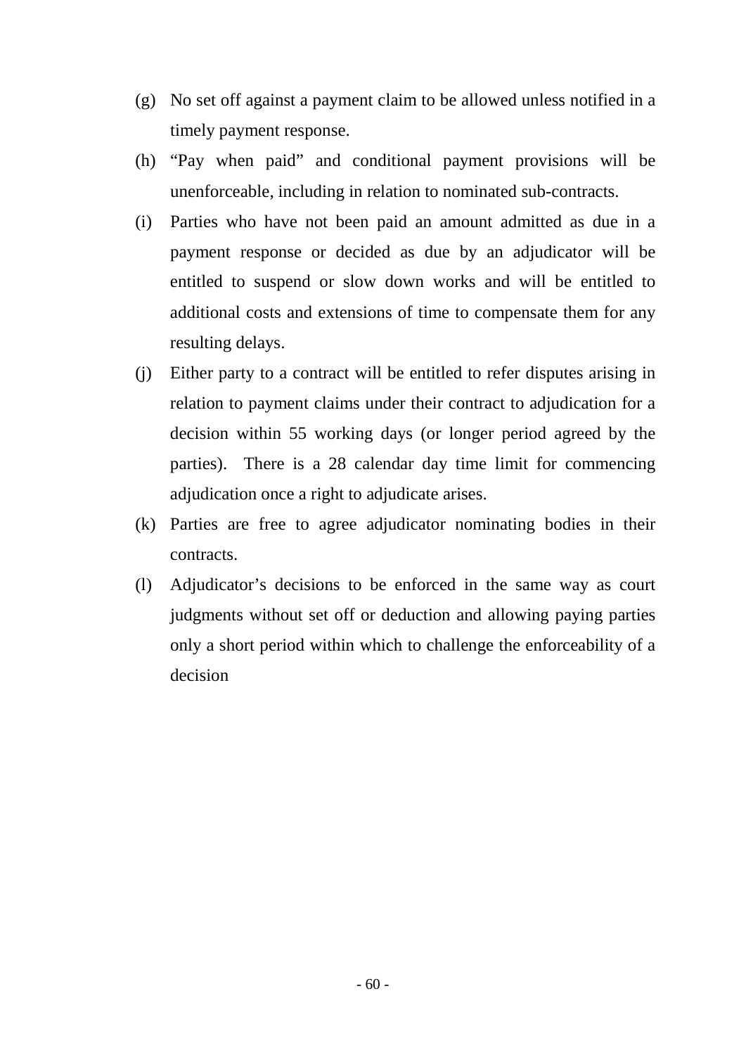(g) No set off against a payment claim to be allowed unless notified in a timely payment response.

(h) "Pay when paid" and conditional payment provisions will be unenforceable, including in relation to nominated sub-contracts.

(i) Parties who have not been paid an amount admitted as due in a payment response or decided as due by an adjudicator will be entitled to suspend or slow down works and will be entitled to additional costs and extensions of time to compensate them for any resulting delays.

(j) Either party to a contract will be entitled to refer disputes arising in relation to payment claims under their contract to adjudication for a decision within 55 working days (or longer period agreed by the parties). There is a 28 calendar day time limit for commencing adjudication once a right to adjudicate arises.

(k) Parties are free to agree adjudicator nominating bodies in their contracts.

(l) Adjudicator's decisions to be enforced in the same way as court judgments without set off or deduction and allowing paying parties only a short period within which to challenge the enforceability of a decision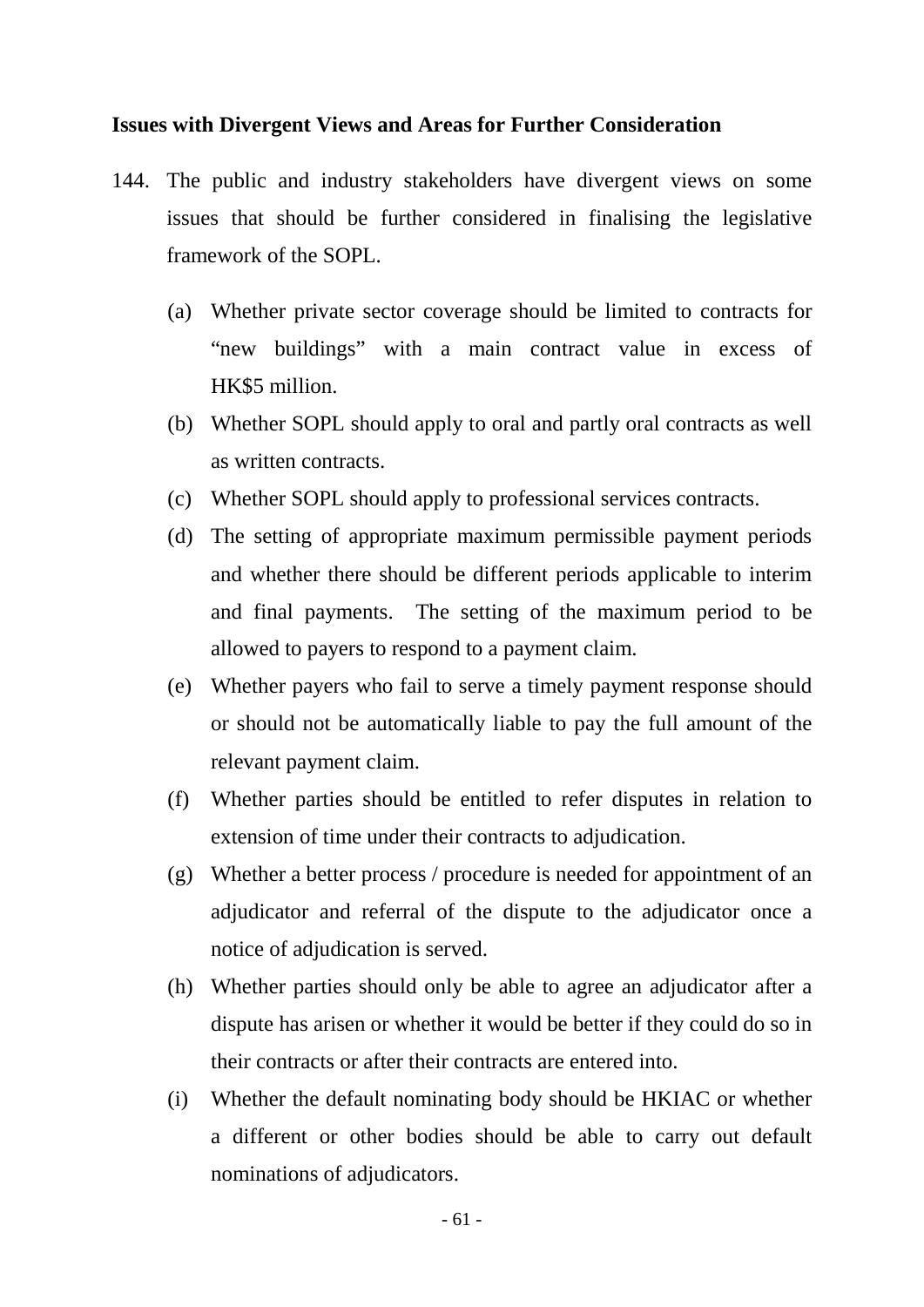**Issues with Divergent Views and Areas for Further Consideration**

144. The public and industry stakeholders have divergent views on some issues that should be further considered in finalising the legislative framework of the SOPL.

    (a) Whether private sector coverage should be limited to contracts for "new buildings" with a main contract value in excess of HK$5 million.

    (b) Whether SOPL should apply to oral and partly oral contracts as well as written contracts.

    (c) Whether SOPL should apply to professional services contracts.

    (d) The setting of appropriate maximum permissible payment periods and whether there should be different periods applicable to interim and final payments. The setting of the maximum period to be allowed to payers to respond to a payment claim.

    (e) Whether payers who fail to serve a timely payment response should or should not be automatically liable to pay the full amount of the relevant payment claim.

    (f) Whether parties should be entitled to refer disputes in relation to extension of time under their contracts to adjudication.

    (g) Whether a better process / procedure is needed for appointment of an adjudicator and referral of the dispute to the adjudicator once a notice of adjudication is served.

    (h) Whether parties should only be able to agree an adjudicator after a dispute has arisen or whether it would be better if they could do so in their contracts or after their contracts are entered into.

    (i) Whether the default nominating body should be HKIAC or whether a different or other bodies should be able to carry out default nominations of adjudicators.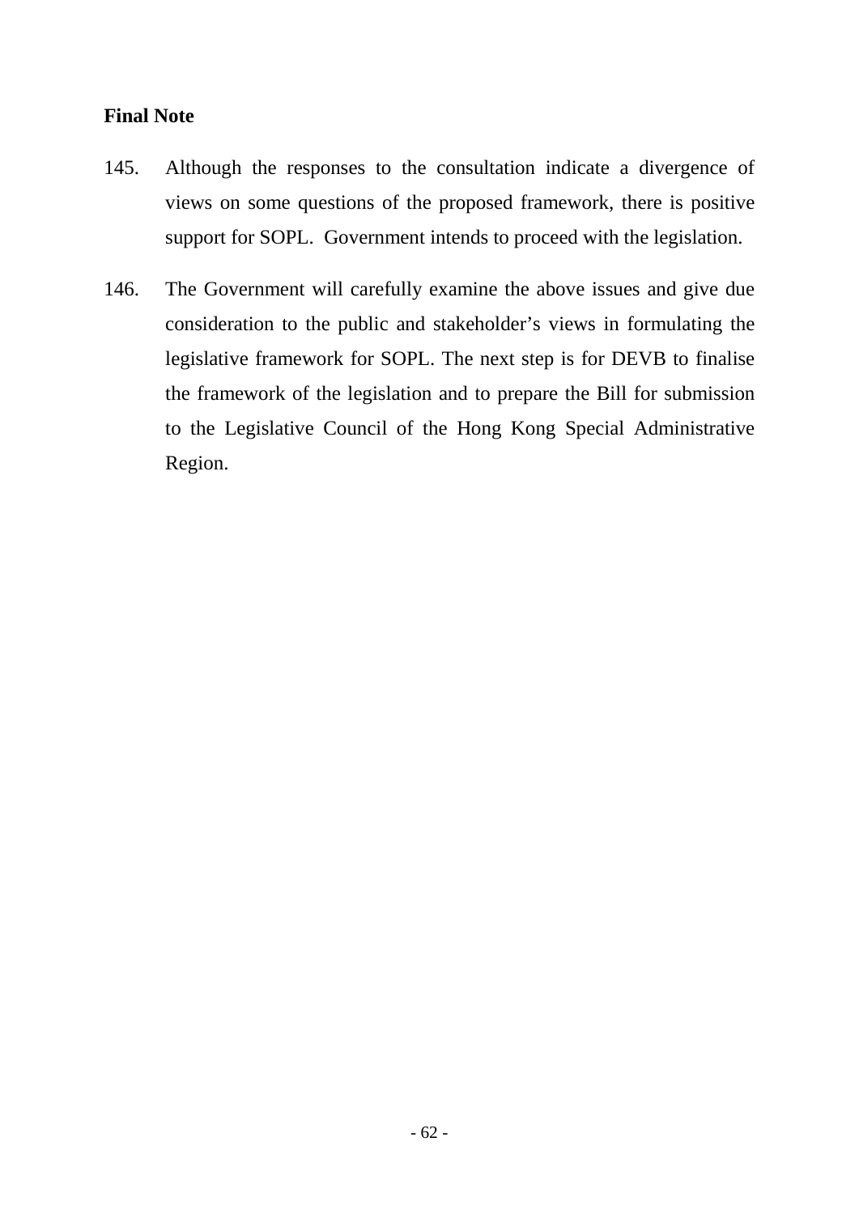**Final Note**

145. Although the responses to the consultation indicate a divergence of views on some questions of the proposed framework, there is positive support for SOPL. Government intends to proceed with the legislation.

146. The Government will carefully examine the above issues and give due consideration to the public and stakeholder's views in formulating the legislative framework for SOPL. The next step is for DEVB to finalise the framework of the legislation and to prepare the Bill for submission to the Legislative Council of the Hong Kong Special Administrative Region.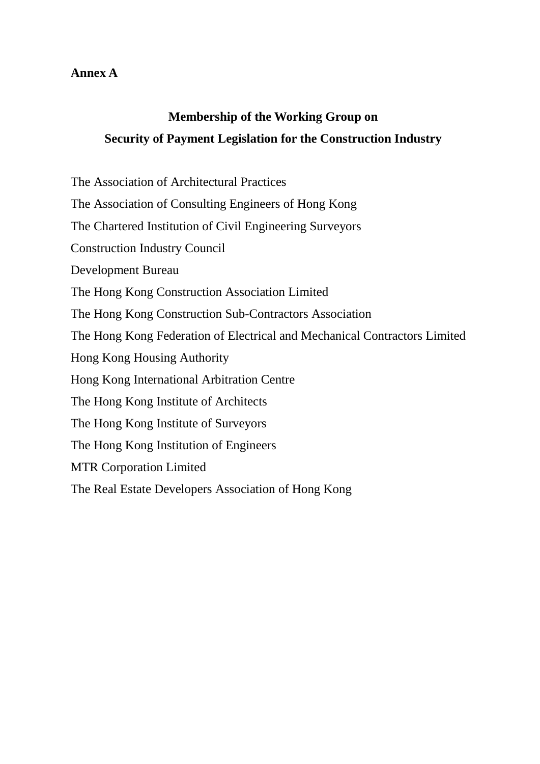**Annex A**

## Membership of the Working Group on Security of Payment Legislation for the Construction Industry

The Association of Architectural Practices

The Association of Consulting Engineers of Hong Kong

The Chartered Institution of Civil Engineering Surveyors

Construction Industry Council

Development Bureau

The Hong Kong Construction Association Limited

The Hong Kong Construction Sub-Contractors Association

The Hong Kong Federation of Electrical and Mechanical Contractors Limited

Hong Kong Housing Authority

Hong Kong International Arbitration Centre

The Hong Kong Institute of Architects

The Hong Kong Institute of Surveyors

The Hong Kong Institution of Engineers

MTR Corporation Limited

The Real Estate Developers Association of Hong Kong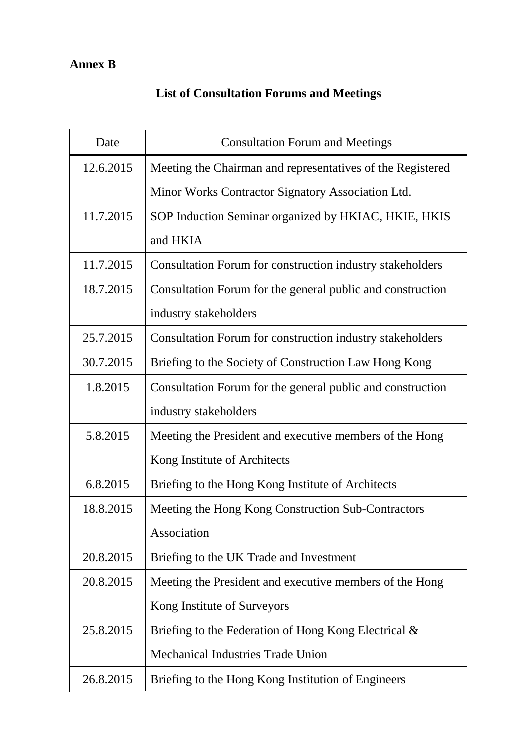**Annex B**

## List of Consultation Forums and Meetings

| Date | Consultation Forum and Meetings |
|---|---|
| 12.6.2015 | Meeting the Chairman and representatives of the Registered Minor Works Contractor Signatory Association Ltd. |
| 11.7.2015 | SOP Induction Seminar organized by HKIAC, HKIE, HKIS and HKIA |
| 11.7.2015 | Consultation Forum for construction industry stakeholders |
| 18.7.2015 | Consultation Forum for the general public and construction industry stakeholders |
| 25.7.2015 | Consultation Forum for construction industry stakeholders |
| 30.7.2015 | Briefing to the Society of Construction Law Hong Kong |
| 1.8.2015 | Consultation Forum for the general public and construction industry stakeholders |
| 5.8.2015 | Meeting the President and executive members of the Hong Kong Institute of Architects |
| 6.8.2015 | Briefing to the Hong Kong Institute of Architects |
| 18.8.2015 | Meeting the Hong Kong Construction Sub-Contractors Association |
| 20.8.2015 | Briefing to the UK Trade and Investment |
| 20.8.2015 | Meeting the President and executive members of the Hong Kong Institute of Surveyors |
| 25.8.2015 | Briefing to the Federation of Hong Kong Electrical & Mechanical Industries Trade Union |
| 26.8.2015 | Briefing to the Hong Kong Institution of Engineers |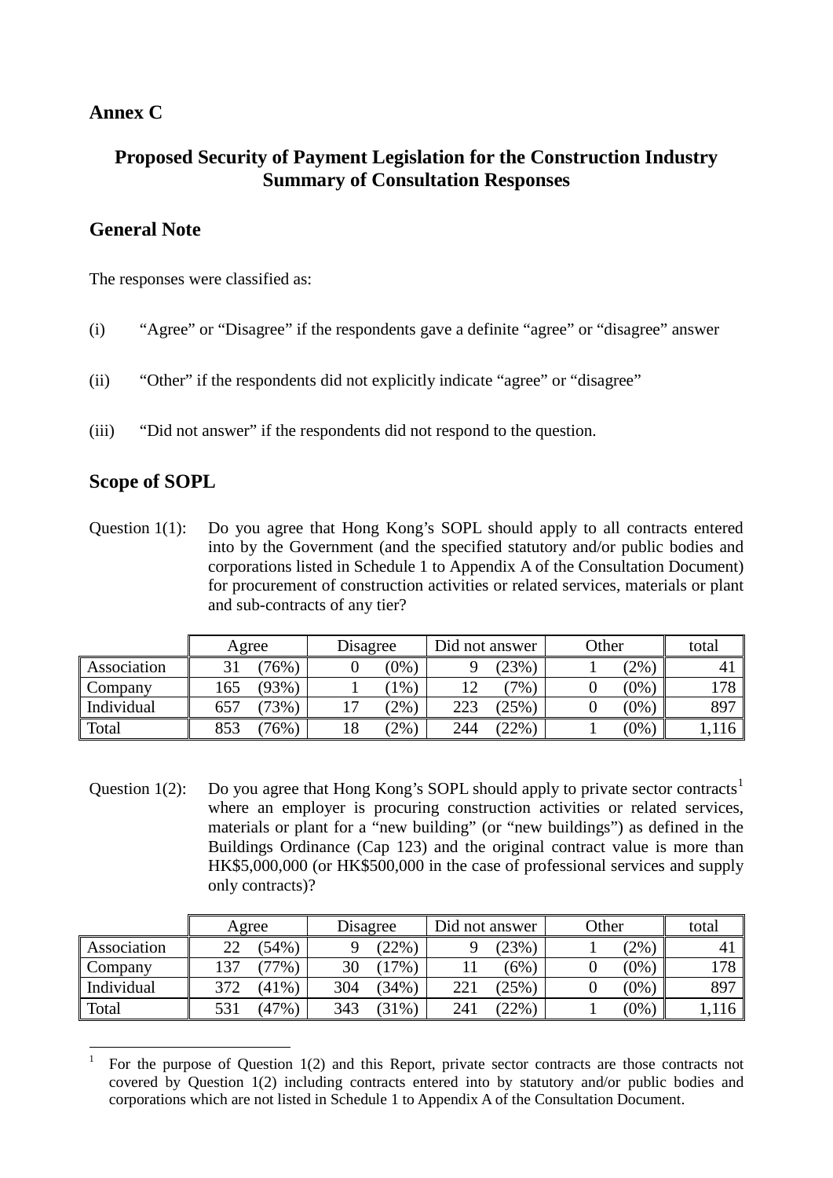## Annex C

**Proposed Security of Payment Legislation for the Construction Industry Summary of Consultation Responses**

### General Note

The responses were classified as:

(i) "Agree" or "Disagree" if the respondents gave a definite "agree" or "disagree" answer

(ii) "Other" if the respondents did not explicitly indicate "agree" or "disagree"

(iii) "Did not answer" if the respondents did not respond to the question.

### Scope of SOPL

Question 1(1): Do you agree that Hong Kong's SOPL should apply to all contracts entered into by the Government (and the specified statutory and/or public bodies and corporations listed in Schedule 1 to Appendix A of the Consultation Document) for procurement of construction activities or related services, materials or plant and sub-contracts of any tier?

| | Agree | | Disagree | | Did not answer | | Other | | total |
|---|---|---|---|---|---|---|---|---|---|
| Association | 31 | (76%) | 0 | (0%) | 9 | (23%) | 1 | (2%) | 41 |
| Company | 165 | (93%) | 1 | (1%) | 12 | (7%) | 0 | (0%) | 178 |
| Individual | 657 | (73%) | 17 | (2%) | 223 | (25%) | 0 | (0%) | 897 |
| Total | 853 | (76%) | 18 | (2%) | 244 | (22%) | 1 | (0%) | 1,116 |

Question 1(2): Do you agree that Hong Kong's SOPL should apply to private sector contracts[1] where an employer is procuring construction activities or related services, materials or plant for a "new building" (or "new buildings") as defined in the Buildings Ordinance (Cap 123) and the original contract value is more than HK$5,000,000 (or HK$500,000 in the case of professional services and supply only contracts)?

| | Agree | | Disagree | | Did not answer | | Other | | total |
|---|---|---|---|---|---|---|---|---|---|
| Association | 22 | (54%) | 9 | (22%) | 9 | (23%) | 1 | (2%) | 41 |
| Company | 137 | (77%) | 30 | (17%) | 11 | (6%) | 0 | (0%) | 178 |
| Individual | 372 | (41%) | 304 | (34%) | 221 | (25%) | 0 | (0%) | 897 |
| Total | 531 | (47%) | 343 | (31%) | 241 | (22%) | 1 | (0%) | 1,116 |

[1] For the purpose of Question 1(2) and this Report, private sector contracts are those contracts not covered by Question 1(2) including contracts entered into by statutory and/or public bodies and corporations which are not listed in Schedule 1 to Appendix A of the Consultation Document.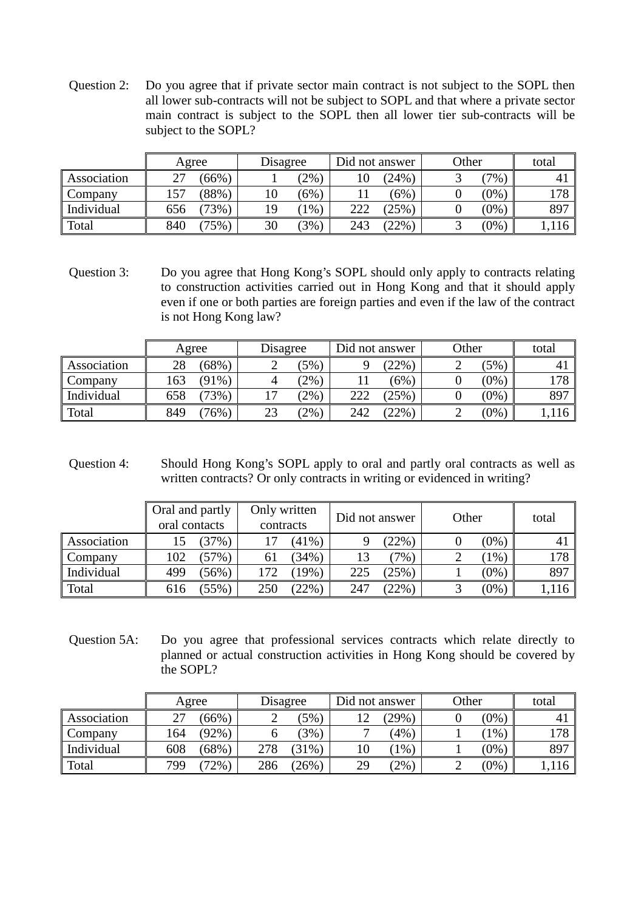Question 2: Do you agree that if private sector main contract is not subject to the SOPL then all lower sub-contracts will not be subject to SOPL and that where a private sector main contract is subject to the SOPL then all lower tier sub-contracts will be subject to the SOPL?

| | Agree | | Disagree | | Did not answer | | Other | | total |
|---|---|---|---|---|---|---|---|---|---|
| Association | 27 | (66%) | 1 | (2%) | 10 | (24%) | 3 | (7%) | 41 |
| Company | 157 | (88%) | 10 | (6%) | 11 | (6%) | 0 | (0%) | 178 |
| Individual | 656 | (73%) | 19 | (1%) | 222 | (25%) | 0 | (0%) | 897 |
| Total | 840 | (75%) | 30 | (3%) | 243 | (22%) | 3 | (0%) | 1,116 |

Question 3: Do you agree that Hong Kong's SOPL should only apply to contracts relating to construction activities carried out in Hong Kong and that it should apply even if one or both parties are foreign parties and even if the law of the contract is not Hong Kong law?

| | Agree | | Disagree | | Did not answer | | Other | | total |
|---|---|---|---|---|---|---|---|---|---|
| Association | 28 | (68%) | 2 | (5%) | 9 | (22%) | 2 | (5%) | 41 |
| Company | 163 | (91%) | 4 | (2%) | 11 | (6%) | 0 | (0%) | 178 |
| Individual | 658 | (73%) | 17 | (2%) | 222 | (25%) | 0 | (0%) | 897 |
| Total | 849 | (76%) | 23 | (2%) | 242 | (22%) | 2 | (0%) | 1,116 |

Question 4: Should Hong Kong's SOPL apply to oral and partly oral contracts as well as written contracts? Or only contracts in writing or evidenced in writing?

| | Oral and partly oral contacts | | Only written contracts | | Did not answer | | Other | | total |
|---|---|---|---|---|---|---|---|---|---|
| Association | 15 | (37%) | 17 | (41%) | 9 | (22%) | 0 | (0%) | 41 |
| Company | 102 | (57%) | 61 | (34%) | 13 | (7%) | 2 | (1%) | 178 |
| Individual | 499 | (56%) | 172 | (19%) | 225 | (25%) | 1 | (0%) | 897 |
| Total | 616 | (55%) | 250 | (22%) | 247 | (22%) | 3 | (0%) | 1,116 |

Question 5A: Do you agree that professional services contracts which relate directly to planned or actual construction activities in Hong Kong should be covered by the SOPL?

| | Agree | | Disagree | | Did not answer | | Other | | total |
|---|---|---|---|---|---|---|---|---|---|
| Association | 27 | (66%) | 2 | (5%) | 12 | (29%) | 0 | (0%) | 41 |
| Company | 164 | (92%) | 6 | (3%) | 7 | (4%) | 1 | (1%) | 178 |
| Individual | 608 | (68%) | 278 | (31%) | 10 | (1%) | 1 | (0%) | 897 |
| Total | 799 | (72%) | 286 | (26%) | 29 | (2%) | 2 | (0%) | 1,116 |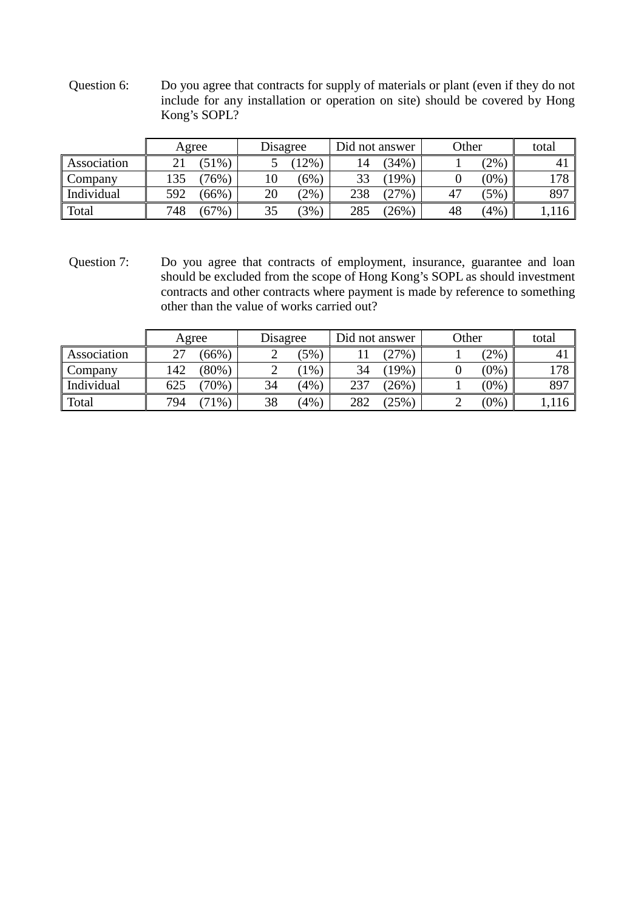Question 6: Do you agree that contracts for supply of materials or plant (even if they do not include for any installation or operation on site) should be covered by Hong Kong's SOPL?

| | Agree | | Disagree | | Did not answer | | Other | | total |
|---|---|---|---|---|---|---|---|---|---|
| Association | 21 | (51%) | 5 | (12%) | 14 | (34%) | 1 | (2%) | 41 |
| Company | 135 | (76%) | 10 | (6%) | 33 | (19%) | 0 | (0%) | 178 |
| Individual | 592 | (66%) | 20 | (2%) | 238 | (27%) | 47 | (5%) | 897 |
| Total | 748 | (67%) | 35 | (3%) | 285 | (26%) | 48 | (4%) | 1,116 |

Question 7: Do you agree that contracts of employment, insurance, guarantee and loan should be excluded from the scope of Hong Kong's SOPL as should investment contracts and other contracts where payment is made by reference to something other than the value of works carried out?

| | Agree | | Disagree | | Did not answer | | Other | | total |
|---|---|---|---|---|---|---|---|---|---|
| Association | 27 | (66%) | 2 | (5%) | 11 | (27%) | 1 | (2%) | 41 |
| Company | 142 | (80%) | 2 | (1%) | 34 | (19%) | 0 | (0%) | 178 |
| Individual | 625 | (70%) | 34 | (4%) | 237 | (26%) | 1 | (0%) | 897 |
| Total | 794 | (71%) | 38 | (4%) | 282 | (25%) | 2 | (0%) | 1,116 |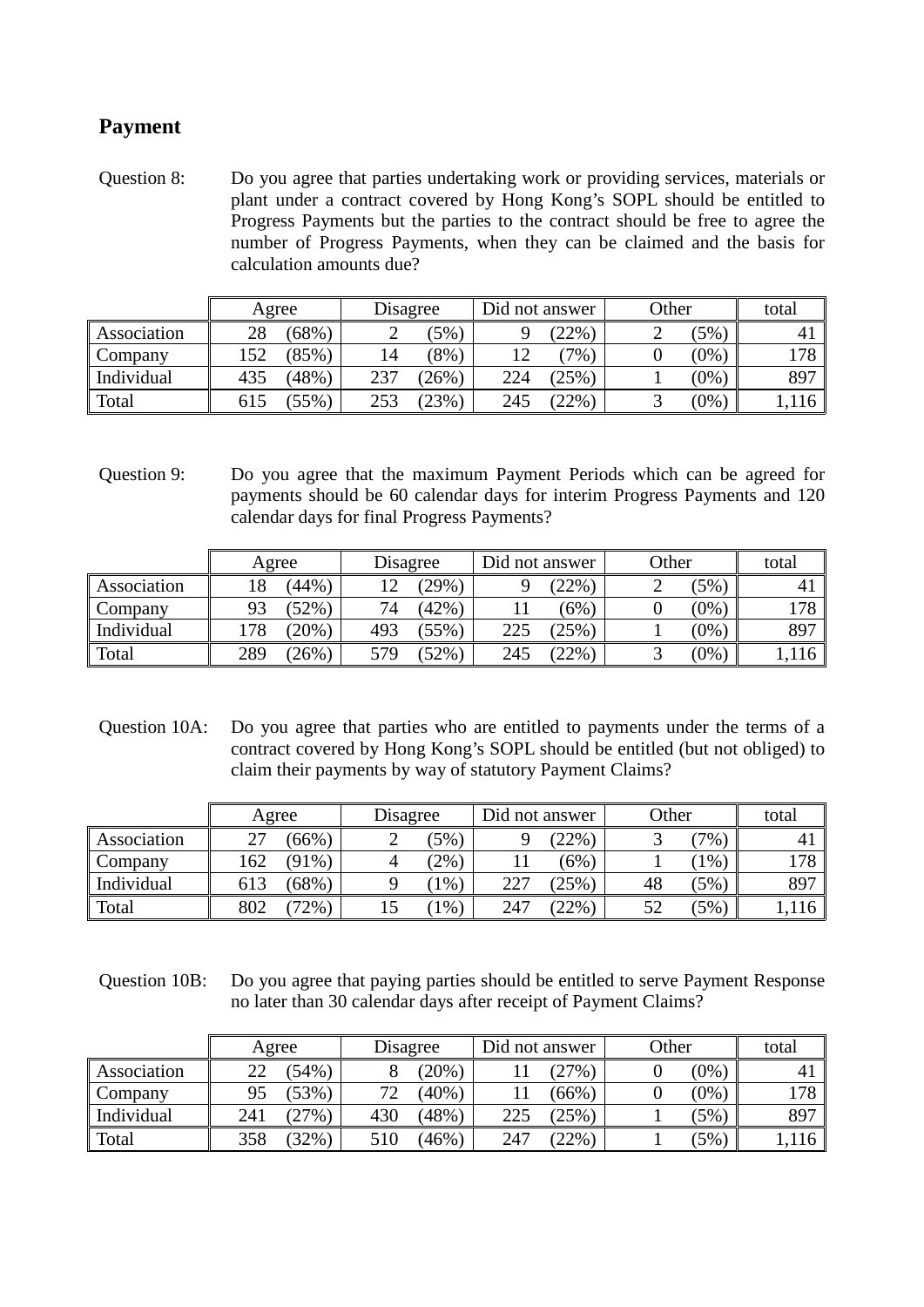## Payment

Question 8: Do you agree that parties undertaking work or providing services, materials or plant under a contract covered by Hong Kong's SOPL should be entitled to Progress Payments but the parties to the contract should be free to agree the number of Progress Payments, when they can be claimed and the basis for calculation amounts due?

| | Agree | | Disagree | | Did not answer | | Other | | total |
|---|---|---|---|---|---|---|---|---|---|
| Association | 28 | (68%) | 2 | (5%) | 9 | (22%) | 2 | (5%) | 41 |
| Company | 152 | (85%) | 14 | (8%) | 12 | (7%) | 0 | (0%) | 178 |
| Individual | 435 | (48%) | 237 | (26%) | 224 | (25%) | 1 | (0%) | 897 |
| Total | 615 | (55%) | 253 | (23%) | 245 | (22%) | 3 | (0%) | 1,116 |

Question 9: Do you agree that the maximum Payment Periods which can be agreed for payments should be 60 calendar days for interim Progress Payments and 120 calendar days for final Progress Payments?

| | Agree | | Disagree | | Did not answer | | Other | | total |
|---|---|---|---|---|---|---|---|---|---|
| Association | 18 | (44%) | 12 | (29%) | 9 | (22%) | 2 | (5%) | 41 |
| Company | 93 | (52%) | 74 | (42%) | 11 | (6%) | 0 | (0%) | 178 |
| Individual | 178 | (20%) | 493 | (55%) | 225 | (25%) | 1 | (0%) | 897 |
| Total | 289 | (26%) | 579 | (52%) | 245 | (22%) | 3 | (0%) | 1,116 |

Question 10A: Do you agree that parties who are entitled to payments under the terms of a contract covered by Hong Kong's SOPL should be entitled (but not obliged) to claim their payments by way of statutory Payment Claims?

| | Agree | | Disagree | | Did not answer | | Other | | total |
|---|---|---|---|---|---|---|---|---|---|
| Association | 27 | (66%) | 2 | (5%) | 9 | (22%) | 3 | (7%) | 41 |
| Company | 162 | (91%) | 4 | (2%) | 11 | (6%) | 1 | (1%) | 178 |
| Individual | 613 | (68%) | 9 | (1%) | 227 | (25%) | 48 | (5%) | 897 |
| Total | 802 | (72%) | 15 | (1%) | 247 | (22%) | 52 | (5%) | 1,116 |

Question 10B: Do you agree that paying parties should be entitled to serve Payment Response no later than 30 calendar days after receipt of Payment Claims?

| | Agree | | Disagree | | Did not answer | | Other | | total |
|---|---|---|---|---|---|---|---|---|---|
| Association | 22 | (54%) | 8 | (20%) | 11 | (27%) | 0 | (0%) | 41 |
| Company | 95 | (53%) | 72 | (40%) | 11 | (66%) | 0 | (0%) | 178 |
| Individual | 241 | (27%) | 430 | (48%) | 225 | (25%) | 1 | (5%) | 897 |
| Total | 358 | (32%) | 510 | (46%) | 247 | (22%) | 1 | (5%) | 1,116 |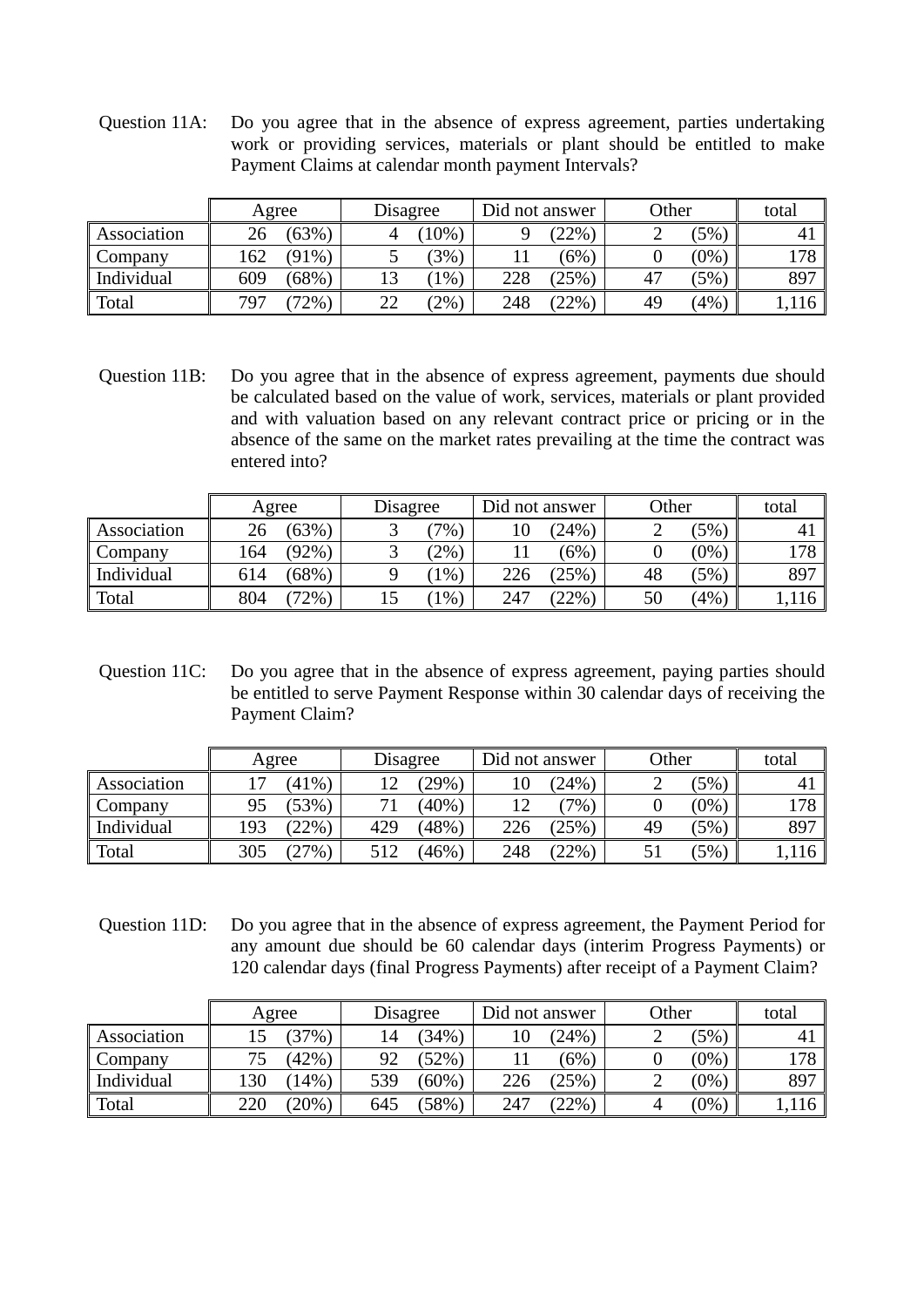Question 11A: Do you agree that in the absence of express agreement, parties undertaking work or providing services, materials or plant should be entitled to make Payment Claims at calendar month payment Intervals?

| | Agree | | Disagree | | Did not answer | | Other | | total |
|---|---|---|---|---|---|---|---|---|---|
| Association | 26 | (63%) | 4 | (10%) | 9 | (22%) | 2 | (5%) | 41 |
| Company | 162 | (91%) | 5 | (3%) | 11 | (6%) | 0 | (0%) | 178 |
| Individual | 609 | (68%) | 13 | (1%) | 228 | (25%) | 47 | (5%) | 897 |
| Total | 797 | (72%) | 22 | (2%) | 248 | (22%) | 49 | (4%) | 1,116 |

Question 11B: Do you agree that in the absence of express agreement, payments due should be calculated based on the value of work, services, materials or plant provided and with valuation based on any relevant contract price or pricing or in the absence of the same on the market rates prevailing at the time the contract was entered into?

| | Agree | | Disagree | | Did not answer | | Other | | total |
|---|---|---|---|---|---|---|---|---|---|
| Association | 26 | (63%) | 3 | (7%) | 10 | (24%) | 2 | (5%) | 41 |
| Company | 164 | (92%) | 3 | (2%) | 11 | (6%) | 0 | (0%) | 178 |
| Individual | 614 | (68%) | 9 | (1%) | 226 | (25%) | 48 | (5%) | 897 |
| Total | 804 | (72%) | 15 | (1%) | 247 | (22%) | 50 | (4%) | 1,116 |

Question 11C: Do you agree that in the absence of express agreement, paying parties should be entitled to serve Payment Response within 30 calendar days of receiving the Payment Claim?

| | Agree | | Disagree | | Did not answer | | Other | | total |
|---|---|---|---|---|---|---|---|---|---|
| Association | 17 | (41%) | 12 | (29%) | 10 | (24%) | 2 | (5%) | 41 |
| Company | 95 | (53%) | 71 | (40%) | 12 | (7%) | 0 | (0%) | 178 |
| Individual | 193 | (22%) | 429 | (48%) | 226 | (25%) | 49 | (5%) | 897 |
| Total | 305 | (27%) | 512 | (46%) | 248 | (22%) | 51 | (5%) | 1,116 |

Question 11D: Do you agree that in the absence of express agreement, the Payment Period for any amount due should be 60 calendar days (interim Progress Payments) or 120 calendar days (final Progress Payments) after receipt of a Payment Claim?

| | Agree | | Disagree | | Did not answer | | Other | | total |
|---|---|---|---|---|---|---|---|---|---|
| Association | 15 | (37%) | 14 | (34%) | 10 | (24%) | 2 | (5%) | 41 |
| Company | 75 | (42%) | 92 | (52%) | 11 | (6%) | 0 | (0%) | 178 |
| Individual | 130 | (14%) | 539 | (60%) | 226 | (25%) | 2 | (0%) | 897 |
| Total | 220 | (20%) | 645 | (58%) | 247 | (22%) | 4 | (0%) | 1,116 |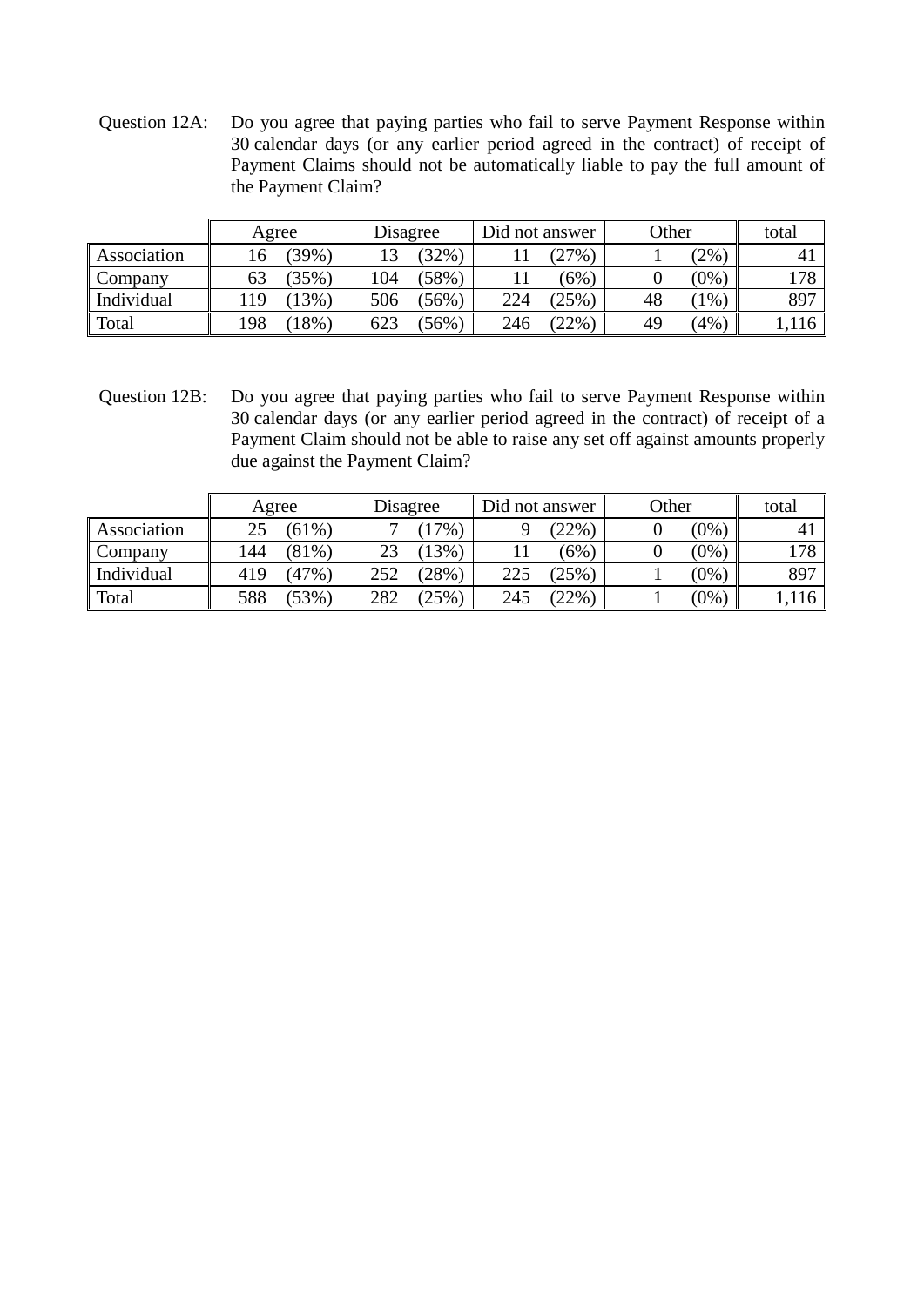Question 12A: Do you agree that paying parties who fail to serve Payment Response within 30 calendar days (or any earlier period agreed in the contract) of receipt of Payment Claims should not be automatically liable to pay the full amount of the Payment Claim?

| | Agree | | Disagree | | Did not answer | | Other | | total |
|---|---|---|---|---|---|---|---|---|---|
| Association | 16 | (39%) | 13 | (32%) | 11 | (27%) | 1 | (2%) | 41 |
| Company | 63 | (35%) | 104 | (58%) | 11 | (6%) | 0 | (0%) | 178 |
| Individual | 119 | (13%) | 506 | (56%) | 224 | (25%) | 48 | (1%) | 897 |
| Total | 198 | (18%) | 623 | (56%) | 246 | (22%) | 49 | (4%) | 1,116 |

Question 12B: Do you agree that paying parties who fail to serve Payment Response within 30 calendar days (or any earlier period agreed in the contract) of receipt of a Payment Claim should not be able to raise any set off against amounts properly due against the Payment Claim?

| | Agree | | Disagree | | Did not answer | | Other | | total |
|---|---|---|---|---|---|---|---|---|---|
| Association | 25 | (61%) | 7 | (17%) | 9 | (22%) | 0 | (0%) | 41 |
| Company | 144 | (81%) | 23 | (13%) | 11 | (6%) | 0 | (0%) | 178 |
| Individual | 419 | (47%) | 252 | (28%) | 225 | (25%) | 1 | (0%) | 897 |
| Total | 588 | (53%) | 282 | (25%) | 245 | (22%) | 1 | (0%) | 1,116 |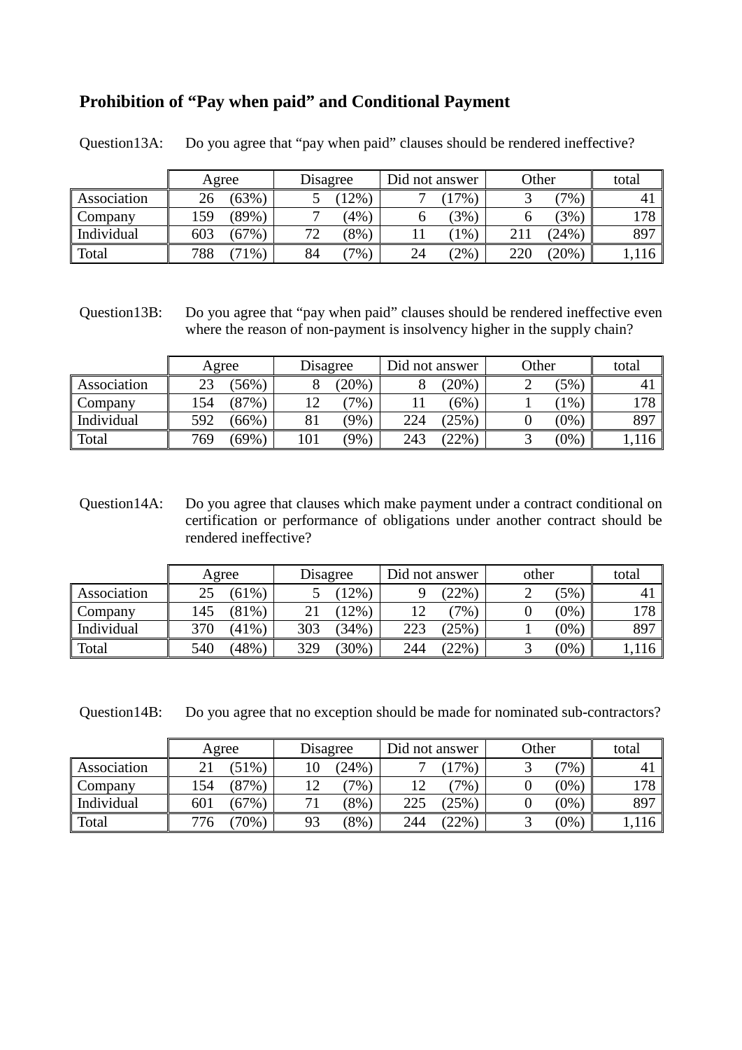## Prohibition of "Pay when paid" and Conditional Payment

Question13A: Do you agree that "pay when paid" clauses should be rendered ineffective?

| | Agree | | Disagree | | Did not answer | | Other | | total |
|---|---|---|---|---|---|---|---|---|---|
| Association | 26 | (63%) | 5 | (12%) | 7 | (17%) | 3 | (7%) | 41 |
| Company | 159 | (89%) | 7 | (4%) | 6 | (3%) | 6 | (3%) | 178 |
| Individual | 603 | (67%) | 72 | (8%) | 11 | (1%) | 211 | (24%) | 897 |
| Total | 788 | (71%) | 84 | (7%) | 24 | (2%) | 220 | (20%) | 1,116 |

Question13B: Do you agree that "pay when paid" clauses should be rendered ineffective even where the reason of non-payment is insolvency higher in the supply chain?

| | Agree | | Disagree | | Did not answer | | Other | | total |
|---|---|---|---|---|---|---|---|---|---|
| Association | 23 | (56%) | 8 | (20%) | 8 | (20%) | 2 | (5%) | 41 |
| Company | 154 | (87%) | 12 | (7%) | 11 | (6%) | 1 | (1%) | 178 |
| Individual | 592 | (66%) | 81 | (9%) | 224 | (25%) | 0 | (0%) | 897 |
| Total | 769 | (69%) | 101 | (9%) | 243 | (22%) | 3 | (0%) | 1,116 |

Question14A: Do you agree that clauses which make payment under a contract conditional on certification or performance of obligations under another contract should be rendered ineffective?

| | Agree | | Disagree | | Did not answer | | other | | total |
|---|---|---|---|---|---|---|---|---|---|
| Association | 25 | (61%) | 5 | (12%) | 9 | (22%) | 2 | (5%) | 41 |
| Company | 145 | (81%) | 21 | (12%) | 12 | (7%) | 0 | (0%) | 178 |
| Individual | 370 | (41%) | 303 | (34%) | 223 | (25%) | 1 | (0%) | 897 |
| Total | 540 | (48%) | 329 | (30%) | 244 | (22%) | 3 | (0%) | 1,116 |

Question14B: Do you agree that no exception should be made for nominated sub-contractors?

| | Agree | | Disagree | | Did not answer | | Other | | total |
|---|---|---|---|---|---|---|---|---|---|
| Association | 21 | (51%) | 10 | (24%) | 7 | (17%) | 3 | (7%) | 41 |
| Company | 154 | (87%) | 12 | (7%) | 12 | (7%) | 0 | (0%) | 178 |
| Individual | 601 | (67%) | 71 | (8%) | 225 | (25%) | 0 | (0%) | 897 |
| Total | 776 | (70%) | 93 | (8%) | 244 | (22%) | 3 | (0%) | 1,116 |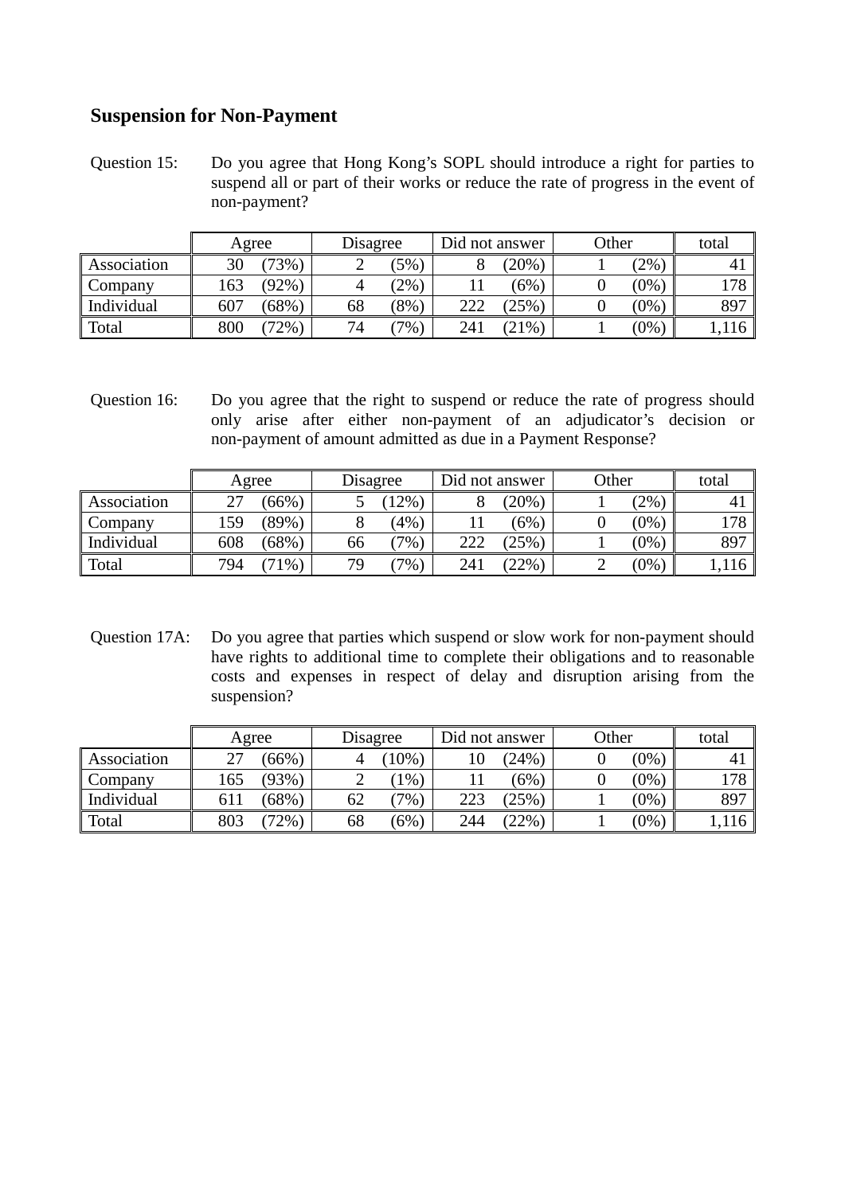## Suspension for Non-Payment

Question 15: Do you agree that Hong Kong's SOPL should introduce a right for parties to suspend all or part of their works or reduce the rate of progress in the event of non-payment?

| | Agree | | Disagree | | Did not answer | | Other | | total |
|---|---|---|---|---|---|---|---|---|---|
| Association | 30 | (73%) | 2 | (5%) | 8 | (20%) | 1 | (2%) | 41 |
| Company | 163 | (92%) | 4 | (2%) | 11 | (6%) | 0 | (0%) | 178 |
| Individual | 607 | (68%) | 68 | (8%) | 222 | (25%) | 0 | (0%) | 897 |
| Total | 800 | (72%) | 74 | (7%) | 241 | (21%) | 1 | (0%) | 1,116 |

Question 16: Do you agree that the right to suspend or reduce the rate of progress should only arise after either non-payment of an adjudicator's decision or non-payment of amount admitted as due in a Payment Response?

| | Agree | | Disagree | | Did not answer | | Other | | total |
|---|---|---|---|---|---|---|---|---|---|
| Association | 27 | (66%) | 5 | (12%) | 8 | (20%) | 1 | (2%) | 41 |
| Company | 159 | (89%) | 8 | (4%) | 11 | (6%) | 0 | (0%) | 178 |
| Individual | 608 | (68%) | 66 | (7%) | 222 | (25%) | 1 | (0%) | 897 |
| Total | 794 | (71%) | 79 | (7%) | 241 | (22%) | 2 | (0%) | 1,116 |

Question 17A: Do you agree that parties which suspend or slow work for non-payment should have rights to additional time to complete their obligations and to reasonable costs and expenses in respect of delay and disruption arising from the suspension?

| | Agree | | Disagree | | Did not answer | | Other | | total |
|---|---|---|---|---|---|---|---|---|---|
| Association | 27 | (66%) | 4 | (10%) | 10 | (24%) | 0 | (0%) | 41 |
| Company | 165 | (93%) | 2 | (1%) | 11 | (6%) | 0 | (0%) | 178 |
| Individual | 611 | (68%) | 62 | (7%) | 223 | (25%) | 1 | (0%) | 897 |
| Total | 803 | (72%) | 68 | (6%) | 244 | (22%) | 1 | (0%) | 1,116 |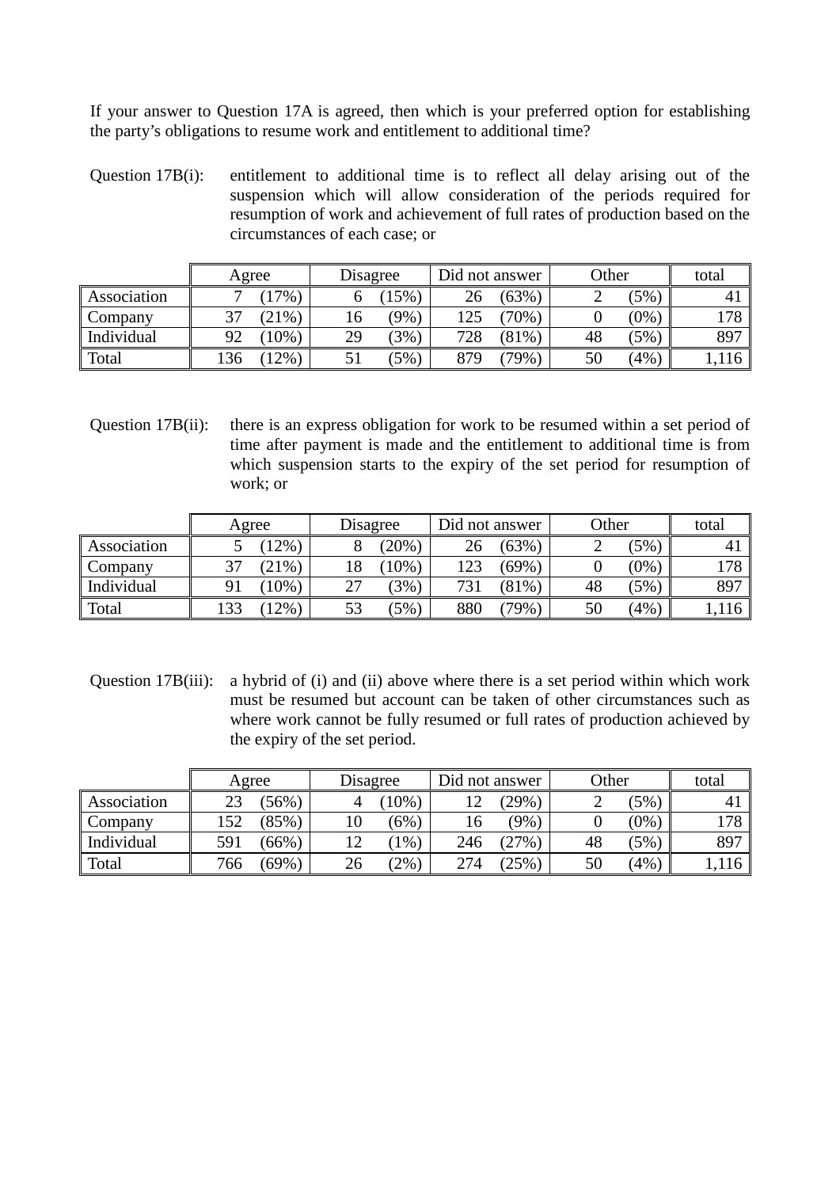If your answer to Question 17A is agreed, then which is your preferred option for establishing the party's obligations to resume work and entitlement to additional time?

Question 17B(i): entitlement to additional time is to reflect all delay arising out of the suspension which will allow consideration of the periods required for resumption of work and achievement of full rates of production based on the circumstances of each case; or

| | Agree | | Disagree | | Did not answer | | Other | | total |
|---|---|---|---|---|---|---|---|---|---|
| Association | 7 | (17%) | 6 | (15%) | 26 | (63%) | 2 | (5%) | 41 |
| Company | 37 | (21%) | 16 | (9%) | 125 | (70%) | 0 | (0%) | 178 |
| Individual | 92 | (10%) | 29 | (3%) | 728 | (81%) | 48 | (5%) | 897 |
| Total | 136 | (12%) | 51 | (5%) | 879 | (79%) | 50 | (4%) | 1,116 |

Question 17B(ii): there is an express obligation for work to be resumed within a set period of time after payment is made and the entitlement to additional time is from which suspension starts to the expiry of the set period for resumption of work; or

| | Agree | | Disagree | | Did not answer | | Other | | total |
|---|---|---|---|---|---|---|---|---|---|
| Association | 5 | (12%) | 8 | (20%) | 26 | (63%) | 2 | (5%) | 41 |
| Company | 37 | (21%) | 18 | (10%) | 123 | (69%) | 0 | (0%) | 178 |
| Individual | 91 | (10%) | 27 | (3%) | 731 | (81%) | 48 | (5%) | 897 |
| Total | 133 | (12%) | 53 | (5%) | 880 | (79%) | 50 | (4%) | 1,116 |

Question 17B(iii): a hybrid of (i) and (ii) above where there is a set period within which work must be resumed but account can be taken of other circumstances such as where work cannot be fully resumed or full rates of production achieved by the expiry of the set period.

| | Agree | | Disagree | | Did not answer | | Other | | total |
|---|---|---|---|---|---|---|---|---|---|
| Association | 23 | (56%) | 4 | (10%) | 12 | (29%) | 2 | (5%) | 41 |
| Company | 152 | (85%) | 10 | (6%) | 16 | (9%) | 0 | (0%) | 178 |
| Individual | 591 | (66%) | 12 | (1%) | 246 | (27%) | 48 | (5%) | 897 |
| Total | 766 | (69%) | 26 | (2%) | 274 | (25%) | 50 | (4%) | 1,116 |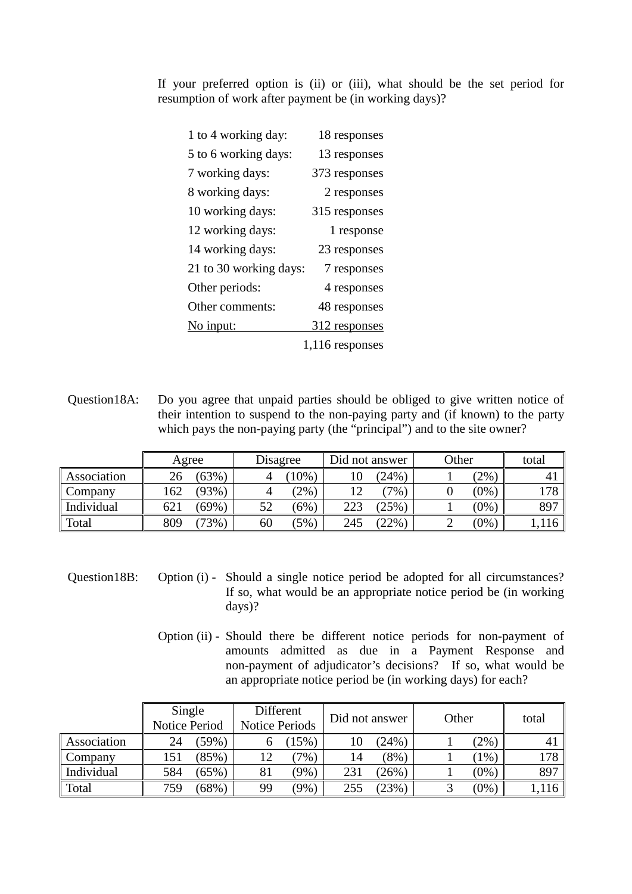If your preferred option is (ii) or (iii), what should be the set period for resumption of work after payment be (in working days)?

| | |
|---|---|
| 1 to 4 working day: | 18 responses |
| 5 to 6 working days: | 13 responses |
| 7 working days: | 373 responses |
| 8 working days: | 2 responses |
| 10 working days: | 315 responses |
| 12 working days: | 1 response |
| 14 working days: | 23 responses |
| 21 to 30 working days: | 7 responses |
| Other periods: | 4 responses |
| Other comments: | 48 responses |
| No input: | 312 responses |
| | 1,116 responses |

Question18A: Do you agree that unpaid parties should be obliged to give written notice of their intention to suspend to the non-paying party and (if known) to the party which pays the non-paying party (the "principal") and to the site owner?

| | Agree | | Disagree | | Did not answer | | Other | | total |
|---|---|---|---|---|---|---|---|---|---|
| Association | 26 | (63%) | 4 | (10%) | 10 | (24%) | 1 | (2%) | 41 |
| Company | 162 | (93%) | 4 | (2%) | 12 | (7%) | 0 | (0%) | 178 |
| Individual | 621 | (69%) | 52 | (6%) | 223 | (25%) | 1 | (0%) | 897 |
| Total | 809 | (73%) | 60 | (5%) | 245 | (22%) | 2 | (0%) | 1,116 |

Question18B: Option (i) - Should a single notice period be adopted for all circumstances? If so, what would be an appropriate notice period be (in working days)?

Option (ii) - Should there be different notice periods for non-payment of amounts admitted as due in a Payment Response and non-payment of adjudicator's decisions? If so, what would be an appropriate notice period be (in working days) for each?

| | Single Notice Period | | Different Notice Periods | | Did not answer | | Other | | total |
|---|---|---|---|---|---|---|---|---|---|
| Association | 24 | (59%) | 6 | (15%) | 10 | (24%) | 1 | (2%) | 41 |
| Company | 151 | (85%) | 12 | (7%) | 14 | (8%) | 1 | (1%) | 178 |
| Individual | 584 | (65%) | 81 | (9%) | 231 | (26%) | 1 | (0%) | 897 |
| Total | 759 | (68%) | 99 | (9%) | 255 | (23%) | 3 | (0%) | 1,116 |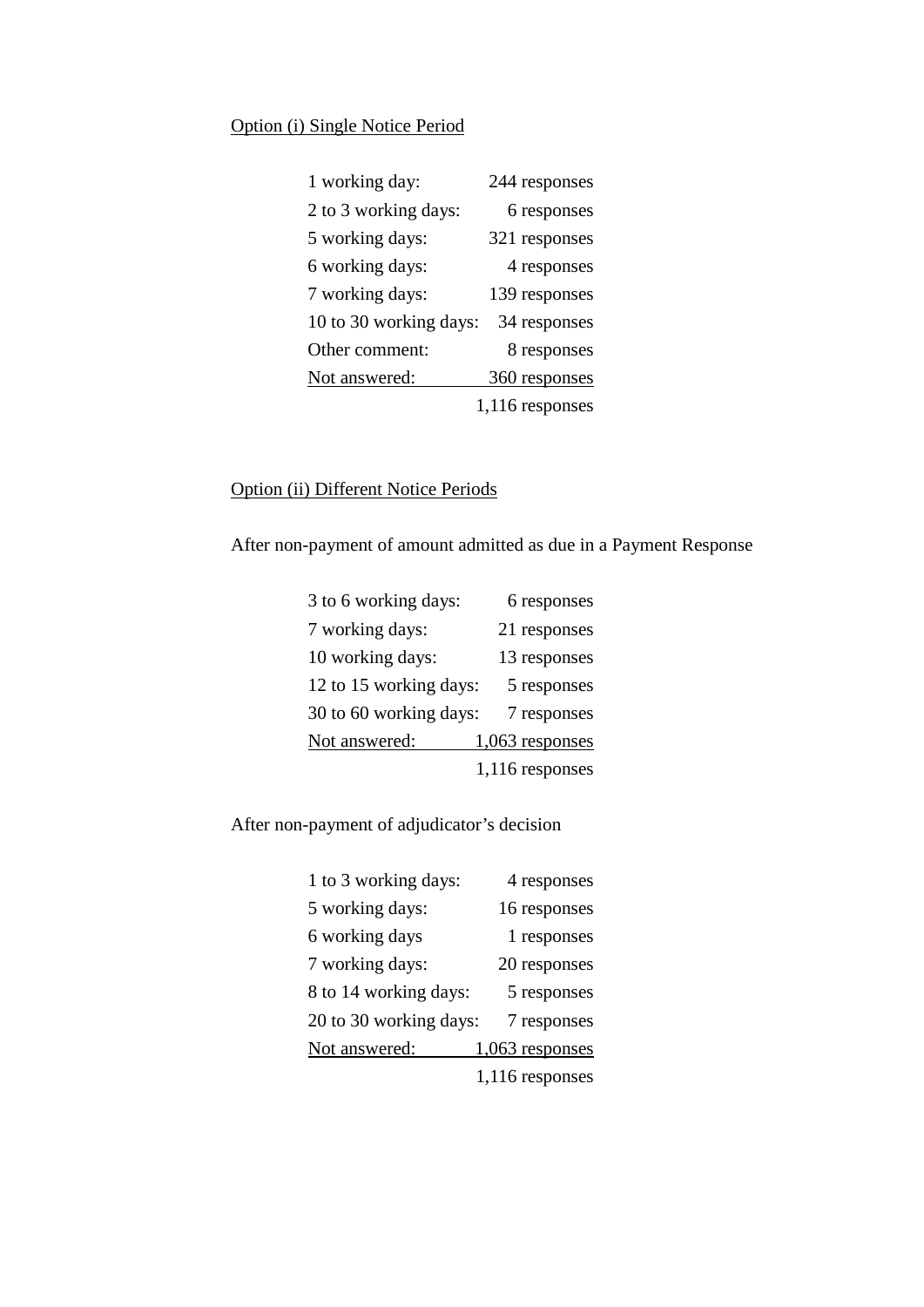Option (i) Single Notice Period

| | |
|---|---|
| 1 working day: | 244 responses |
| 2 to 3 working days: | 6 responses |
| 5 working days: | 321 responses |
| 6 working days: | 4 responses |
| 7 working days: | 139 responses |
| 10 to 30 working days: | 34 responses |
| Other comment: | 8 responses |
| Not answered: | 360 responses |
| | 1,116 responses |

Option (ii) Different Notice Periods

After non-payment of amount admitted as due in a Payment Response

| | |
|---|---|
| 3 to 6 working days: | 6 responses |
| 7 working days: | 21 responses |
| 10 working days: | 13 responses |
| 12 to 15 working days: | 5 responses |
| 30 to 60 working days: | 7 responses |
| Not answered: | 1,063 responses |
| | 1,116 responses |

After non-payment of adjudicator's decision

| | |
|---|---|
| 1 to 3 working days: | 4 responses |
| 5 working days: | 16 responses |
| 6 working days | 1 responses |
| 7 working days: | 20 responses |
| 8 to 14 working days: | 5 responses |
| 20 to 30 working days: | 7 responses |
| Not answered: | 1,063 responses |
| | 1,116 responses |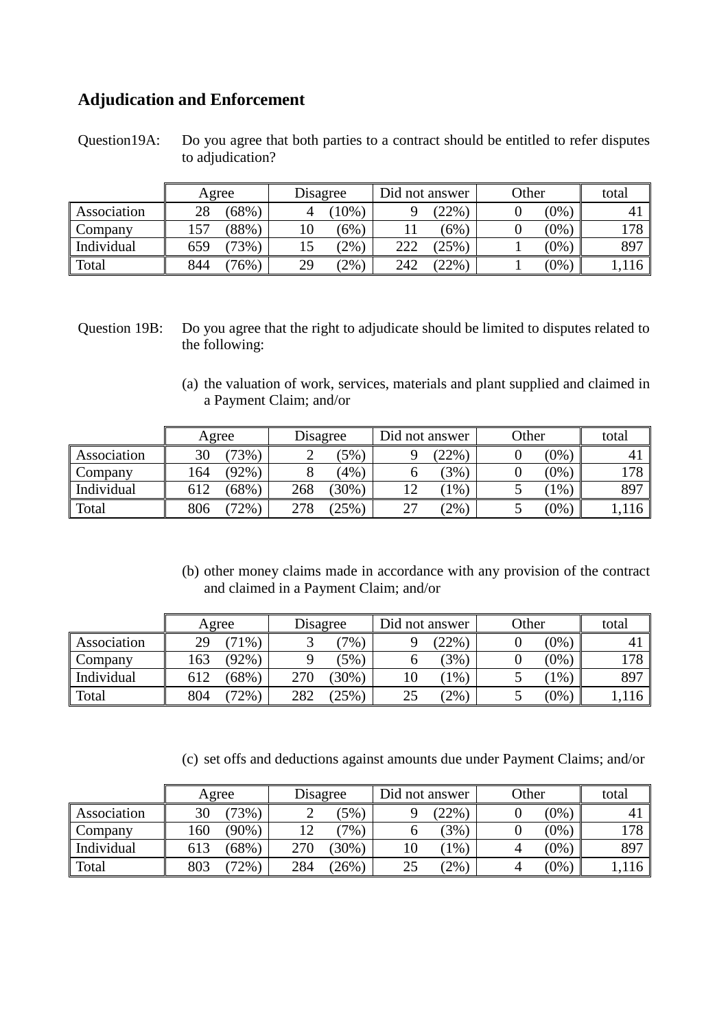## Adjudication and Enforcement

Question19A: Do you agree that both parties to a contract should be entitled to refer disputes to adjudication?

| | Agree | | Disagree | | Did not answer | | Other | | total |
|---|---|---|---|---|---|---|---|---|---|
| Association | 28 | (68%) | 4 | (10%) | 9 | (22%) | 0 | (0%) | 41 |
| Company | 157 | (88%) | 10 | (6%) | 11 | (6%) | 0 | (0%) | 178 |
| Individual | 659 | (73%) | 15 | (2%) | 222 | (25%) | 1 | (0%) | 897 |
| Total | 844 | (76%) | 29 | (2%) | 242 | (22%) | 1 | (0%) | 1,116 |

Question 19B: Do you agree that the right to adjudicate should be limited to disputes related to the following:

(a) the valuation of work, services, materials and plant supplied and claimed in a Payment Claim; and/or

| | Agree | | Disagree | | Did not answer | | Other | | total |
|---|---|---|---|---|---|---|---|---|---|
| Association | 30 | (73%) | 2 | (5%) | 9 | (22%) | 0 | (0%) | 41 |
| Company | 164 | (92%) | 8 | (4%) | 6 | (3%) | 0 | (0%) | 178 |
| Individual | 612 | (68%) | 268 | (30%) | 12 | (1%) | 5 | (1%) | 897 |
| Total | 806 | (72%) | 278 | (25%) | 27 | (2%) | 5 | (0%) | 1,116 |

(b) other money claims made in accordance with any provision of the contract and claimed in a Payment Claim; and/or

| | Agree | | Disagree | | Did not answer | | Other | | total |
|---|---|---|---|---|---|---|---|---|---|
| Association | 29 | (71%) | 3 | (7%) | 9 | (22%) | 0 | (0%) | 41 |
| Company | 163 | (92%) | 9 | (5%) | 6 | (3%) | 0 | (0%) | 178 |
| Individual | 612 | (68%) | 270 | (30%) | 10 | (1%) | 5 | (1%) | 897 |
| Total | 804 | (72%) | 282 | (25%) | 25 | (2%) | 5 | (0%) | 1,116 |

(c) set offs and deductions against amounts due under Payment Claims; and/or

| | Agree | | Disagree | | Did not answer | | Other | | total |
|---|---|---|---|---|---|---|---|---|---|
| Association | 30 | (73%) | 2 | (5%) | 9 | (22%) | 0 | (0%) | 41 |
| Company | 160 | (90%) | 12 | (7%) | 6 | (3%) | 0 | (0%) | 178 |
| Individual | 613 | (68%) | 270 | (30%) | 10 | (1%) | 4 | (0%) | 897 |
| Total | 803 | (72%) | 284 | (26%) | 25 | (2%) | 4 | (0%) | 1,116 |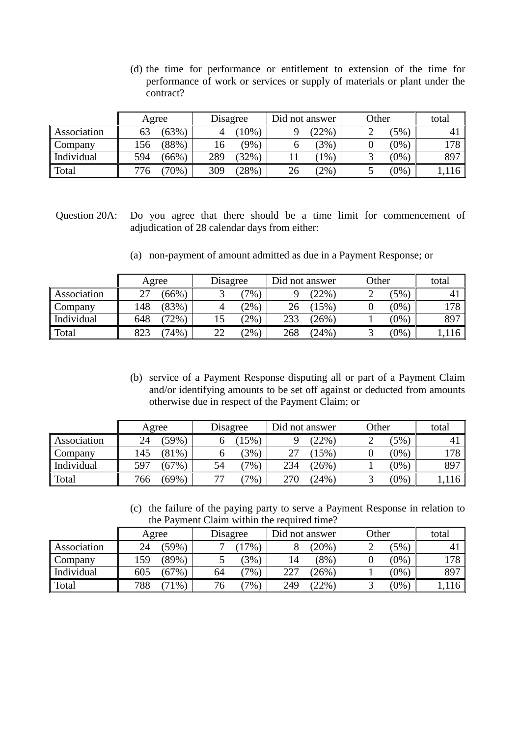(d) the time for performance or entitlement to extension of the time for performance of work or services or supply of materials or plant under the contract?

| | Agree | | Disagree | | Did not answer | | Other | | total |
|---|---|---|---|---|---|---|---|---|---|
| Association | 63 | (63%) | 4 | (10%) | 9 | (22%) | 2 | (5%) | 41 |
| Company | 156 | (88%) | 16 | (9%) | 6 | (3%) | 0 | (0%) | 178 |
| Individual | 594 | (66%) | 289 | (32%) | 11 | (1%) | 3 | (0%) | 897 |
| Total | 776 | (70%) | 309 | (28%) | 26 | (2%) | 5 | (0%) | 1,116 |

Question 20A: Do you agree that there should be a time limit for commencement of adjudication of 28 calendar days from either:

(a) non-payment of amount admitted as due in a Payment Response; or

| | Agree | | Disagree | | Did not answer | | Other | | total |
|---|---|---|---|---|---|---|---|---|---|
| Association | 27 | (66%) | 3 | (7%) | 9 | (22%) | 2 | (5%) | 41 |
| Company | 148 | (83%) | 4 | (2%) | 26 | (15%) | 0 | (0%) | 178 |
| Individual | 648 | (72%) | 15 | (2%) | 233 | (26%) | 1 | (0%) | 897 |
| Total | 823 | (74%) | 22 | (2%) | 268 | (24%) | 3 | (0%) | 1,116 |

(b) service of a Payment Response disputing all or part of a Payment Claim and/or identifying amounts to be set off against or deducted from amounts otherwise due in respect of the Payment Claim; or

| | Agree | | Disagree | | Did not answer | | Other | | total |
|---|---|---|---|---|---|---|---|---|---|
| Association | 24 | (59%) | 6 | (15%) | 9 | (22%) | 2 | (5%) | 41 |
| Company | 145 | (81%) | 6 | (3%) | 27 | (15%) | 0 | (0%) | 178 |
| Individual | 597 | (67%) | 54 | (7%) | 234 | (26%) | 1 | (0%) | 897 |
| Total | 766 | (69%) | 77 | (7%) | 270 | (24%) | 3 | (0%) | 1,116 |

(c) the failure of the paying party to serve a Payment Response in relation to the Payment Claim within the required time?

| | Agree | | Disagree | | Did not answer | | Other | | total |
|---|---|---|---|---|---|---|---|---|---|
| Association | 24 | (59%) | 7 | (17%) | 8 | (20%) | 2 | (5%) | 41 |
| Company | 159 | (89%) | 5 | (3%) | 14 | (8%) | 0 | (0%) | 178 |
| Individual | 605 | (67%) | 64 | (7%) | 227 | (26%) | 1 | (0%) | 897 |
| Total | 788 | (71%) | 76 | (7%) | 249 | (22%) | 3 | (0%) | 1,116 |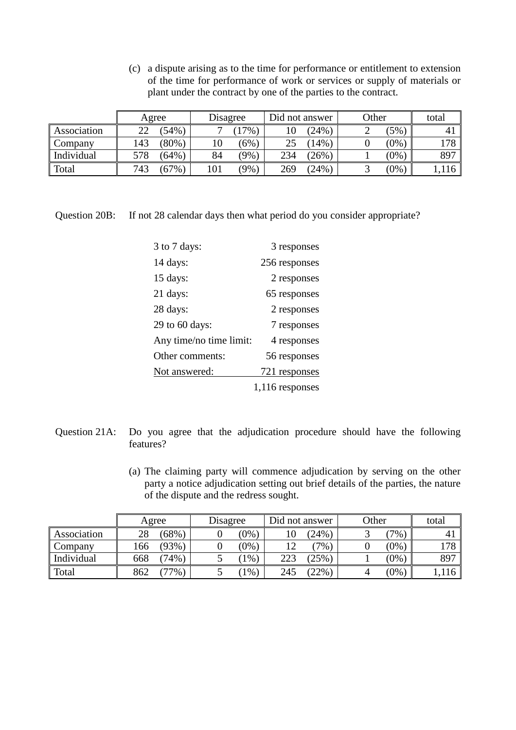(c) a dispute arising as to the time for performance or entitlement to extension of the time for performance of work or services or supply of materials or plant under the contract by one of the parties to the contract.

| | Agree | | Disagree | | Did not answer | | Other | | total |
|---|---|---|---|---|---|---|---|---|---|
| Association | 22 | (54%) | 7 | (17%) | 10 | (24%) | 2 | (5%) | 41 |
| Company | 143 | (80%) | 10 | (6%) | 25 | (14%) | 0 | (0%) | 178 |
| Individual | 578 | (64%) | 84 | (9%) | 234 | (26%) | 1 | (0%) | 897 |
| Total | 743 | (67%) | 101 | (9%) | 269 | (24%) | 3 | (0%) | 1,116 |

Question 20B: If not 28 calendar days then what period do you consider appropriate?

| | |
|---|---|
| 3 to 7 days: | 3 responses |
| 14 days: | 256 responses |
| 15 days: | 2 responses |
| 21 days: | 65 responses |
| 28 days: | 2 responses |
| 29 to 60 days: | 7 responses |
| Any time/no time limit: | 4 responses |
| Other comments: | 56 responses |
| Not answered: | 721 responses |
| | 1,116 responses |

Question 21A: Do you agree that the adjudication procedure should have the following features?

(a) The claiming party will commence adjudication by serving on the other party a notice adjudication setting out brief details of the parties, the nature of the dispute and the redress sought.

| | Agree | | Disagree | | Did not answer | | Other | | total |
|---|---|---|---|---|---|---|---|---|---|
| Association | 28 | (68%) | 0 | (0%) | 10 | (24%) | 3 | (7%) | 41 |
| Company | 166 | (93%) | 0 | (0%) | 12 | (7%) | 0 | (0%) | 178 |
| Individual | 668 | (74%) | 5 | (1%) | 223 | (25%) | 1 | (0%) | 897 |
| Total | 862 | (77%) | 5 | (1%) | 245 | (22%) | 4 | (0%) | 1,116 |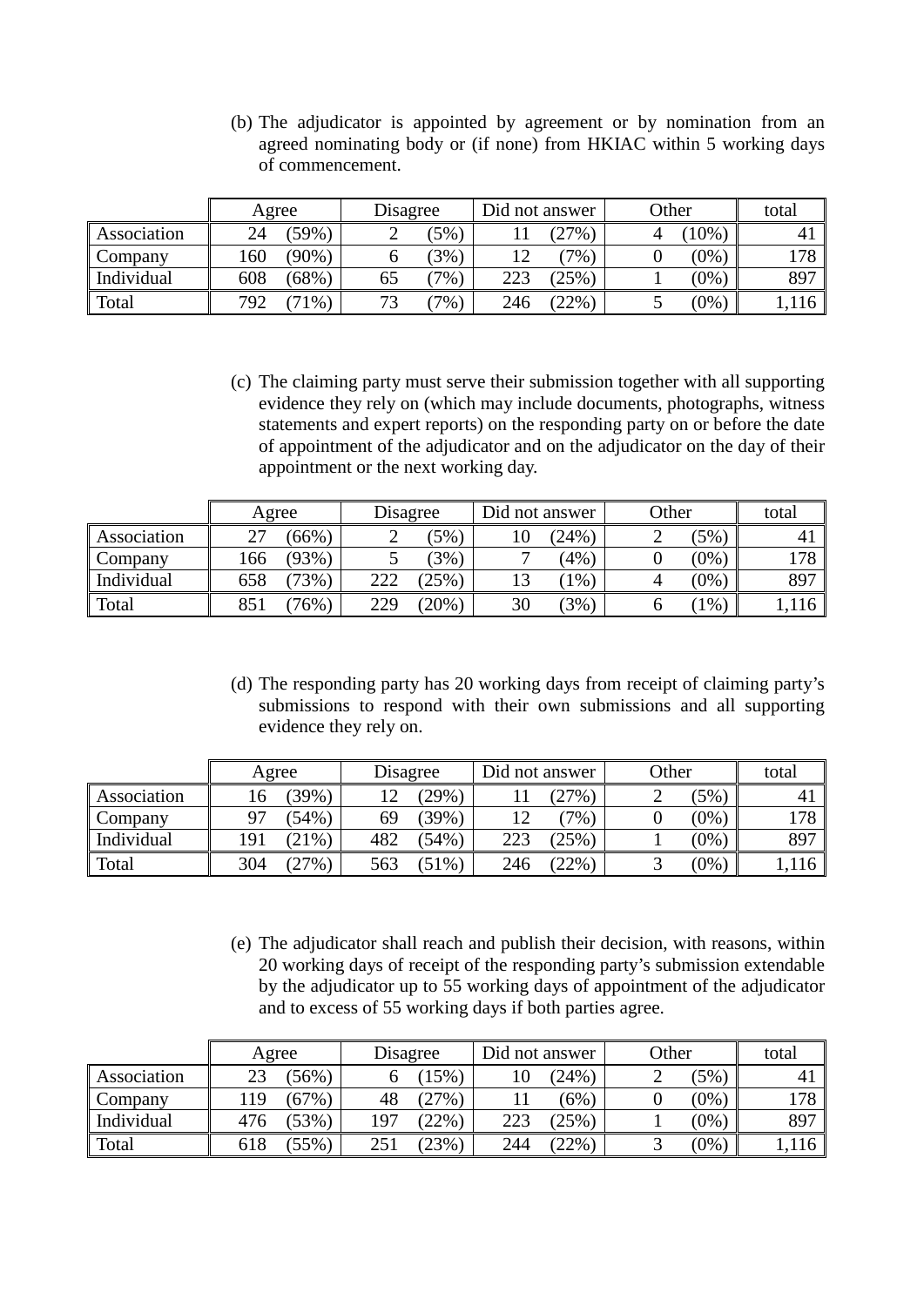(b) The adjudicator is appointed by agreement or by nomination from an agreed nominating body or (if none) from HKIAC within 5 working days of commencement.

| | Agree | | Disagree | | Did not answer | | Other | | total |
|---|---|---|---|---|---|---|---|---|---|
| Association | 24 | (59%) | 2 | (5%) | 11 | (27%) | 4 | (10%) | 41 |
| Company | 160 | (90%) | 6 | (3%) | 12 | (7%) | 0 | (0%) | 178 |
| Individual | 608 | (68%) | 65 | (7%) | 223 | (25%) | 1 | (0%) | 897 |
| Total | 792 | (71%) | 73 | (7%) | 246 | (22%) | 5 | (0%) | 1,116 |

(c) The claiming party must serve their submission together with all supporting evidence they rely on (which may include documents, photographs, witness statements and expert reports) on the responding party on or before the date of appointment of the adjudicator and on the adjudicator on the day of their appointment or the next working day.

| | Agree | | Disagree | | Did not answer | | Other | | total |
|---|---|---|---|---|---|---|---|---|---|
| Association | 27 | (66%) | 2 | (5%) | 10 | (24%) | 2 | (5%) | 41 |
| Company | 166 | (93%) | 5 | (3%) | 7 | (4%) | 0 | (0%) | 178 |
| Individual | 658 | (73%) | 222 | (25%) | 13 | (1%) | 4 | (0%) | 897 |
| Total | 851 | (76%) | 229 | (20%) | 30 | (3%) | 6 | (1%) | 1,116 |

(d) The responding party has 20 working days from receipt of claiming party's submissions to respond with their own submissions and all supporting evidence they rely on.

| | Agree | | Disagree | | Did not answer | | Other | | total |
|---|---|---|---|---|---|---|---|---|---|
| Association | 16 | (39%) | 12 | (29%) | 11 | (27%) | 2 | (5%) | 41 |
| Company | 97 | (54%) | 69 | (39%) | 12 | (7%) | 0 | (0%) | 178 |
| Individual | 191 | (21%) | 482 | (54%) | 223 | (25%) | 1 | (0%) | 897 |
| Total | 304 | (27%) | 563 | (51%) | 246 | (22%) | 3 | (0%) | 1,116 |

(e) The adjudicator shall reach and publish their decision, with reasons, within 20 working days of receipt of the responding party's submission extendable by the adjudicator up to 55 working days of appointment of the adjudicator and to excess of 55 working days if both parties agree.

| | Agree | | Disagree | | Did not answer | | Other | | total |
|---|---|---|---|---|---|---|---|---|---|
| Association | 23 | (56%) | 6 | (15%) | 10 | (24%) | 2 | (5%) | 41 |
| Company | 119 | (67%) | 48 | (27%) | 11 | (6%) | 0 | (0%) | 178 |
| Individual | 476 | (53%) | 197 | (22%) | 223 | (25%) | 1 | (0%) | 897 |
| Total | 618 | (55%) | 251 | (23%) | 244 | (22%) | 3 | (0%) | 1,116 |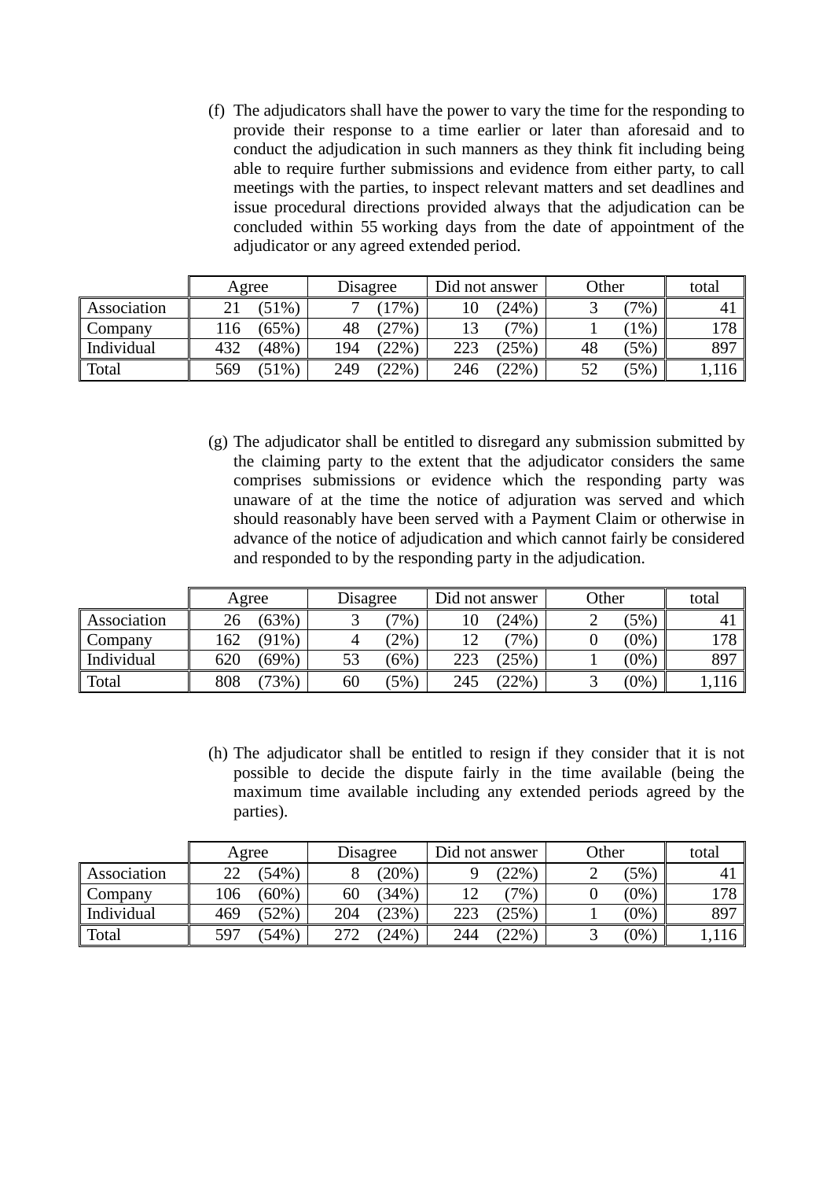(f) The adjudicators shall have the power to vary the time for the responding to provide their response to a time earlier or later than aforesaid and to conduct the adjudication in such manners as they think fit including being able to require further submissions and evidence from either party, to call meetings with the parties, to inspect relevant matters and set deadlines and issue procedural directions provided always that the adjudication can be concluded within 55 working days from the date of appointment of the adjudicator or any agreed extended period.

| | Agree | | Disagree | | Did not answer | | Other | | total |
|---|---|---|---|---|---|---|---|---|---|
| Association | 21 | (51%) | 7 | (17%) | 10 | (24%) | 3 | (7%) | 41 |
| Company | 116 | (65%) | 48 | (27%) | 13 | (7%) | 1 | (1%) | 178 |
| Individual | 432 | (48%) | 194 | (22%) | 223 | (25%) | 48 | (5%) | 897 |
| Total | 569 | (51%) | 249 | (22%) | 246 | (22%) | 52 | (5%) | 1,116 |

(g) The adjudicator shall be entitled to disregard any submission submitted by the claiming party to the extent that the adjudicator considers the same comprises submissions or evidence which the responding party was unaware of at the time the notice of adjuration was served and which should reasonably have been served with a Payment Claim or otherwise in advance of the notice of adjudication and which cannot fairly be considered and responded to by the responding party in the adjudication.

| | Agree | | Disagree | | Did not answer | | Other | | total |
|---|---|---|---|---|---|---|---|---|---|
| Association | 26 | (63%) | 3 | (7%) | 10 | (24%) | 2 | (5%) | 41 |
| Company | 162 | (91%) | 4 | (2%) | 12 | (7%) | 0 | (0%) | 178 |
| Individual | 620 | (69%) | 53 | (6%) | 223 | (25%) | 1 | (0%) | 897 |
| Total | 808 | (73%) | 60 | (5%) | 245 | (22%) | 3 | (0%) | 1,116 |

(h) The adjudicator shall be entitled to resign if they consider that it is not possible to decide the dispute fairly in the time available (being the maximum time available including any extended periods agreed by the parties).

| | Agree | | Disagree | | Did not answer | | Other | | total |
|---|---|---|---|---|---|---|---|---|---|
| Association | 22 | (54%) | 8 | (20%) | 9 | (22%) | 2 | (5%) | 41 |
| Company | 106 | (60%) | 60 | (34%) | 12 | (7%) | 0 | (0%) | 178 |
| Individual | 469 | (52%) | 204 | (23%) | 223 | (25%) | 1 | (0%) | 897 |
| Total | 597 | (54%) | 272 | (24%) | 244 | (22%) | 3 | (0%) | 1,116 |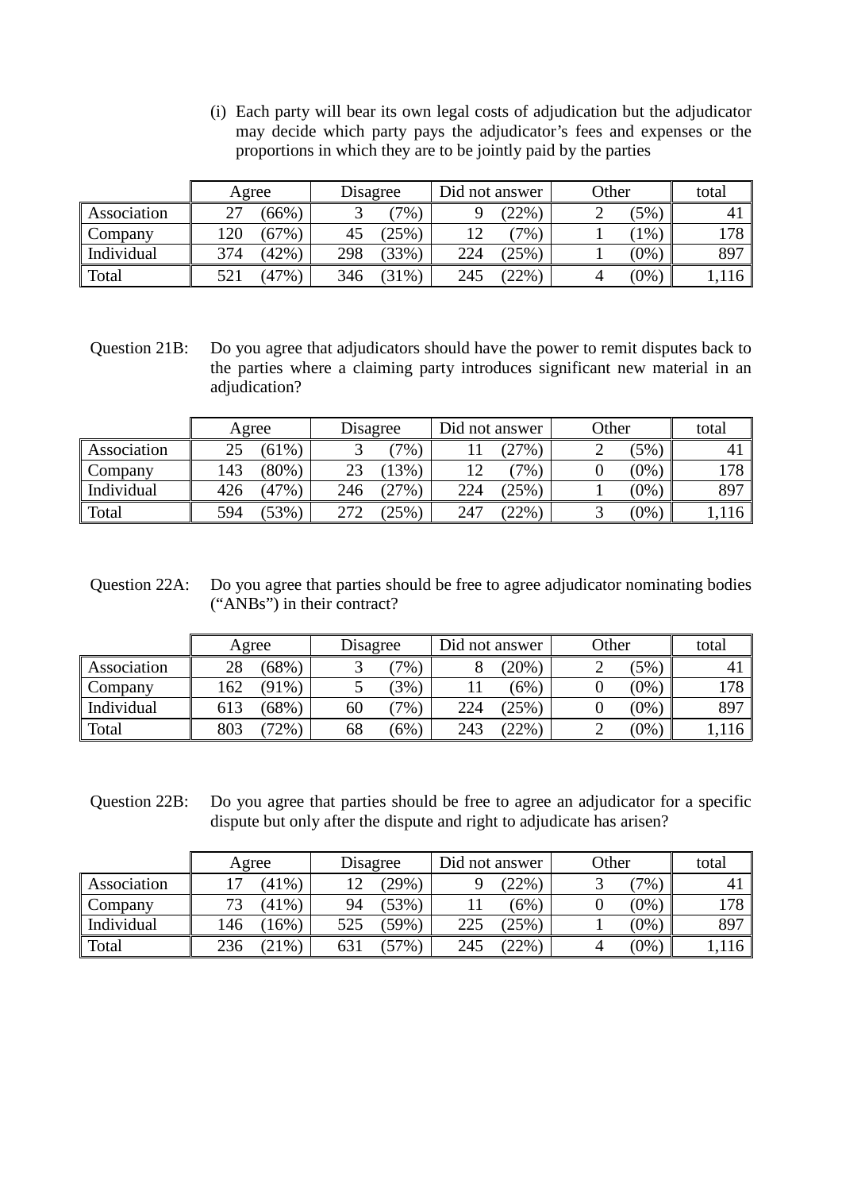(i) Each party will bear its own legal costs of adjudication but the adjudicator may decide which party pays the adjudicator's fees and expenses or the proportions in which they are to be jointly paid by the parties

| | Agree | | Disagree | | Did not answer | | Other | | total |
|---|---|---|---|---|---|---|---|---|---|
| Association | 27 | (66%) | 3 | (7%) | 9 | (22%) | 2 | (5%) | 41 |
| Company | 120 | (67%) | 45 | (25%) | 12 | (7%) | 1 | (1%) | 178 |
| Individual | 374 | (42%) | 298 | (33%) | 224 | (25%) | 1 | (0%) | 897 |
| Total | 521 | (47%) | 346 | (31%) | 245 | (22%) | 4 | (0%) | 1,116 |

Question 21B: Do you agree that adjudicators should have the power to remit disputes back to the parties where a claiming party introduces significant new material in an adjudication?

| | Agree | | Disagree | | Did not answer | | Other | | total |
|---|---|---|---|---|---|---|---|---|---|
| Association | 25 | (61%) | 3 | (7%) | 11 | (27%) | 2 | (5%) | 41 |
| Company | 143 | (80%) | 23 | (13%) | 12 | (7%) | 0 | (0%) | 178 |
| Individual | 426 | (47%) | 246 | (27%) | 224 | (25%) | 1 | (0%) | 897 |
| Total | 594 | (53%) | 272 | (25%) | 247 | (22%) | 3 | (0%) | 1,116 |

Question 22A: Do you agree that parties should be free to agree adjudicator nominating bodies ("ANBs") in their contract?

| | Agree | | Disagree | | Did not answer | | Other | | total |
|---|---|---|---|---|---|---|---|---|---|
| Association | 28 | (68%) | 3 | (7%) | 8 | (20%) | 2 | (5%) | 41 |
| Company | 162 | (91%) | 5 | (3%) | 11 | (6%) | 0 | (0%) | 178 |
| Individual | 613 | (68%) | 60 | (7%) | 224 | (25%) | 0 | (0%) | 897 |
| Total | 803 | (72%) | 68 | (6%) | 243 | (22%) | 2 | (0%) | 1,116 |

Question 22B: Do you agree that parties should be free to agree an adjudicator for a specific dispute but only after the dispute and right to adjudicate has arisen?

| | Agree | | Disagree | | Did not answer | | Other | | total |
|---|---|---|---|---|---|---|---|---|---|
| Association | 17 | (41%) | 12 | (29%) | 9 | (22%) | 3 | (7%) | 41 |
| Company | 73 | (41%) | 94 | (53%) | 11 | (6%) | 0 | (0%) | 178 |
| Individual | 146 | (16%) | 525 | (59%) | 225 | (25%) | 1 | (0%) | 897 |
| Total | 236 | (21%) | 631 | (57%) | 245 | (22%) | 4 | (0%) | 1,116 |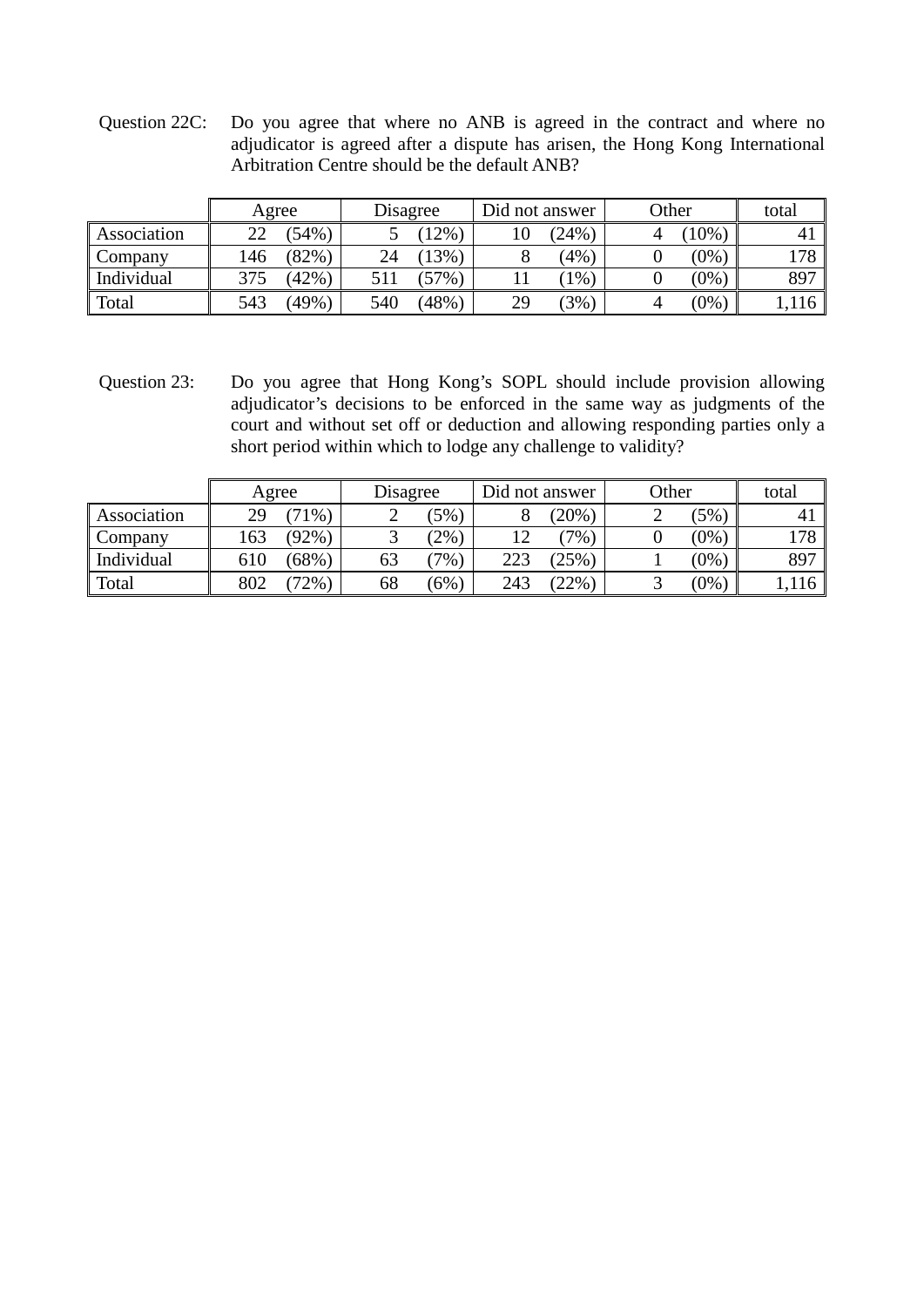Question 22C: Do you agree that where no ANB is agreed in the contract and where no adjudicator is agreed after a dispute has arisen, the Hong Kong International Arbitration Centre should be the default ANB?

| | Agree | | Disagree | | Did not answer | | Other | | total |
|---|---|---|---|---|---|---|---|---|---|
| Association | 22 | (54%) | 5 | (12%) | 10 | (24%) | 4 | (10%) | 41 |
| Company | 146 | (82%) | 24 | (13%) | 8 | (4%) | 0 | (0%) | 178 |
| Individual | 375 | (42%) | 511 | (57%) | 11 | (1%) | 0 | (0%) | 897 |
| Total | 543 | (49%) | 540 | (48%) | 29 | (3%) | 4 | (0%) | 1,116 |

Question 23: Do you agree that Hong Kong's SOPL should include provision allowing adjudicator's decisions to be enforced in the same way as judgments of the court and without set off or deduction and allowing responding parties only a short period within which to lodge any challenge to validity?

| | Agree | | Disagree | | Did not answer | | Other | | total |
|---|---|---|---|---|---|---|---|---|---|
| Association | 29 | (71%) | 2 | (5%) | 8 | (20%) | 2 | (5%) | 41 |
| Company | 163 | (92%) | 3 | (2%) | 12 | (7%) | 0 | (0%) | 178 |
| Individual | 610 | (68%) | 63 | (7%) | 223 | (25%) | 1 | (0%) | 897 |
| Total | 802 | (72%) | 68 | (6%) | 243 | (22%) | 3 | (0%) | 1,116 |